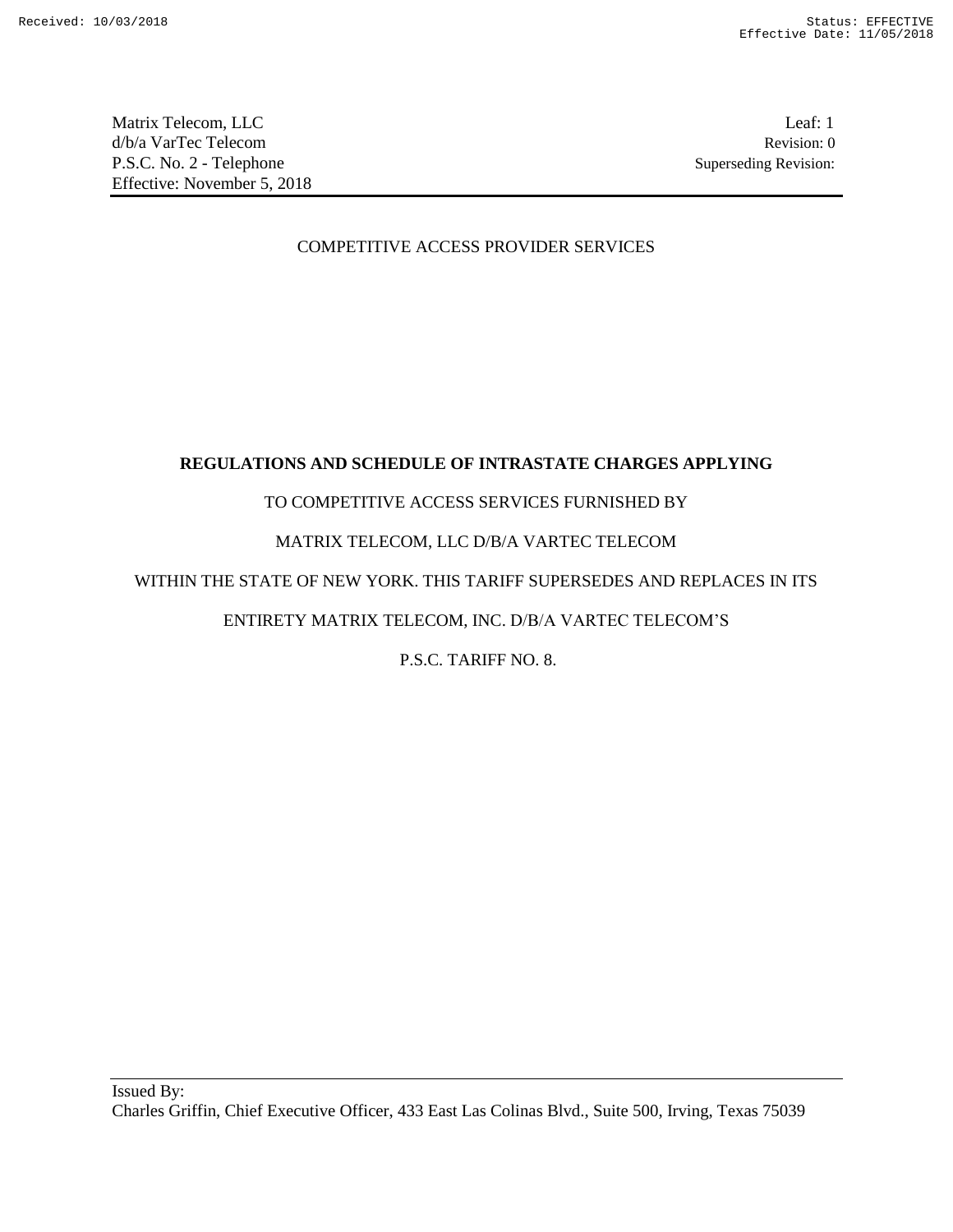Matrix Telecom, LLC
d/b/a VarTec Telecom
P.S.C. No. 2 - Telephone
Effective: November 5, 2018

Leaf: 1
Revision: 0
Superseding Revision:

COMPETITIVE ACCESS PROVIDER SERVICES

**REGULATIONS AND SCHEDULE OF INTRASTATE CHARGES APPLYING**

TO COMPETITIVE ACCESS SERVICES FURNISHED BY

MATRIX TELECOM, LLC D/B/A VARTEC TELECOM

WITHIN THE STATE OF NEW YORK. THIS TARIFF SUPERSEDES AND REPLACES IN ITS

ENTIRETY MATRIX TELECOM, INC. D/B/A VARTEC TELECOM'S

P.S.C. TARIFF NO. 8.

Issued By:
Charles Griffin, Chief Executive Officer, 433 East Las Colinas Blvd., Suite 500, Irving, Texas 75039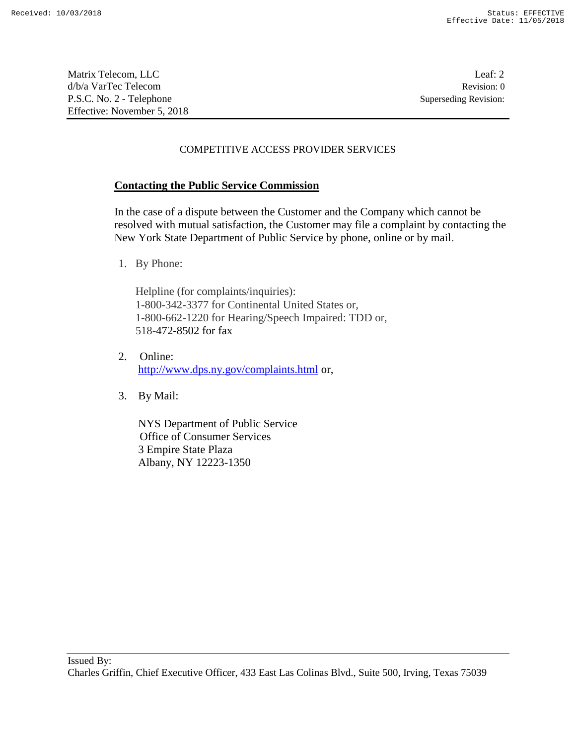COMPETITIVE ACCESS PROVIDER SERVICES

## Contacting the Public Service Commission

In the case of a dispute between the Customer and the Company which cannot be resolved with mutual satisfaction, the Customer may file a complaint by contacting the New York State Department of Public Service by phone, online or by mail.

1. By Phone:

   Helpline (for complaints/inquiries):
   1-800-342-3377 for Continental United States or,
   1-800-662-1220 for Hearing/Speech Impaired: TDD or,
   518-472-8502 for fax

2. Online:
   http://www.dps.ny.gov/complaints.html or,

3. By Mail:

   NYS Department of Public Service
   Office of Consumer Services
   3 Empire State Plaza
   Albany, NY 12223-1350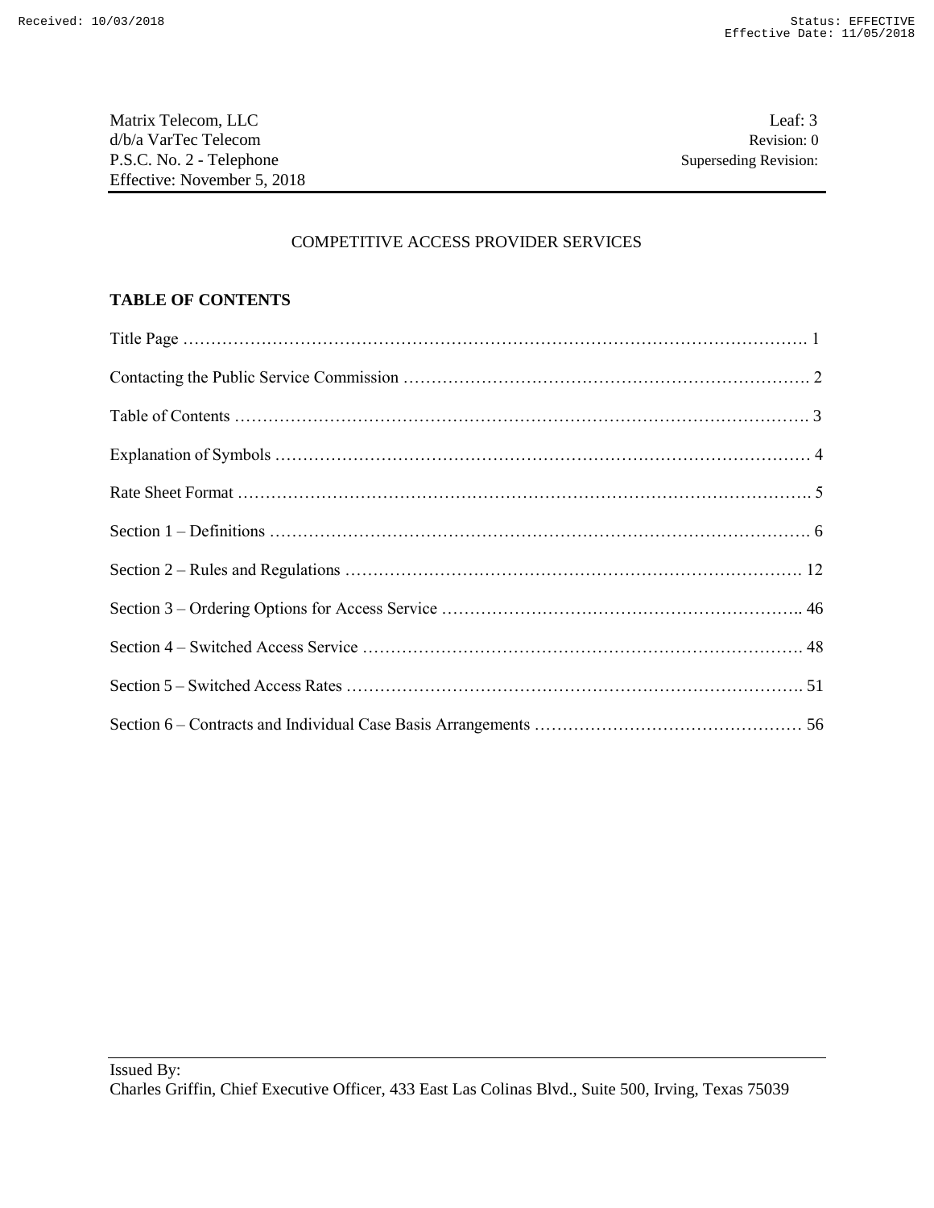COMPETITIVE ACCESS PROVIDER SERVICES

**TABLE OF CONTENTS**

Title Page ……………………………………………………………………………………………………. 1

Contacting the Public Service Commission ……………………………………………………………… 2

Table of Contents ………………………………………………………………………………………… 3

Explanation of Symbols ………………………………………………………………………………… 4

Rate Sheet Format ………………………………………………………………………………………. 5

Section 1 – Definitions …………………………………………………………………………………… 6

Section 2 – Rules and Regulations ……………………………………………………………………… 12

Section 3 – Ordering Options for Access Service ……………………………………………………….. 46

Section 4 – Switched Access Service …………………………………………………………………… 48

Section 5 – Switched Access Rates ……………………………………………………………………… 51

Section 6 – Contracts and Individual Case Basis Arrangements ………………………………………… 56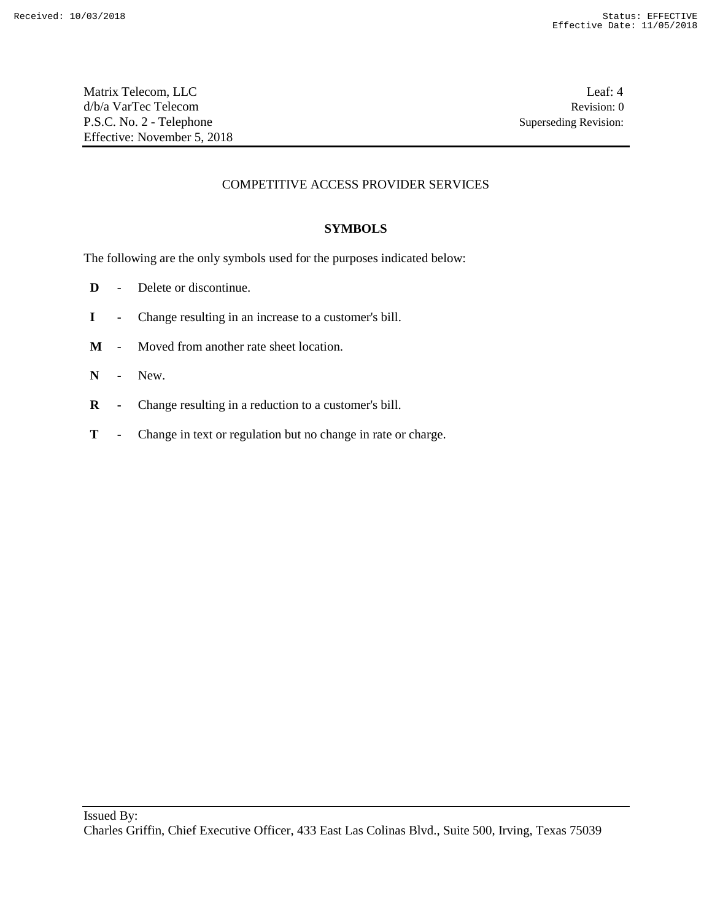COMPETITIVE ACCESS PROVIDER SERVICES

## SYMBOLS

The following are the only symbols used for the purposes indicated below:

**D** - Delete or discontinue.

**I** - Change resulting in an increase to a customer's bill.

**M** - Moved from another rate sheet location.

**N** - New.

**R** - Change resulting in a reduction to a customer's bill.

**T** - Change in text or regulation but no change in rate or charge.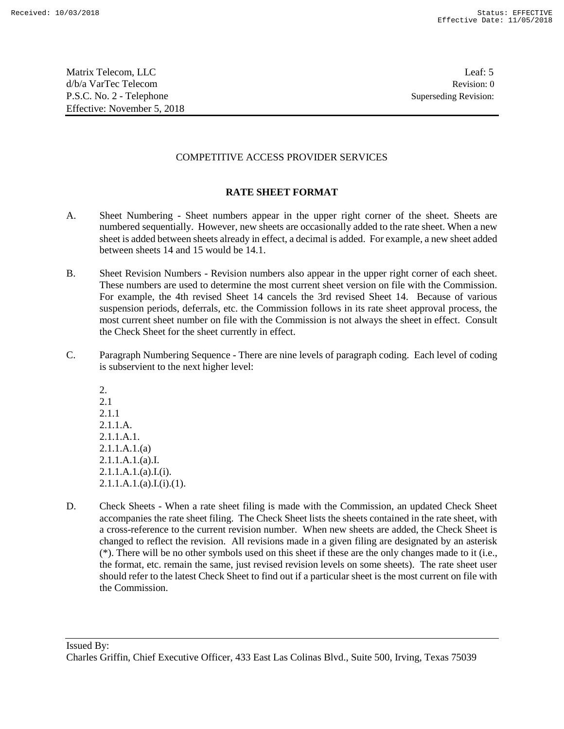## COMPETITIVE ACCESS PROVIDER SERVICES

### RATE SHEET FORMAT

A. Sheet Numbering - Sheet numbers appear in the upper right corner of the sheet. Sheets are numbered sequentially. However, new sheets are occasionally added to the rate sheet. When a new sheet is added between sheets already in effect, a decimal is added. For example, a new sheet added between sheets 14 and 15 would be 14.1.

B. Sheet Revision Numbers - Revision numbers also appear in the upper right corner of each sheet. These numbers are used to determine the most current sheet version on file with the Commission. For example, the 4th revised Sheet 14 cancels the 3rd revised Sheet 14. Because of various suspension periods, deferrals, etc. the Commission follows in its rate sheet approval process, the most current sheet number on file with the Commission is not always the sheet in effect. Consult the Check Sheet for the sheet currently in effect.

C. Paragraph Numbering Sequence - There are nine levels of paragraph coding. Each level of coding is subservient to the next higher level:

2.
2.1
2.1.1
2.1.1.A.
2.1.1.A.1.
2.1.1.A.1.(a)
2.1.1.A.1.(a).I.
2.1.1.A.1.(a).I.(i).
2.1.1.A.1.(a).I.(i).(1).

D. Check Sheets - When a rate sheet filing is made with the Commission, an updated Check Sheet accompanies the rate sheet filing. The Check Sheet lists the sheets contained in the rate sheet, with a cross-reference to the current revision number. When new sheets are added, the Check Sheet is changed to reflect the revision. All revisions made in a given filing are designated by an asterisk (*). There will be no other symbols used on this sheet if these are the only changes made to it (i.e., the format, etc. remain the same, just revised revision levels on some sheets). The rate sheet user should refer to the latest Check Sheet to find out if a particular sheet is the most current on file with the Commission.

Issued By:
Charles Griffin, Chief Executive Officer, 433 East Las Colinas Blvd., Suite 500, Irving, Texas 75039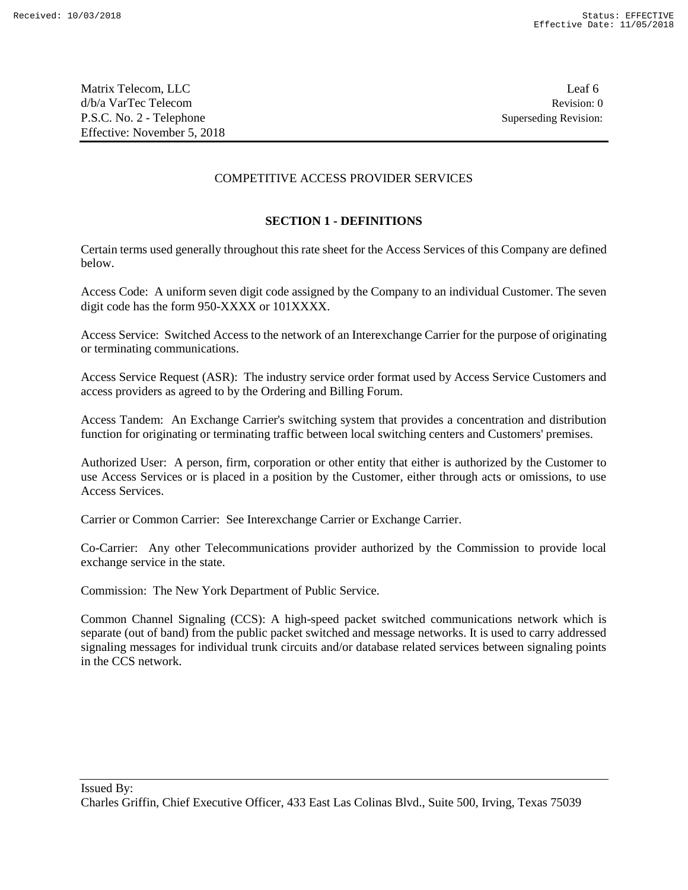COMPETITIVE ACCESS PROVIDER SERVICES

## SECTION 1 - DEFINITIONS

Certain terms used generally throughout this rate sheet for the Access Services of this Company are defined below.

Access Code: A uniform seven digit code assigned by the Company to an individual Customer. The seven digit code has the form 950-XXXX or 101XXXX.

Access Service: Switched Access to the network of an Interexchange Carrier for the purpose of originating or terminating communications.

Access Service Request (ASR): The industry service order format used by Access Service Customers and access providers as agreed to by the Ordering and Billing Forum.

Access Tandem: An Exchange Carrier's switching system that provides a concentration and distribution function for originating or terminating traffic between local switching centers and Customers' premises.

Authorized User: A person, firm, corporation or other entity that either is authorized by the Customer to use Access Services or is placed in a position by the Customer, either through acts or omissions, to use Access Services.

Carrier or Common Carrier: See Interexchange Carrier or Exchange Carrier.

Co-Carrier: Any other Telecommunications provider authorized by the Commission to provide local exchange service in the state.

Commission: The New York Department of Public Service.

Common Channel Signaling (CCS): A high-speed packet switched communications network which is separate (out of band) from the public packet switched and message networks. It is used to carry addressed signaling messages for individual trunk circuits and/or database related services between signaling points in the CCS network.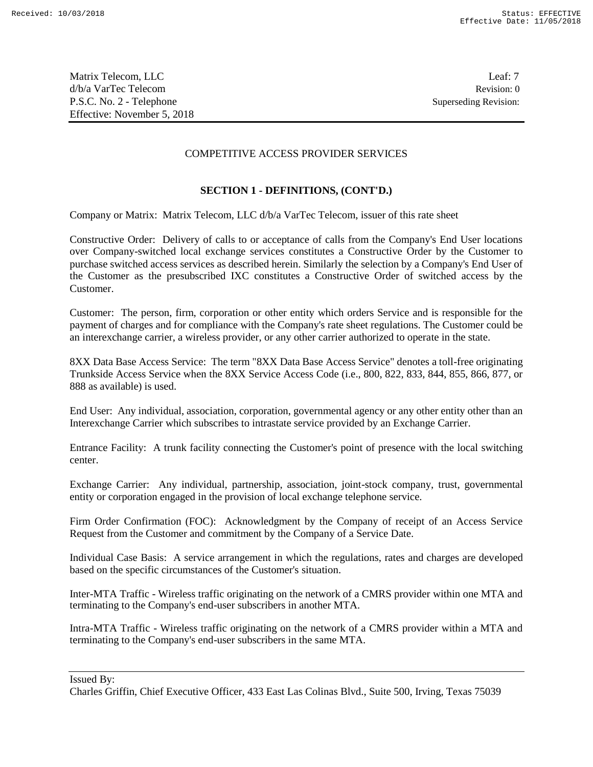Matrix Telecom, LLC
d/b/a VarTec Telecom
P.S.C. No. 2 - Telephone
Effective: November 5, 2018

Leaf: 7
Revision: 0
Superseding Revision:

COMPETITIVE ACCESS PROVIDER SERVICES

**SECTION 1 - DEFINITIONS, (CONT'D.)**

Company or Matrix: Matrix Telecom, LLC d/b/a VarTec Telecom, issuer of this rate sheet

Constructive Order: Delivery of calls to or acceptance of calls from the Company's End User locations over Company-switched local exchange services constitutes a Constructive Order by the Customer to purchase switched access services as described herein. Similarly the selection by a Company's End User of the Customer as the presubscribed IXC constitutes a Constructive Order of switched access by the Customer.

Customer: The person, firm, corporation or other entity which orders Service and is responsible for the payment of charges and for compliance with the Company's rate sheet regulations. The Customer could be an interexchange carrier, a wireless provider, or any other carrier authorized to operate in the state.

8XX Data Base Access Service: The term "8XX Data Base Access Service" denotes a toll-free originating Trunkside Access Service when the 8XX Service Access Code (i.e., 800, 822, 833, 844, 855, 866, 877, or 888 as available) is used.

End User: Any individual, association, corporation, governmental agency or any other entity other than an Interexchange Carrier which subscribes to intrastate service provided by an Exchange Carrier.

Entrance Facility: A trunk facility connecting the Customer's point of presence with the local switching center.

Exchange Carrier: Any individual, partnership, association, joint-stock company, trust, governmental entity or corporation engaged in the provision of local exchange telephone service.

Firm Order Confirmation (FOC): Acknowledgment by the Company of receipt of an Access Service Request from the Customer and commitment by the Company of a Service Date.

Individual Case Basis: A service arrangement in which the regulations, rates and charges are developed based on the specific circumstances of the Customer's situation.

Inter-MTA Traffic - Wireless traffic originating on the network of a CMRS provider within one MTA and terminating to the Company's end-user subscribers in another MTA.

Intra-MTA Traffic - Wireless traffic originating on the network of a CMRS provider within a MTA and terminating to the Company's end-user subscribers in the same MTA.

Issued By:
Charles Griffin, Chief Executive Officer, 433 East Las Colinas Blvd., Suite 500, Irving, Texas 75039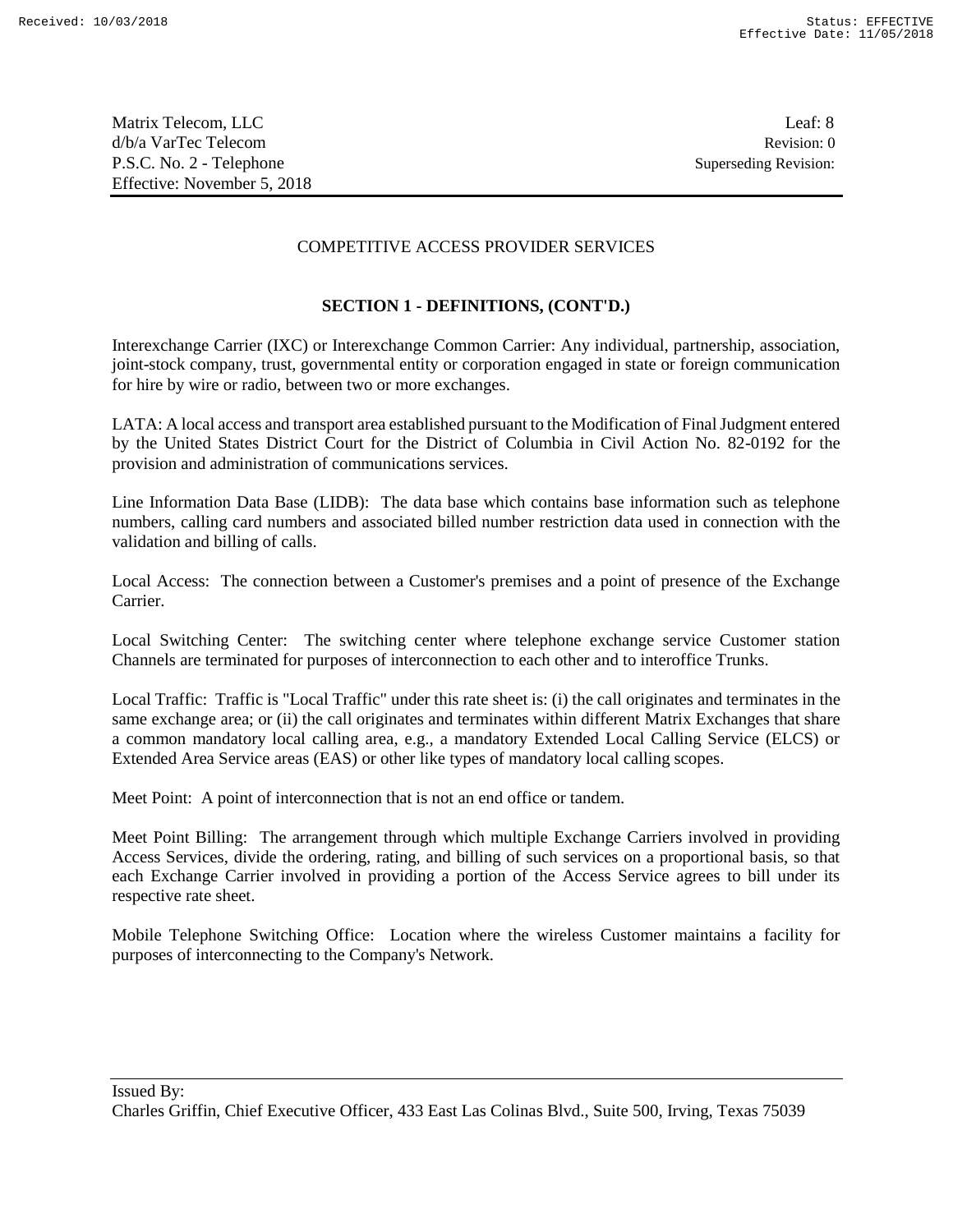COMPETITIVE ACCESS PROVIDER SERVICES

## SECTION 1 - DEFINITIONS, (CONT'D.)

Interexchange Carrier (IXC) or Interexchange Common Carrier: Any individual, partnership, association, joint-stock company, trust, governmental entity or corporation engaged in state or foreign communication for hire by wire or radio, between two or more exchanges.

LATA: A local access and transport area established pursuant to the Modification of Final Judgment entered by the United States District Court for the District of Columbia in Civil Action No. 82-0192 for the provision and administration of communications services.

Line Information Data Base (LIDB): The data base which contains base information such as telephone numbers, calling card numbers and associated billed number restriction data used in connection with the validation and billing of calls.

Local Access: The connection between a Customer's premises and a point of presence of the Exchange Carrier.

Local Switching Center: The switching center where telephone exchange service Customer station Channels are terminated for purposes of interconnection to each other and to interoffice Trunks.

Local Traffic: Traffic is "Local Traffic" under this rate sheet is: (i) the call originates and terminates in the same exchange area; or (ii) the call originates and terminates within different Matrix Exchanges that share a common mandatory local calling area, e.g., a mandatory Extended Local Calling Service (ELCS) or Extended Area Service areas (EAS) or other like types of mandatory local calling scopes.

Meet Point: A point of interconnection that is not an end office or tandem.

Meet Point Billing: The arrangement through which multiple Exchange Carriers involved in providing Access Services, divide the ordering, rating, and billing of such services on a proportional basis, so that each Exchange Carrier involved in providing a portion of the Access Service agrees to bill under its respective rate sheet.

Mobile Telephone Switching Office: Location where the wireless Customer maintains a facility for purposes of interconnecting to the Company's Network.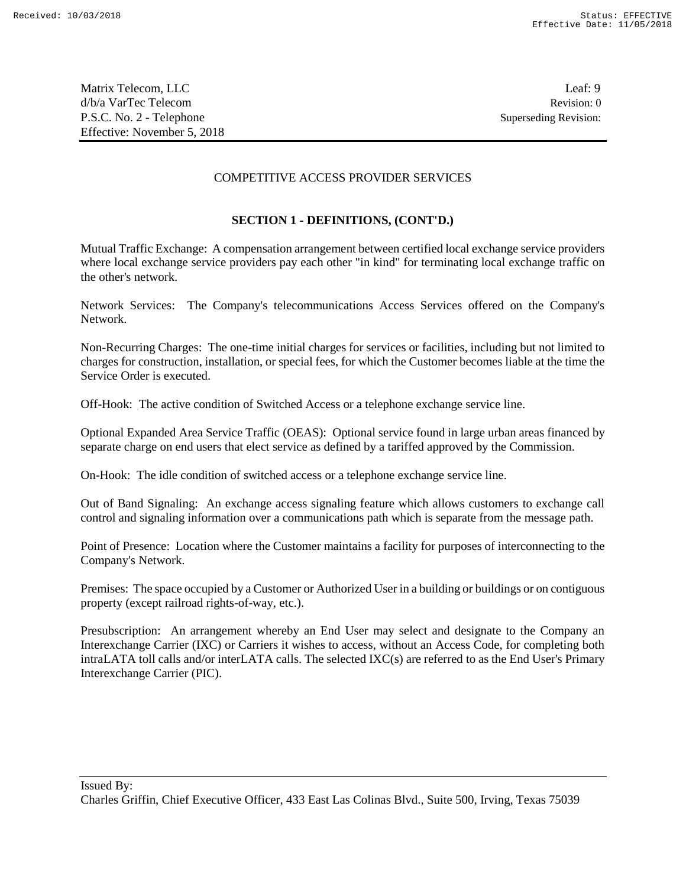## COMPETITIVE ACCESS PROVIDER SERVICES

### SECTION 1 - DEFINITIONS, (CONT'D.)

Mutual Traffic Exchange: A compensation arrangement between certified local exchange service providers where local exchange service providers pay each other "in kind" for terminating local exchange traffic on the other's network.

Network Services: The Company's telecommunications Access Services offered on the Company's Network.

Non-Recurring Charges: The one-time initial charges for services or facilities, including but not limited to charges for construction, installation, or special fees, for which the Customer becomes liable at the time the Service Order is executed.

Off-Hook: The active condition of Switched Access or a telephone exchange service line.

Optional Expanded Area Service Traffic (OEAS): Optional service found in large urban areas financed by separate charge on end users that elect service as defined by a tariffed approved by the Commission.

On-Hook: The idle condition of switched access or a telephone exchange service line.

Out of Band Signaling: An exchange access signaling feature which allows customers to exchange call control and signaling information over a communications path which is separate from the message path.

Point of Presence: Location where the Customer maintains a facility for purposes of interconnecting to the Company's Network.

Premises: The space occupied by a Customer or Authorized User in a building or buildings or on contiguous property (except railroad rights-of-way, etc.).

Presubscription: An arrangement whereby an End User may select and designate to the Company an Interexchange Carrier (IXC) or Carriers it wishes to access, without an Access Code, for completing both intraLATA toll calls and/or interLATA calls. The selected IXC(s) are referred to as the End User's Primary Interexchange Carrier (PIC).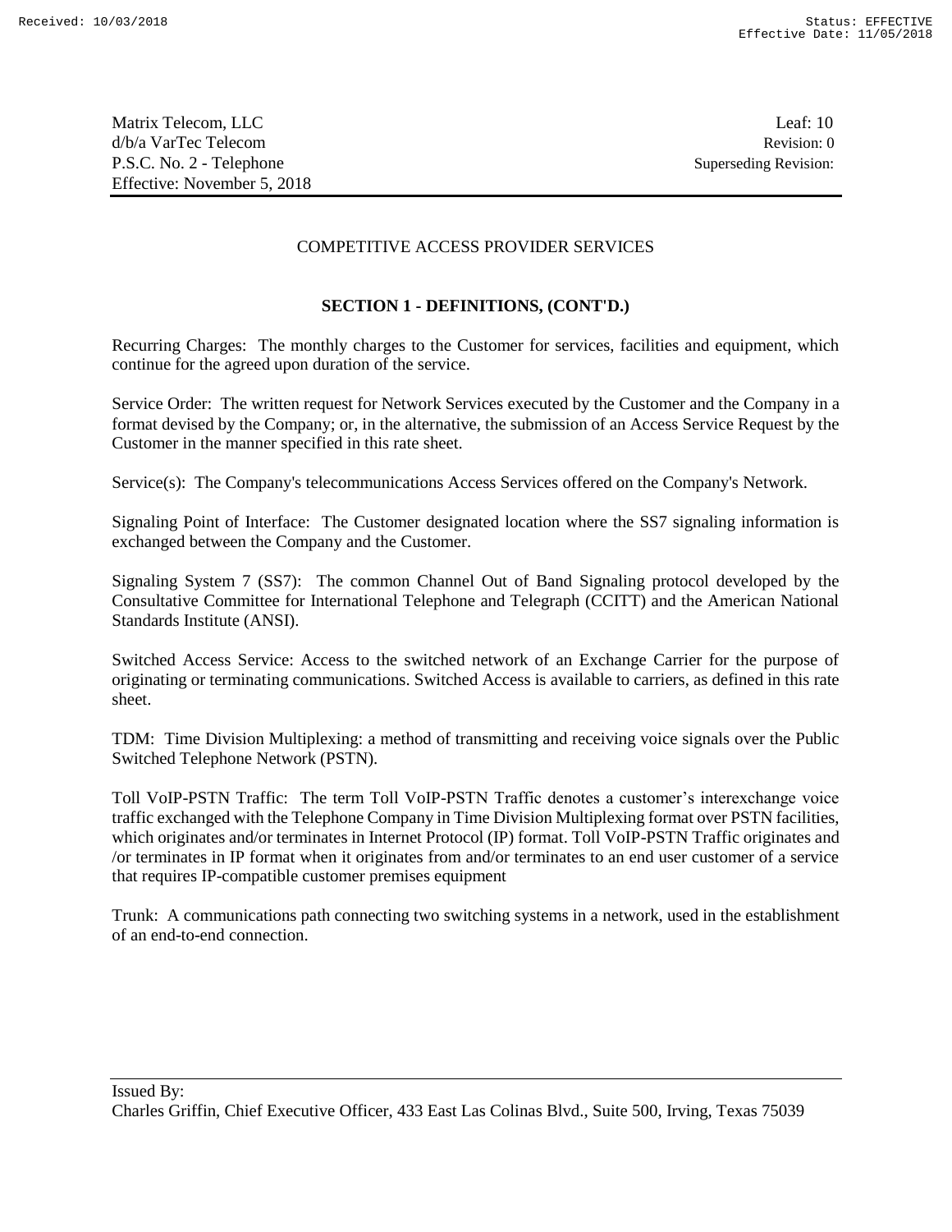COMPETITIVE ACCESS PROVIDER SERVICES

## SECTION 1 - DEFINITIONS, (CONT'D.)

Recurring Charges: The monthly charges to the Customer for services, facilities and equipment, which continue for the agreed upon duration of the service.

Service Order: The written request for Network Services executed by the Customer and the Company in a format devised by the Company; or, in the alternative, the submission of an Access Service Request by the Customer in the manner specified in this rate sheet.

Service(s): The Company's telecommunications Access Services offered on the Company's Network.

Signaling Point of Interface: The Customer designated location where the SS7 signaling information is exchanged between the Company and the Customer.

Signaling System 7 (SS7): The common Channel Out of Band Signaling protocol developed by the Consultative Committee for International Telephone and Telegraph (CCITT) and the American National Standards Institute (ANSI).

Switched Access Service: Access to the switched network of an Exchange Carrier for the purpose of originating or terminating communications. Switched Access is available to carriers, as defined in this rate sheet.

TDM: Time Division Multiplexing: a method of transmitting and receiving voice signals over the Public Switched Telephone Network (PSTN).

Toll VoIP-PSTN Traffic: The term Toll VoIP-PSTN Traffic denotes a customer's interexchange voice traffic exchanged with the Telephone Company in Time Division Multiplexing format over PSTN facilities, which originates and/or terminates in Internet Protocol (IP) format. Toll VoIP-PSTN Traffic originates and /or terminates in IP format when it originates from and/or terminates to an end user customer of a service that requires IP-compatible customer premises equipment

Trunk: A communications path connecting two switching systems in a network, used in the establishment of an end-to-end connection.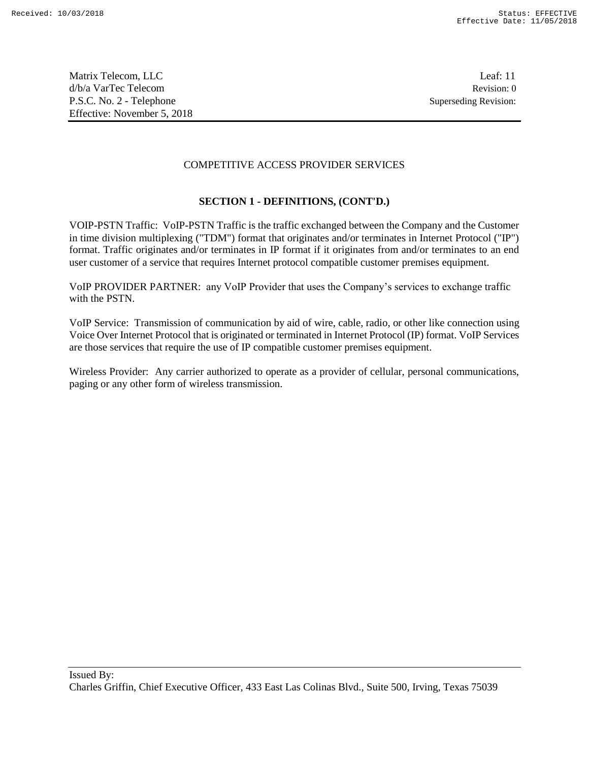## COMPETITIVE ACCESS PROVIDER SERVICES

### SECTION 1 - DEFINITIONS, (CONT'D.)

VOIP-PSTN Traffic: VoIP-PSTN Traffic is the traffic exchanged between the Company and the Customer in time division multiplexing ("TDM") format that originates and/or terminates in Internet Protocol ("IP") format. Traffic originates and/or terminates in IP format if it originates from and/or terminates to an end user customer of a service that requires Internet protocol compatible customer premises equipment.

VoIP PROVIDER PARTNER: any VoIP Provider that uses the Company's services to exchange traffic with the PSTN.

VoIP Service: Transmission of communication by aid of wire, cable, radio, or other like connection using Voice Over Internet Protocol that is originated or terminated in Internet Protocol (IP) format. VoIP Services are those services that require the use of IP compatible customer premises equipment.

Wireless Provider: Any carrier authorized to operate as a provider of cellular, personal communications, paging or any other form of wireless transmission.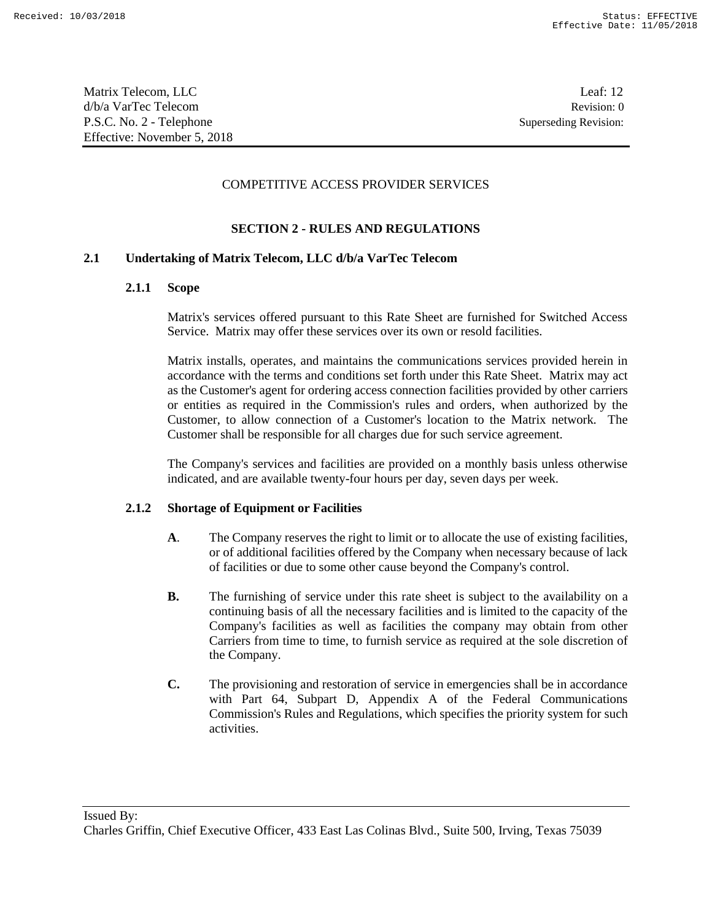COMPETITIVE ACCESS PROVIDER SERVICES

## SECTION 2 - RULES AND REGULATIONS

### 2.1 Undertaking of Matrix Telecom, LLC d/b/a VarTec Telecom

#### 2.1.1 Scope

Matrix's services offered pursuant to this Rate Sheet are furnished for Switched Access Service. Matrix may offer these services over its own or resold facilities.

Matrix installs, operates, and maintains the communications services provided herein in accordance with the terms and conditions set forth under this Rate Sheet. Matrix may act as the Customer's agent for ordering access connection facilities provided by other carriers or entities as required in the Commission's rules and orders, when authorized by the Customer, to allow connection of a Customer's location to the Matrix network. The Customer shall be responsible for all charges due for such service agreement.

The Company's services and facilities are provided on a monthly basis unless otherwise indicated, and are available twenty-four hours per day, seven days per week.

#### 2.1.2 Shortage of Equipment or Facilities

**A**. The Company reserves the right to limit or to allocate the use of existing facilities, or of additional facilities offered by the Company when necessary because of lack of facilities or due to some other cause beyond the Company's control.

**B.** The furnishing of service under this rate sheet is subject to the availability on a continuing basis of all the necessary facilities and is limited to the capacity of the Company's facilities as well as facilities the company may obtain from other Carriers from time to time, to furnish service as required at the sole discretion of the Company.

**C.** The provisioning and restoration of service in emergencies shall be in accordance with Part 64, Subpart D, Appendix A of the Federal Communications Commission's Rules and Regulations, which specifies the priority system for such activities.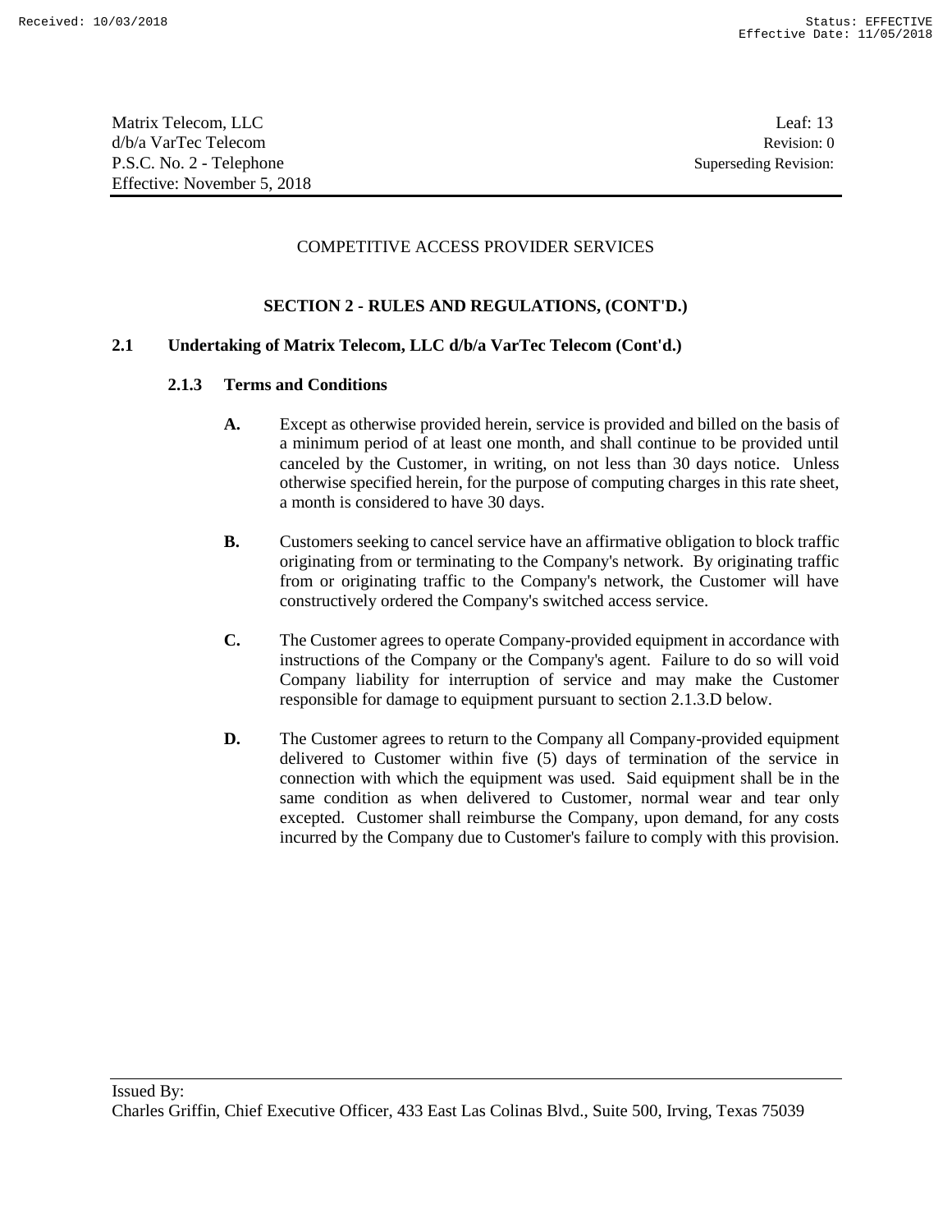COMPETITIVE ACCESS PROVIDER SERVICES

## SECTION 2 - RULES AND REGULATIONS, (CONT'D.)

### 2.1 Undertaking of Matrix Telecom, LLC d/b/a VarTec Telecom (Cont'd.)

#### 2.1.3 Terms and Conditions

**A.** Except as otherwise provided herein, service is provided and billed on the basis of a minimum period of at least one month, and shall continue to be provided until canceled by the Customer, in writing, on not less than 30 days notice. Unless otherwise specified herein, for the purpose of computing charges in this rate sheet, a month is considered to have 30 days.

**B.** Customers seeking to cancel service have an affirmative obligation to block traffic originating from or terminating to the Company's network. By originating traffic from or originating traffic to the Company's network, the Customer will have constructively ordered the Company's switched access service.

**C.** The Customer agrees to operate Company-provided equipment in accordance with instructions of the Company or the Company's agent. Failure to do so will void Company liability for interruption of service and may make the Customer responsible for damage to equipment pursuant to section 2.1.3.D below.

**D.** The Customer agrees to return to the Company all Company-provided equipment delivered to Customer within five (5) days of termination of the service in connection with which the equipment was used. Said equipment shall be in the same condition as when delivered to Customer, normal wear and tear only excepted. Customer shall reimburse the Company, upon demand, for any costs incurred by the Company due to Customer's failure to comply with this provision.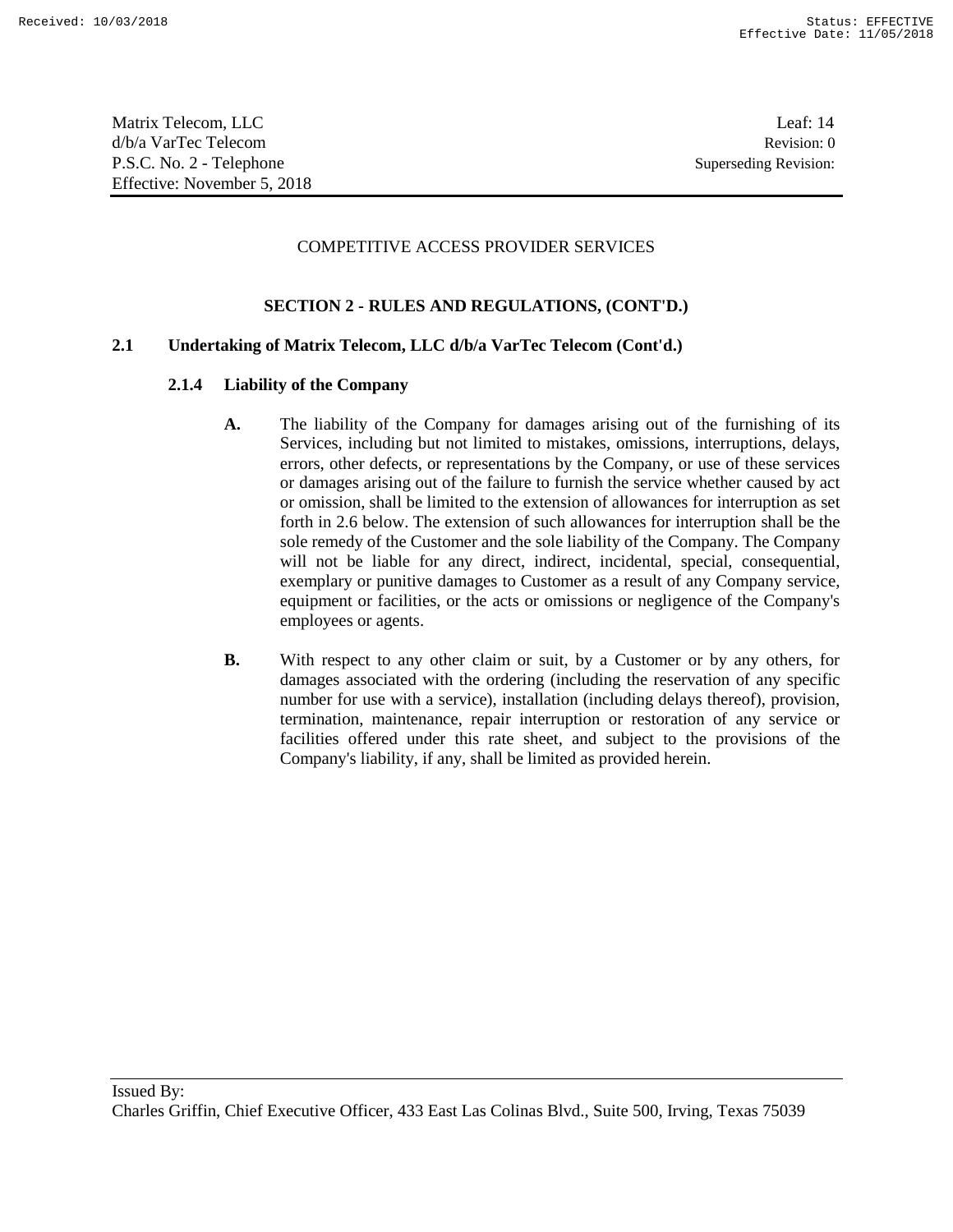COMPETITIVE ACCESS PROVIDER SERVICES

## SECTION 2 - RULES AND REGULATIONS, (CONT'D.)

### 2.1 Undertaking of Matrix Telecom, LLC d/b/a VarTec Telecom (Cont'd.)

#### 2.1.4 Liability of the Company

**A.** The liability of the Company for damages arising out of the furnishing of its Services, including but not limited to mistakes, omissions, interruptions, delays, errors, other defects, or representations by the Company, or use of these services or damages arising out of the failure to furnish the service whether caused by act or omission, shall be limited to the extension of allowances for interruption as set forth in 2.6 below. The extension of such allowances for interruption shall be the sole remedy of the Customer and the sole liability of the Company. The Company will not be liable for any direct, indirect, incidental, special, consequential, exemplary or punitive damages to Customer as a result of any Company service, equipment or facilities, or the acts or omissions or negligence of the Company's employees or agents.

**B.** With respect to any other claim or suit, by a Customer or by any others, for damages associated with the ordering (including the reservation of any specific number for use with a service), installation (including delays thereof), provision, termination, maintenance, repair interruption or restoration of any service or facilities offered under this rate sheet, and subject to the provisions of the Company's liability, if any, shall be limited as provided herein.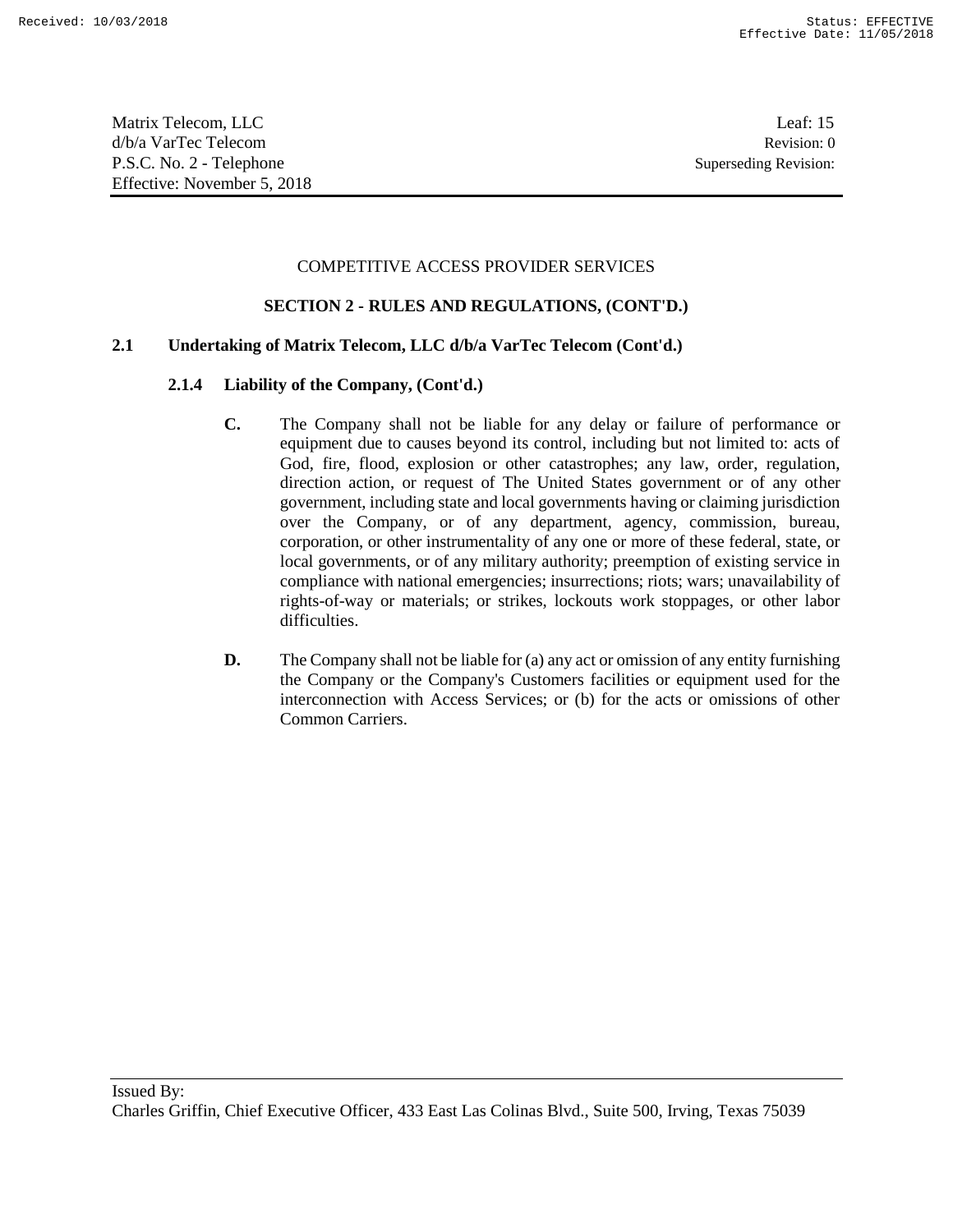COMPETITIVE ACCESS PROVIDER SERVICES

**SECTION 2 - RULES AND REGULATIONS, (CONT'D.)**

**2.1 Undertaking of Matrix Telecom, LLC d/b/a VarTec Telecom (Cont'd.)**

**2.1.4 Liability of the Company, (Cont'd.)**

**C.** The Company shall not be liable for any delay or failure of performance or equipment due to causes beyond its control, including but not limited to: acts of God, fire, flood, explosion or other catastrophes; any law, order, regulation, direction action, or request of The United States government or of any other government, including state and local governments having or claiming jurisdiction over the Company, or of any department, agency, commission, bureau, corporation, or other instrumentality of any one or more of these federal, state, or local governments, or of any military authority; preemption of existing service in compliance with national emergencies; insurrections; riots; wars; unavailability of rights-of-way or materials; or strikes, lockouts work stoppages, or other labor difficulties.

**D.** The Company shall not be liable for (a) any act or omission of any entity furnishing the Company or the Company's Customers facilities or equipment used for the interconnection with Access Services; or (b) for the acts or omissions of other Common Carriers.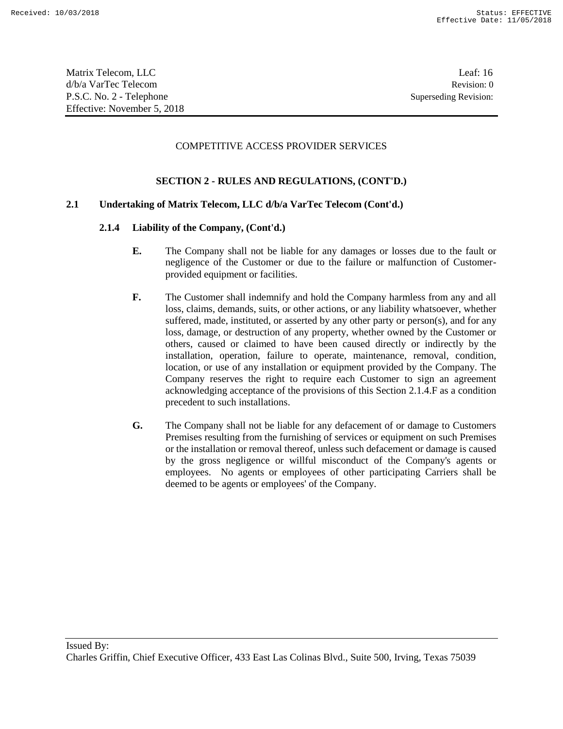COMPETITIVE ACCESS PROVIDER SERVICES

## SECTION 2 - RULES AND REGULATIONS, (CONT'D.)

### 2.1 Undertaking of Matrix Telecom, LLC d/b/a VarTec Telecom (Cont'd.)

#### 2.1.4 Liability of the Company, (Cont'd.)

**E.** The Company shall not be liable for any damages or losses due to the fault or negligence of the Customer or due to the failure or malfunction of Customer-provided equipment or facilities.

**F.** The Customer shall indemnify and hold the Company harmless from any and all loss, claims, demands, suits, or other actions, or any liability whatsoever, whether suffered, made, instituted, or asserted by any other party or person(s), and for any loss, damage, or destruction of any property, whether owned by the Customer or others, caused or claimed to have been caused directly or indirectly by the installation, operation, failure to operate, maintenance, removal, condition, location, or use of any installation or equipment provided by the Company. The Company reserves the right to require each Customer to sign an agreement acknowledging acceptance of the provisions of this Section 2.1.4.F as a condition precedent to such installations.

**G.** The Company shall not be liable for any defacement of or damage to Customers Premises resulting from the furnishing of services or equipment on such Premises or the installation or removal thereof, unless such defacement or damage is caused by the gross negligence or willful misconduct of the Company's agents or employees. No agents or employees of other participating Carriers shall be deemed to be agents or employees' of the Company.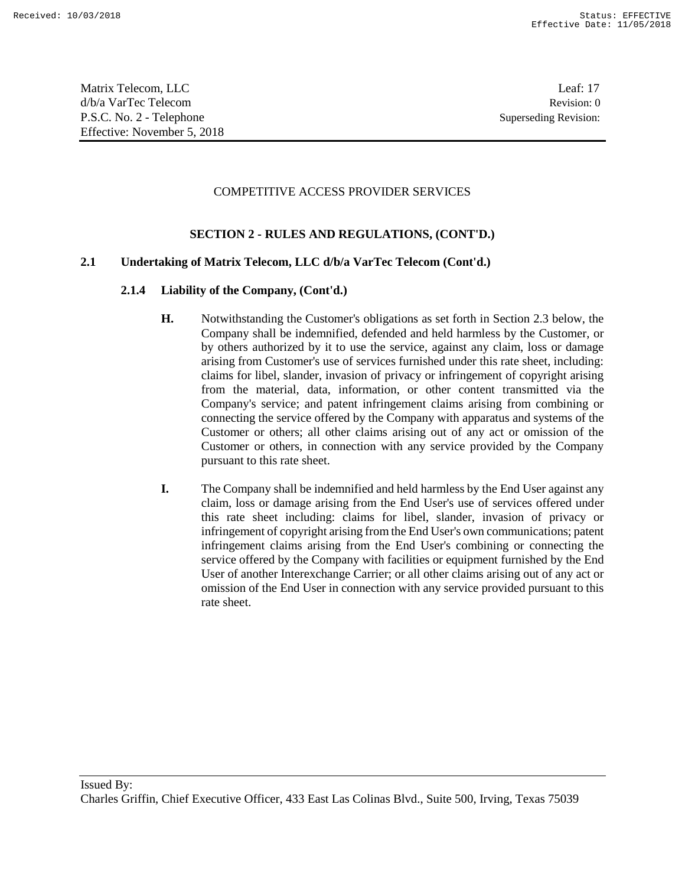COMPETITIVE ACCESS PROVIDER SERVICES

**SECTION 2 - RULES AND REGULATIONS, (CONT'D.)**

**2.1 Undertaking of Matrix Telecom, LLC d/b/a VarTec Telecom (Cont'd.)**

**2.1.4 Liability of the Company, (Cont'd.)**

**H.** Notwithstanding the Customer's obligations as set forth in Section 2.3 below, the Company shall be indemnified, defended and held harmless by the Customer, or by others authorized by it to use the service, against any claim, loss or damage arising from Customer's use of services furnished under this rate sheet, including: claims for libel, slander, invasion of privacy or infringement of copyright arising from the material, data, information, or other content transmitted via the Company's service; and patent infringement claims arising from combining or connecting the service offered by the Company with apparatus and systems of the Customer or others; all other claims arising out of any act or omission of the Customer or others, in connection with any service provided by the Company pursuant to this rate sheet.

**I.** The Company shall be indemnified and held harmless by the End User against any claim, loss or damage arising from the End User's use of services offered under this rate sheet including: claims for libel, slander, invasion of privacy or infringement of copyright arising from the End User's own communications; patent infringement claims arising from the End User's combining or connecting the service offered by the Company with facilities or equipment furnished by the End User of another Interexchange Carrier; or all other claims arising out of any act or omission of the End User in connection with any service provided pursuant to this rate sheet.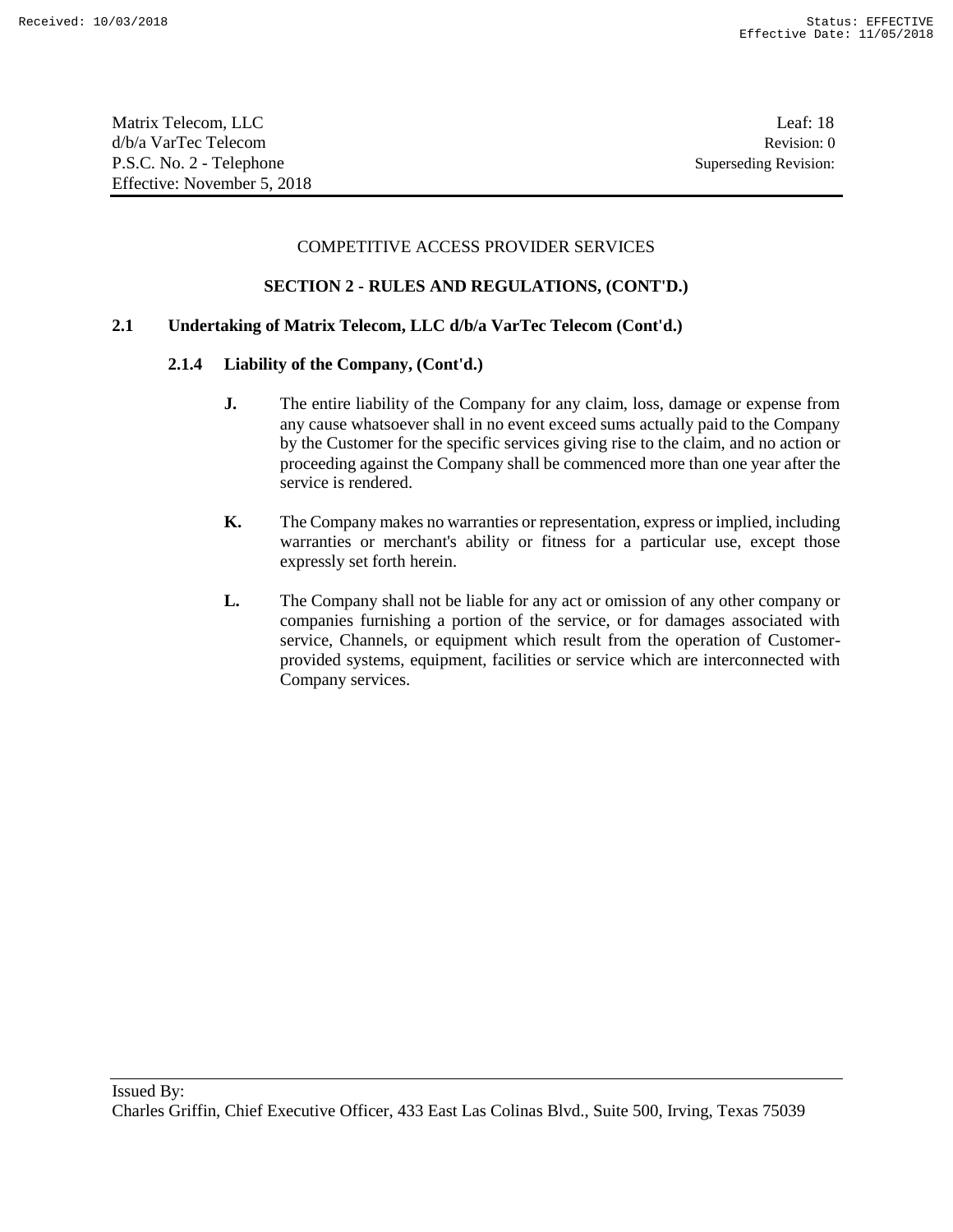COMPETITIVE ACCESS PROVIDER SERVICES

## SECTION 2 - RULES AND REGULATIONS, (CONT'D.)

### 2.1 Undertaking of Matrix Telecom, LLC d/b/a VarTec Telecom (Cont'd.)

#### 2.1.4 Liability of the Company, (Cont'd.)

**J.** The entire liability of the Company for any claim, loss, damage or expense from any cause whatsoever shall in no event exceed sums actually paid to the Company by the Customer for the specific services giving rise to the claim, and no action or proceeding against the Company shall be commenced more than one year after the service is rendered.

**K.** The Company makes no warranties or representation, express or implied, including warranties or merchant's ability or fitness for a particular use, except those expressly set forth herein.

**L.** The Company shall not be liable for any act or omission of any other company or companies furnishing a portion of the service, or for damages associated with service, Channels, or equipment which result from the operation of Customer-provided systems, equipment, facilities or service which are interconnected with Company services.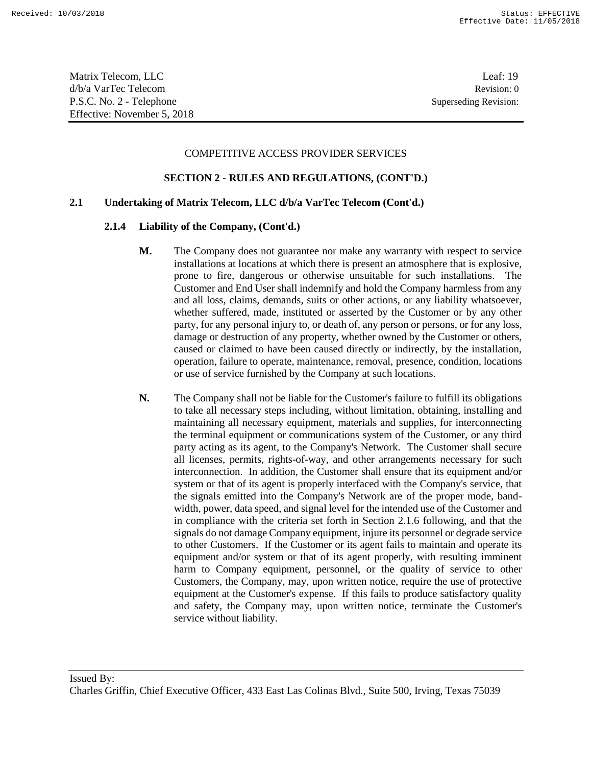COMPETITIVE ACCESS PROVIDER SERVICES

**SECTION 2 - RULES AND REGULATIONS, (CONT'D.)**

**2.1 Undertaking of Matrix Telecom, LLC d/b/a VarTec Telecom (Cont'd.)**

**2.1.4 Liability of the Company, (Cont'd.)**

**M.** The Company does not guarantee nor make any warranty with respect to service installations at locations at which there is present an atmosphere that is explosive, prone to fire, dangerous or otherwise unsuitable for such installations. The Customer and End User shall indemnify and hold the Company harmless from any and all loss, claims, demands, suits or other actions, or any liability whatsoever, whether suffered, made, instituted or asserted by the Customer or by any other party, for any personal injury to, or death of, any person or persons, or for any loss, damage or destruction of any property, whether owned by the Customer or others, caused or claimed to have been caused directly or indirectly, by the installation, operation, failure to operate, maintenance, removal, presence, condition, locations or use of service furnished by the Company at such locations.

**N.** The Company shall not be liable for the Customer's failure to fulfill its obligations to take all necessary steps including, without limitation, obtaining, installing and maintaining all necessary equipment, materials and supplies, for interconnecting the terminal equipment or communications system of the Customer, or any third party acting as its agent, to the Company's Network. The Customer shall secure all licenses, permits, rights-of-way, and other arrangements necessary for such interconnection. In addition, the Customer shall ensure that its equipment and/or system or that of its agent is properly interfaced with the Company's service, that the signals emitted into the Company's Network are of the proper mode, bandwidth, power, data speed, and signal level for the intended use of the Customer and in compliance with the criteria set forth in Section 2.1.6 following, and that the signals do not damage Company equipment, injure its personnel or degrade service to other Customers. If the Customer or its agent fails to maintain and operate its equipment and/or system or that of its agent properly, with resulting imminent harm to Company equipment, personnel, or the quality of service to other Customers, the Company, may, upon written notice, require the use of protective equipment at the Customer's expense. If this fails to produce satisfactory quality and safety, the Company may, upon written notice, terminate the Customer's service without liability.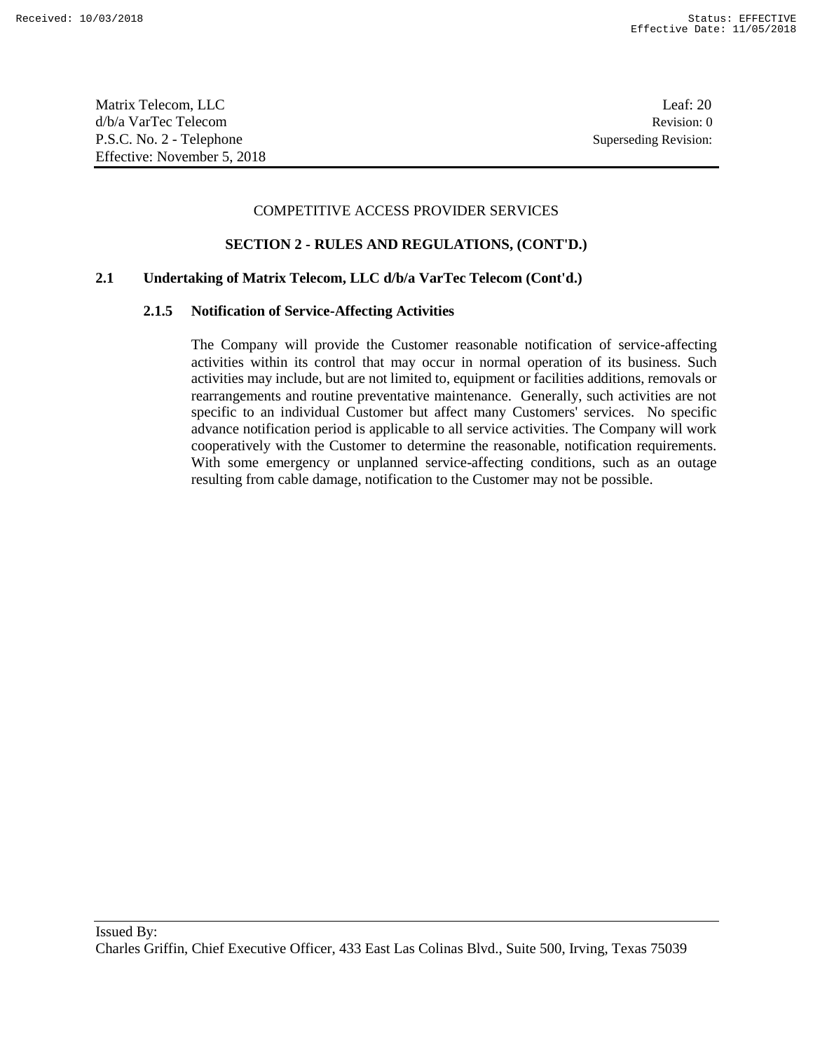COMPETITIVE ACCESS PROVIDER SERVICES

**SECTION 2 - RULES AND REGULATIONS, (CONT'D.)**

**2.1 Undertaking of Matrix Telecom, LLC d/b/a VarTec Telecom (Cont'd.)**

**2.1.5 Notification of Service-Affecting Activities**

The Company will provide the Customer reasonable notification of service-affecting activities within its control that may occur in normal operation of its business. Such activities may include, but are not limited to, equipment or facilities additions, removals or rearrangements and routine preventative maintenance. Generally, such activities are not specific to an individual Customer but affect many Customers' services. No specific advance notification period is applicable to all service activities. The Company will work cooperatively with the Customer to determine the reasonable, notification requirements. With some emergency or unplanned service-affecting conditions, such as an outage resulting from cable damage, notification to the Customer may not be possible.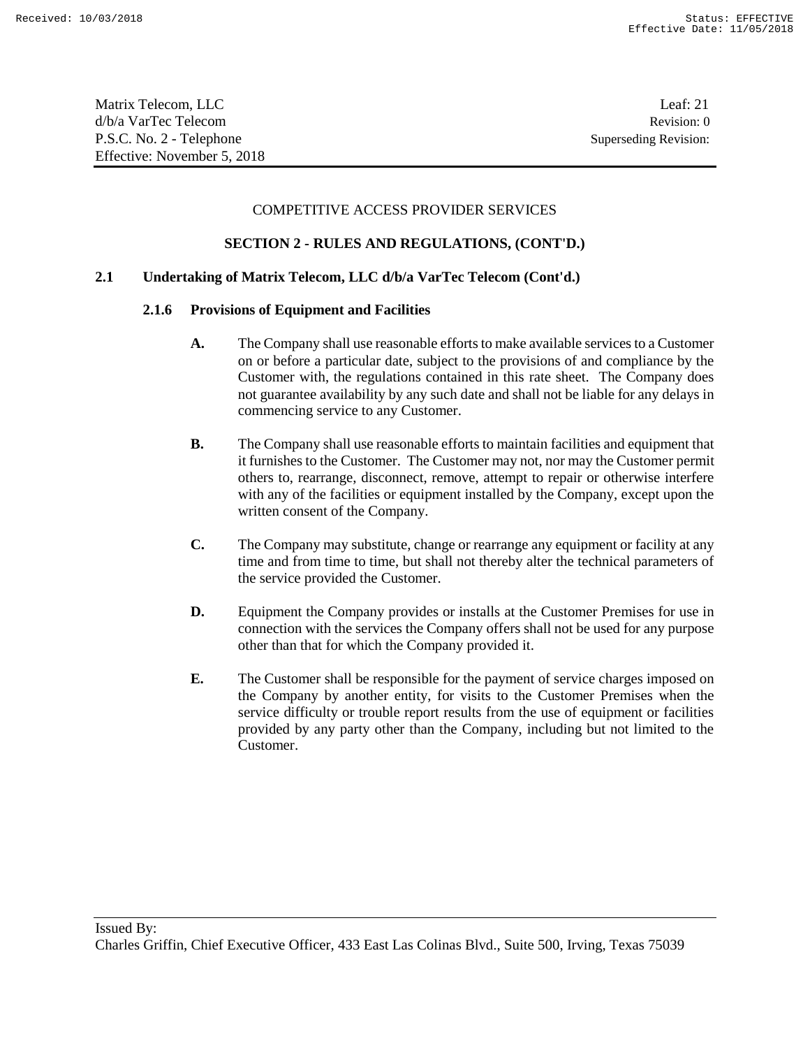COMPETITIVE ACCESS PROVIDER SERVICES

## SECTION 2 - RULES AND REGULATIONS, (CONT'D.)

### 2.1 Undertaking of Matrix Telecom, LLC d/b/a VarTec Telecom (Cont'd.)

#### 2.1.6 Provisions of Equipment and Facilities

**A.** The Company shall use reasonable efforts to make available services to a Customer on or before a particular date, subject to the provisions of and compliance by the Customer with, the regulations contained in this rate sheet. The Company does not guarantee availability by any such date and shall not be liable for any delays in commencing service to any Customer.

**B.** The Company shall use reasonable efforts to maintain facilities and equipment that it furnishes to the Customer. The Customer may not, nor may the Customer permit others to, rearrange, disconnect, remove, attempt to repair or otherwise interfere with any of the facilities or equipment installed by the Company, except upon the written consent of the Company.

**C.** The Company may substitute, change or rearrange any equipment or facility at any time and from time to time, but shall not thereby alter the technical parameters of the service provided the Customer.

**D.** Equipment the Company provides or installs at the Customer Premises for use in connection with the services the Company offers shall not be used for any purpose other than that for which the Company provided it.

**E.** The Customer shall be responsible for the payment of service charges imposed on the Company by another entity, for visits to the Customer Premises when the service difficulty or trouble report results from the use of equipment or facilities provided by any party other than the Company, including but not limited to the Customer.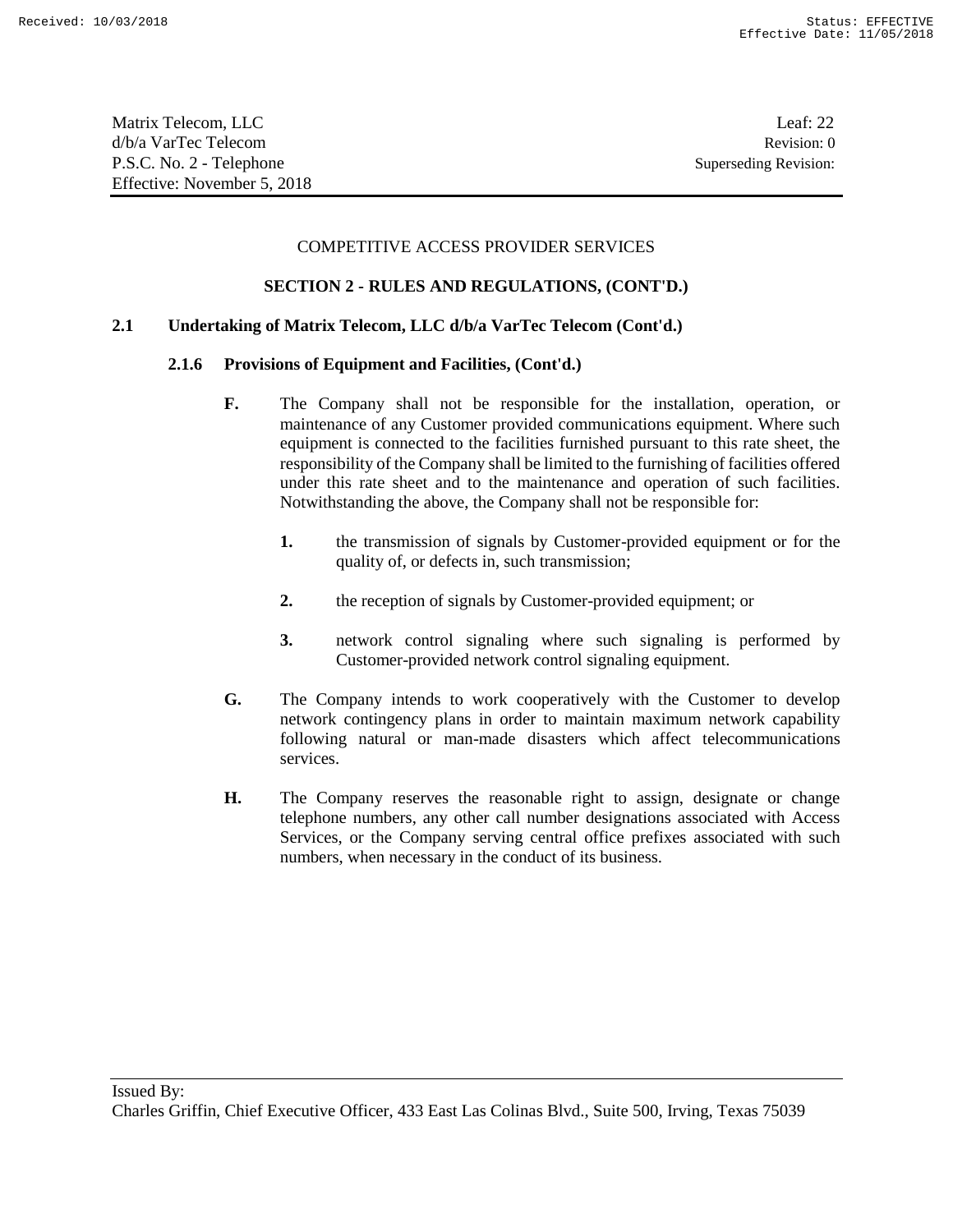COMPETITIVE ACCESS PROVIDER SERVICES

**SECTION 2 - RULES AND REGULATIONS, (CONT'D.)**

**2.1 Undertaking of Matrix Telecom, LLC d/b/a VarTec Telecom (Cont'd.)**

**2.1.6 Provisions of Equipment and Facilities, (Cont'd.)**

**F.** The Company shall not be responsible for the installation, operation, or maintenance of any Customer provided communications equipment. Where such equipment is connected to the facilities furnished pursuant to this rate sheet, the responsibility of the Company shall be limited to the furnishing of facilities offered under this rate sheet and to the maintenance and operation of such facilities. Notwithstanding the above, the Company shall not be responsible for:

**1.** the transmission of signals by Customer-provided equipment or for the quality of, or defects in, such transmission;

**2.** the reception of signals by Customer-provided equipment; or

**3.** network control signaling where such signaling is performed by Customer-provided network control signaling equipment.

**G.** The Company intends to work cooperatively with the Customer to develop network contingency plans in order to maintain maximum network capability following natural or man-made disasters which affect telecommunications services.

**H.** The Company reserves the reasonable right to assign, designate or change telephone numbers, any other call number designations associated with Access Services, or the Company serving central office prefixes associated with such numbers, when necessary in the conduct of its business.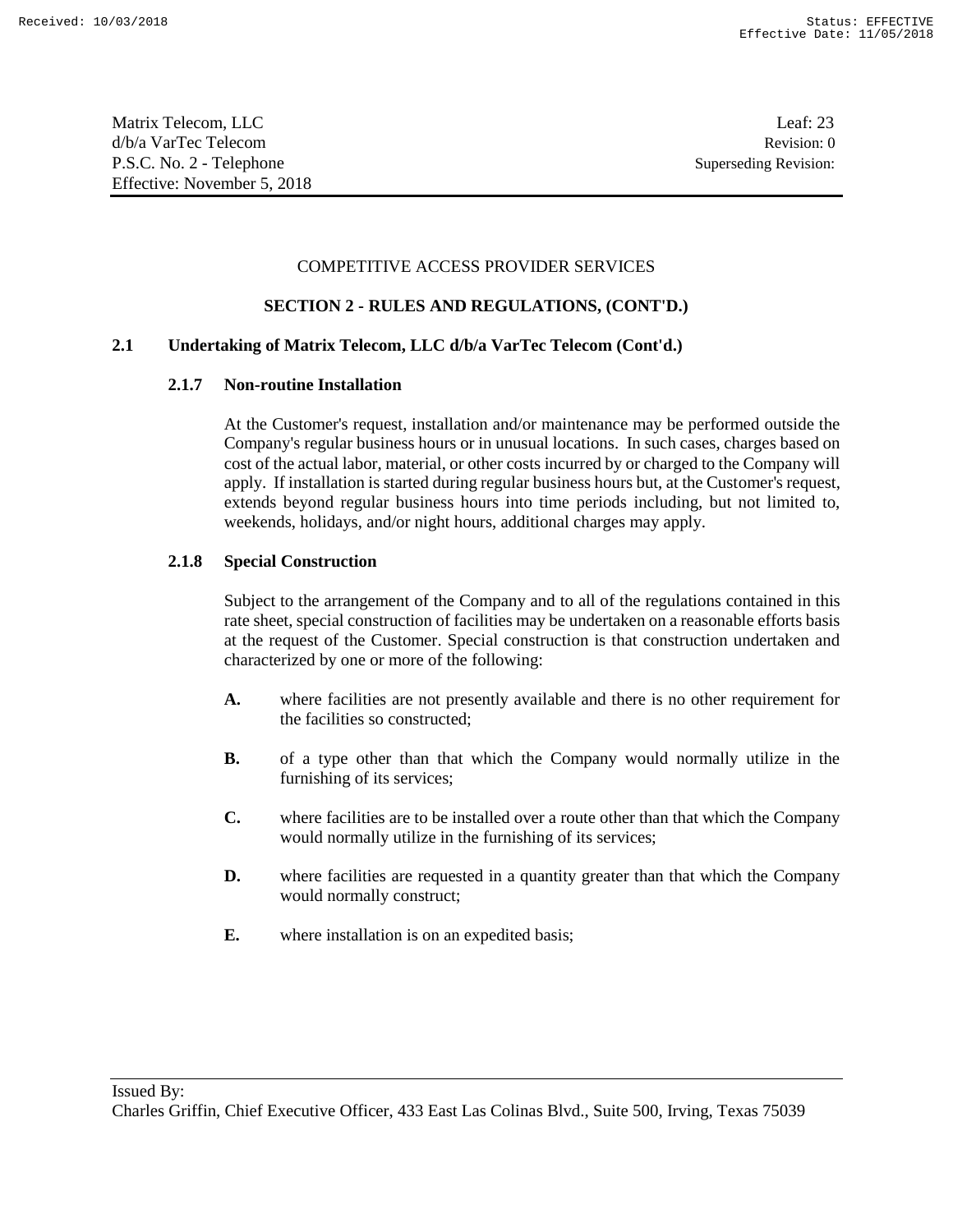COMPETITIVE ACCESS PROVIDER SERVICES

**SECTION 2 - RULES AND REGULATIONS, (CONT'D.)**

**2.1 Undertaking of Matrix Telecom, LLC d/b/a VarTec Telecom (Cont'd.)**

**2.1.7 Non-routine Installation**

At the Customer's request, installation and/or maintenance may be performed outside the Company's regular business hours or in unusual locations. In such cases, charges based on cost of the actual labor, material, or other costs incurred by or charged to the Company will apply. If installation is started during regular business hours but, at the Customer's request, extends beyond regular business hours into time periods including, but not limited to, weekends, holidays, and/or night hours, additional charges may apply.

**2.1.8 Special Construction**

Subject to the arrangement of the Company and to all of the regulations contained in this rate sheet, special construction of facilities may be undertaken on a reasonable efforts basis at the request of the Customer. Special construction is that construction undertaken and characterized by one or more of the following:

**A.** where facilities are not presently available and there is no other requirement for the facilities so constructed;

**B.** of a type other than that which the Company would normally utilize in the furnishing of its services;

**C.** where facilities are to be installed over a route other than that which the Company would normally utilize in the furnishing of its services;

**D.** where facilities are requested in a quantity greater than that which the Company would normally construct;

**E.** where installation is on an expedited basis;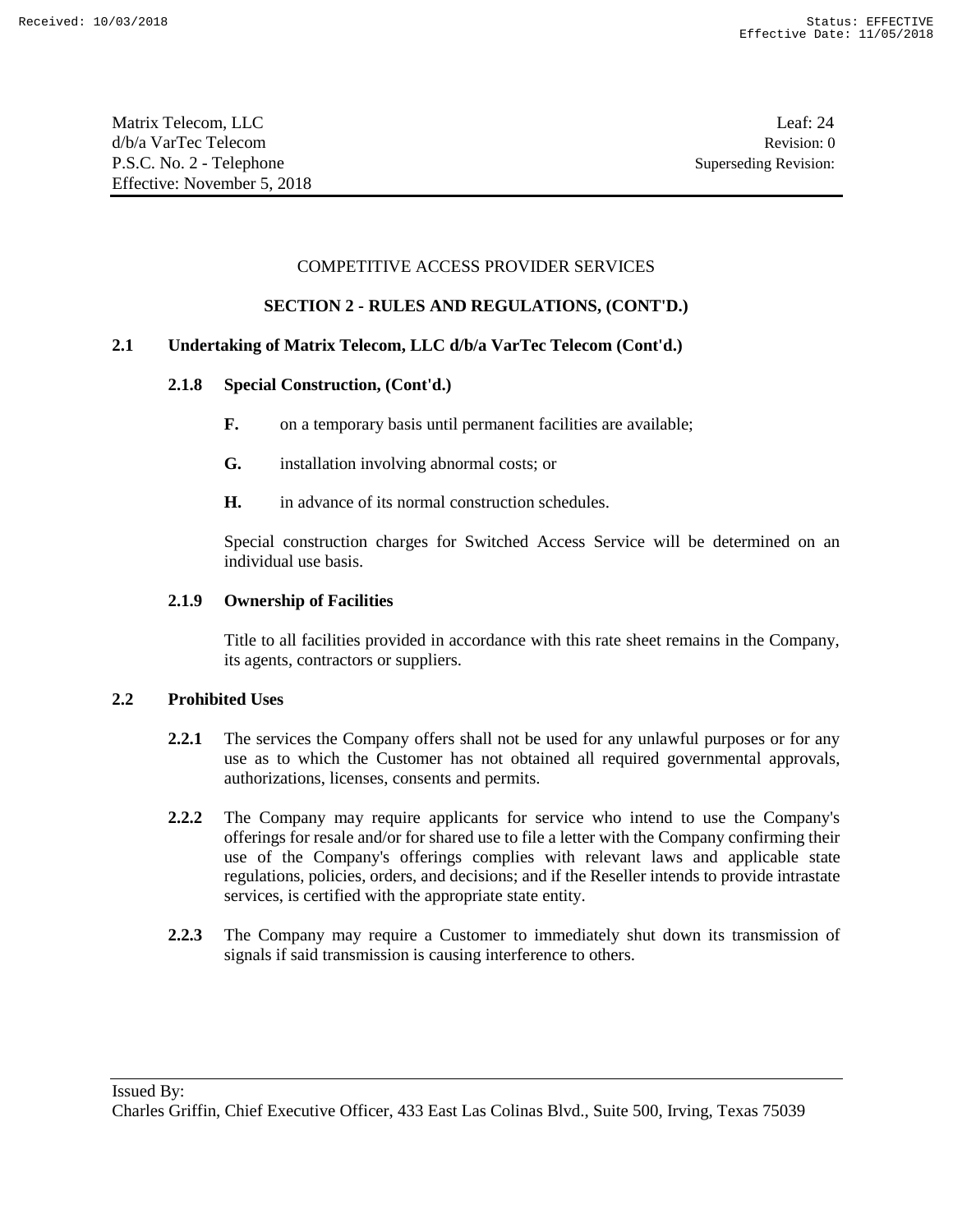COMPETITIVE ACCESS PROVIDER SERVICES

## SECTION 2 - RULES AND REGULATIONS, (CONT'D.)

### 2.1 Undertaking of Matrix Telecom, LLC d/b/a VarTec Telecom (Cont'd.)

#### 2.1.8 Special Construction, (Cont'd.)

**F.** on a temporary basis until permanent facilities are available;

**G.** installation involving abnormal costs; or

**H.** in advance of its normal construction schedules.

Special construction charges for Switched Access Service will be determined on an individual use basis.

#### 2.1.9 Ownership of Facilities

Title to all facilities provided in accordance with this rate sheet remains in the Company, its agents, contractors or suppliers.

### 2.2 Prohibited Uses

**2.2.1** The services the Company offers shall not be used for any unlawful purposes or for any use as to which the Customer has not obtained all required governmental approvals, authorizations, licenses, consents and permits.

**2.2.2** The Company may require applicants for service who intend to use the Company's offerings for resale and/or for shared use to file a letter with the Company confirming their use of the Company's offerings complies with relevant laws and applicable state regulations, policies, orders, and decisions; and if the Reseller intends to provide intrastate services, is certified with the appropriate state entity.

**2.2.3** The Company may require a Customer to immediately shut down its transmission of signals if said transmission is causing interference to others.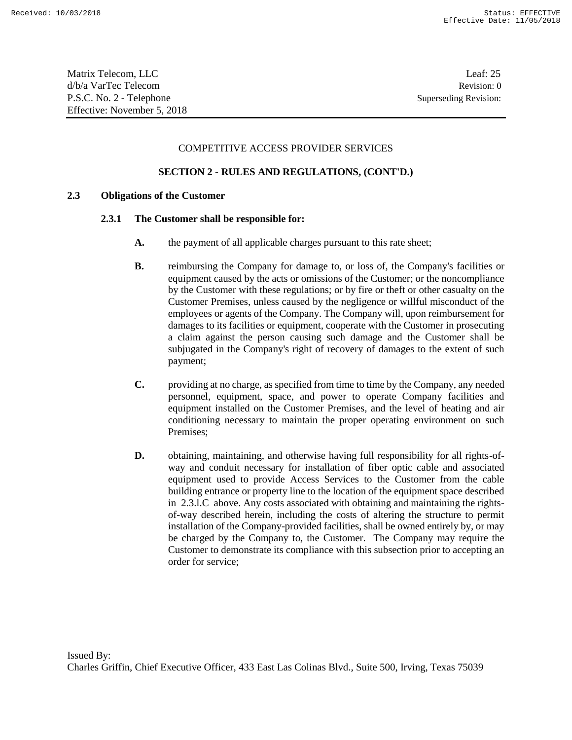COMPETITIVE ACCESS PROVIDER SERVICES

**SECTION 2 - RULES AND REGULATIONS, (CONT'D.)**

**2.3 Obligations of the Customer**

**2.3.1 The Customer shall be responsible for:**

**A.** the payment of all applicable charges pursuant to this rate sheet;

**B.** reimbursing the Company for damage to, or loss of, the Company's facilities or equipment caused by the acts or omissions of the Customer; or the noncompliance by the Customer with these regulations; or by fire or theft or other casualty on the Customer Premises, unless caused by the negligence or willful misconduct of the employees or agents of the Company. The Company will, upon reimbursement for damages to its facilities or equipment, cooperate with the Customer in prosecuting a claim against the person causing such damage and the Customer shall be subjugated in the Company's right of recovery of damages to the extent of such payment;

**C.** providing at no charge, as specified from time to time by the Company, any needed personnel, equipment, space, and power to operate Company facilities and equipment installed on the Customer Premises, and the level of heating and air conditioning necessary to maintain the proper operating environment on such Premises;

**D.** obtaining, maintaining, and otherwise having full responsibility for all rights-of-way and conduit necessary for installation of fiber optic cable and associated equipment used to provide Access Services to the Customer from the cable building entrance or property line to the location of the equipment space described in 2.3.l.C above. Any costs associated with obtaining and maintaining the rights-of-way described herein, including the costs of altering the structure to permit installation of the Company-provided facilities, shall be owned entirely by, or may be charged by the Company to, the Customer. The Company may require the Customer to demonstrate its compliance with this subsection prior to accepting an order for service;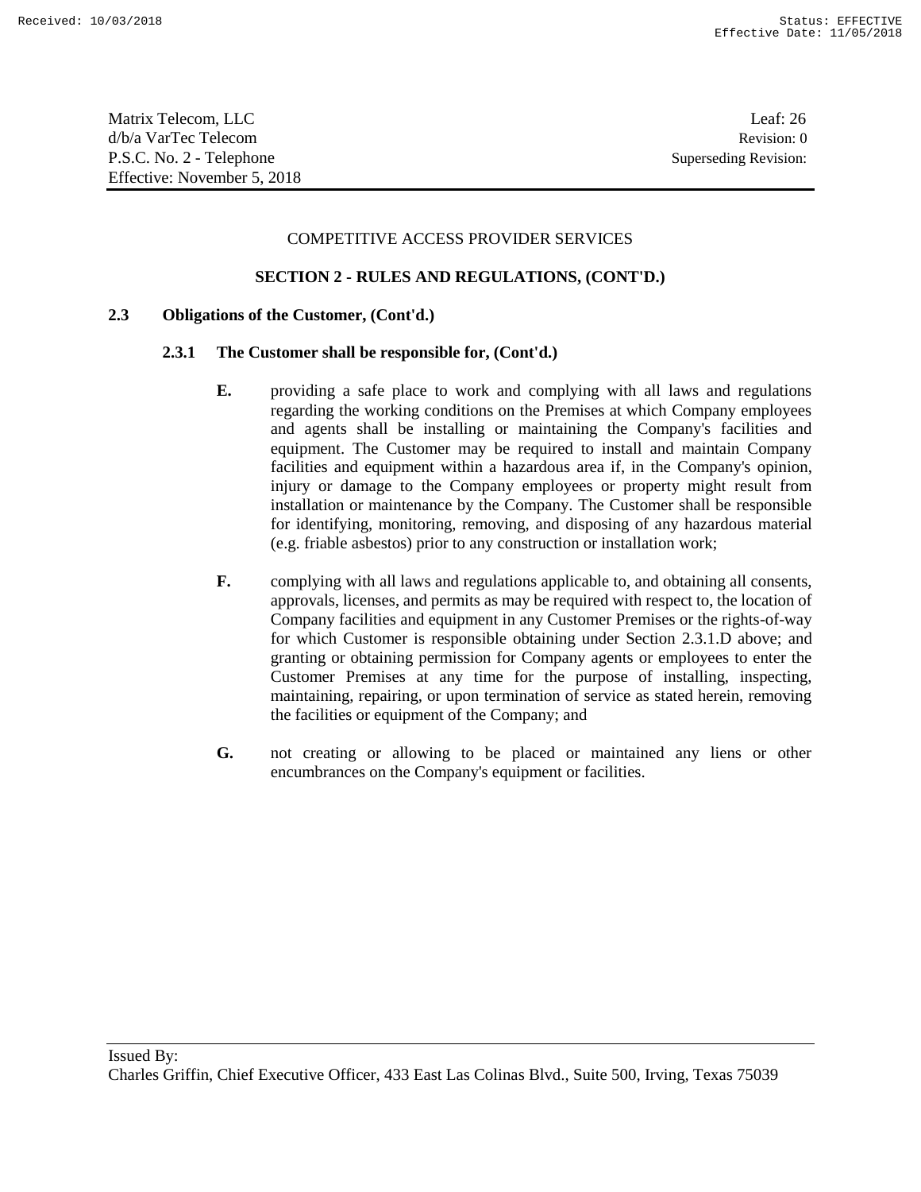COMPETITIVE ACCESS PROVIDER SERVICES

## SECTION 2 - RULES AND REGULATIONS, (CONT'D.)

### 2.3 Obligations of the Customer, (Cont'd.)

#### 2.3.1 The Customer shall be responsible for, (Cont'd.)

**E.** providing a safe place to work and complying with all laws and regulations regarding the working conditions on the Premises at which Company employees and agents shall be installing or maintaining the Company's facilities and equipment. The Customer may be required to install and maintain Company facilities and equipment within a hazardous area if, in the Company's opinion, injury or damage to the Company employees or property might result from installation or maintenance by the Company. The Customer shall be responsible for identifying, monitoring, removing, and disposing of any hazardous material (e.g. friable asbestos) prior to any construction or installation work;

**F.** complying with all laws and regulations applicable to, and obtaining all consents, approvals, licenses, and permits as may be required with respect to, the location of Company facilities and equipment in any Customer Premises or the rights-of-way for which Customer is responsible obtaining under Section 2.3.1.D above; and granting or obtaining permission for Company agents or employees to enter the Customer Premises at any time for the purpose of installing, inspecting, maintaining, repairing, or upon termination of service as stated herein, removing the facilities or equipment of the Company; and

**G.** not creating or allowing to be placed or maintained any liens or other encumbrances on the Company's equipment or facilities.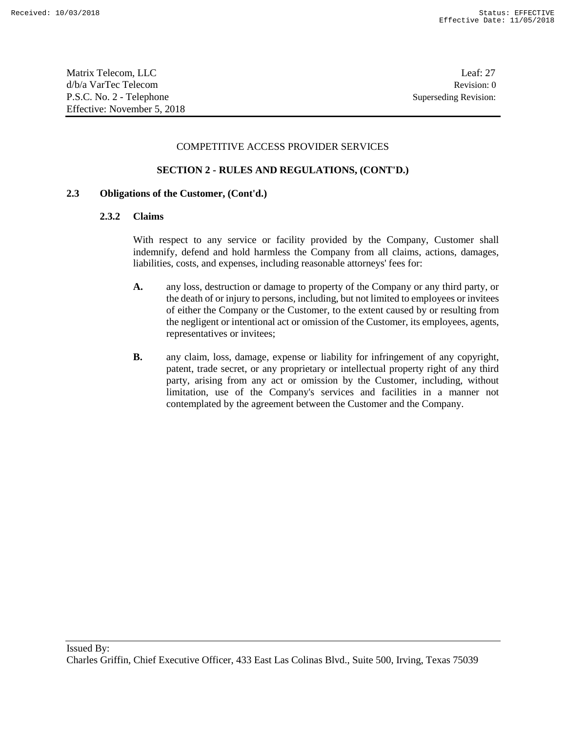COMPETITIVE ACCESS PROVIDER SERVICES

**SECTION 2 - RULES AND REGULATIONS, (CONT'D.)**

**2.3 Obligations of the Customer, (Cont'd.)**

**2.3.2 Claims**

With respect to any service or facility provided by the Company, Customer shall indemnify, defend and hold harmless the Company from all claims, actions, damages, liabilities, costs, and expenses, including reasonable attorneys' fees for:

**A.** any loss, destruction or damage to property of the Company or any third party, or the death of or injury to persons, including, but not limited to employees or invitees of either the Company or the Customer, to the extent caused by or resulting from the negligent or intentional act or omission of the Customer, its employees, agents, representatives or invitees;

**B.** any claim, loss, damage, expense or liability for infringement of any copyright, patent, trade secret, or any proprietary or intellectual property right of any third party, arising from any act or omission by the Customer, including, without limitation, use of the Company's services and facilities in a manner not contemplated by the agreement between the Customer and the Company.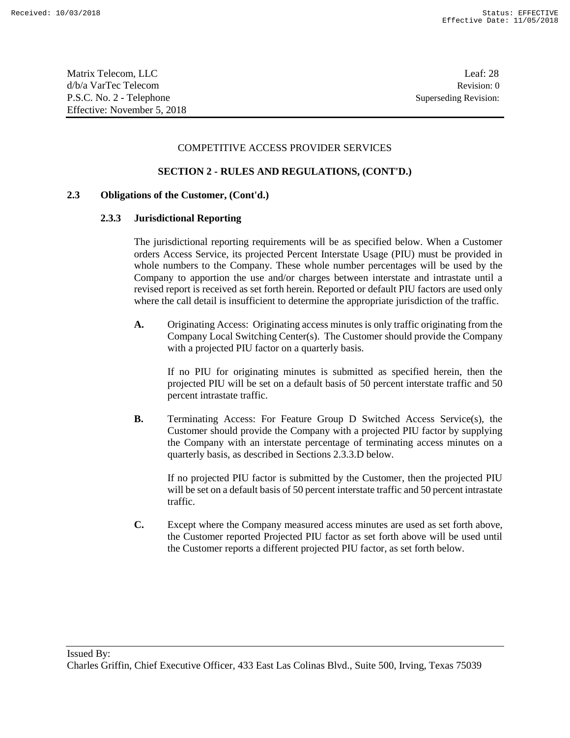COMPETITIVE ACCESS PROVIDER SERVICES

**SECTION 2 - RULES AND REGULATIONS, (CONT'D.)**

**2.3 Obligations of the Customer, (Cont'd.)**

**2.3.3 Jurisdictional Reporting**

The jurisdictional reporting requirements will be as specified below. When a Customer orders Access Service, its projected Percent Interstate Usage (PIU) must be provided in whole numbers to the Company. These whole number percentages will be used by the Company to apportion the use and/or charges between interstate and intrastate until a revised report is received as set forth herein. Reported or default PIU factors are used only where the call detail is insufficient to determine the appropriate jurisdiction of the traffic.

**A.** Originating Access: Originating access minutes is only traffic originating from the Company Local Switching Center(s). The Customer should provide the Company with a projected PIU factor on a quarterly basis.

If no PIU for originating minutes is submitted as specified herein, then the projected PIU will be set on a default basis of 50 percent interstate traffic and 50 percent intrastate traffic.

**B.** Terminating Access: For Feature Group D Switched Access Service(s), the Customer should provide the Company with a projected PIU factor by supplying the Company with an interstate percentage of terminating access minutes on a quarterly basis, as described in Sections 2.3.3.D below.

If no projected PIU factor is submitted by the Customer, then the projected PIU will be set on a default basis of 50 percent interstate traffic and 50 percent intrastate traffic.

**C.** Except where the Company measured access minutes are used as set forth above, the Customer reported Projected PIU factor as set forth above will be used until the Customer reports a different projected PIU factor, as set forth below.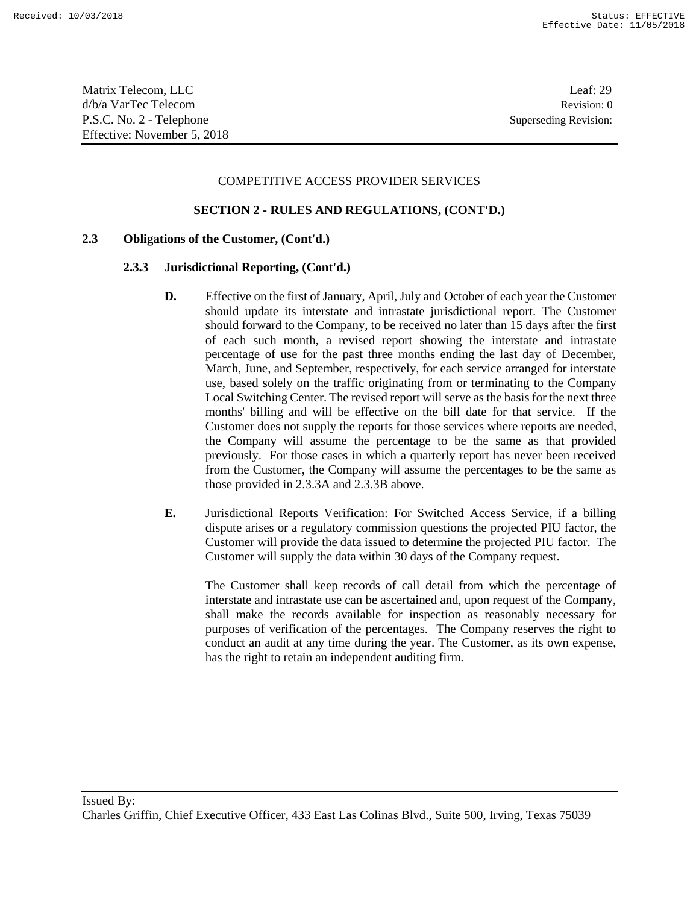Matrix Telecom, LLC
d/b/a VarTec Telecom
P.S.C. No. 2 - Telephone
Effective: November 5, 2018

Leaf: 29
Revision: 0
Superseding Revision:

COMPETITIVE ACCESS PROVIDER SERVICES

**SECTION 2 - RULES AND REGULATIONS, (CONT'D.)**

**2.3 Obligations of the Customer, (Cont'd.)**

**2.3.3 Jurisdictional Reporting, (Cont'd.)**

**D.** Effective on the first of January, April, July and October of each year the Customer should update its interstate and intrastate jurisdictional report. The Customer should forward to the Company, to be received no later than 15 days after the first of each such month, a revised report showing the interstate and intrastate percentage of use for the past three months ending the last day of December, March, June, and September, respectively, for each service arranged for interstate use, based solely on the traffic originating from or terminating to the Company Local Switching Center. The revised report will serve as the basis for the next three months' billing and will be effective on the bill date for that service. If the Customer does not supply the reports for those services where reports are needed, the Company will assume the percentage to be the same as that provided previously. For those cases in which a quarterly report has never been received from the Customer, the Company will assume the percentages to be the same as those provided in 2.3.3A and 2.3.3B above.

**E.** Jurisdictional Reports Verification: For Switched Access Service, if a billing dispute arises or a regulatory commission questions the projected PIU factor, the Customer will provide the data issued to determine the projected PIU factor. The Customer will supply the data within 30 days of the Company request.

The Customer shall keep records of call detail from which the percentage of interstate and intrastate use can be ascertained and, upon request of the Company, shall make the records available for inspection as reasonably necessary for purposes of verification of the percentages. The Company reserves the right to conduct an audit at any time during the year. The Customer, as its own expense, has the right to retain an independent auditing firm.

Issued By:
Charles Griffin, Chief Executive Officer, 433 East Las Colinas Blvd., Suite 500, Irving, Texas 75039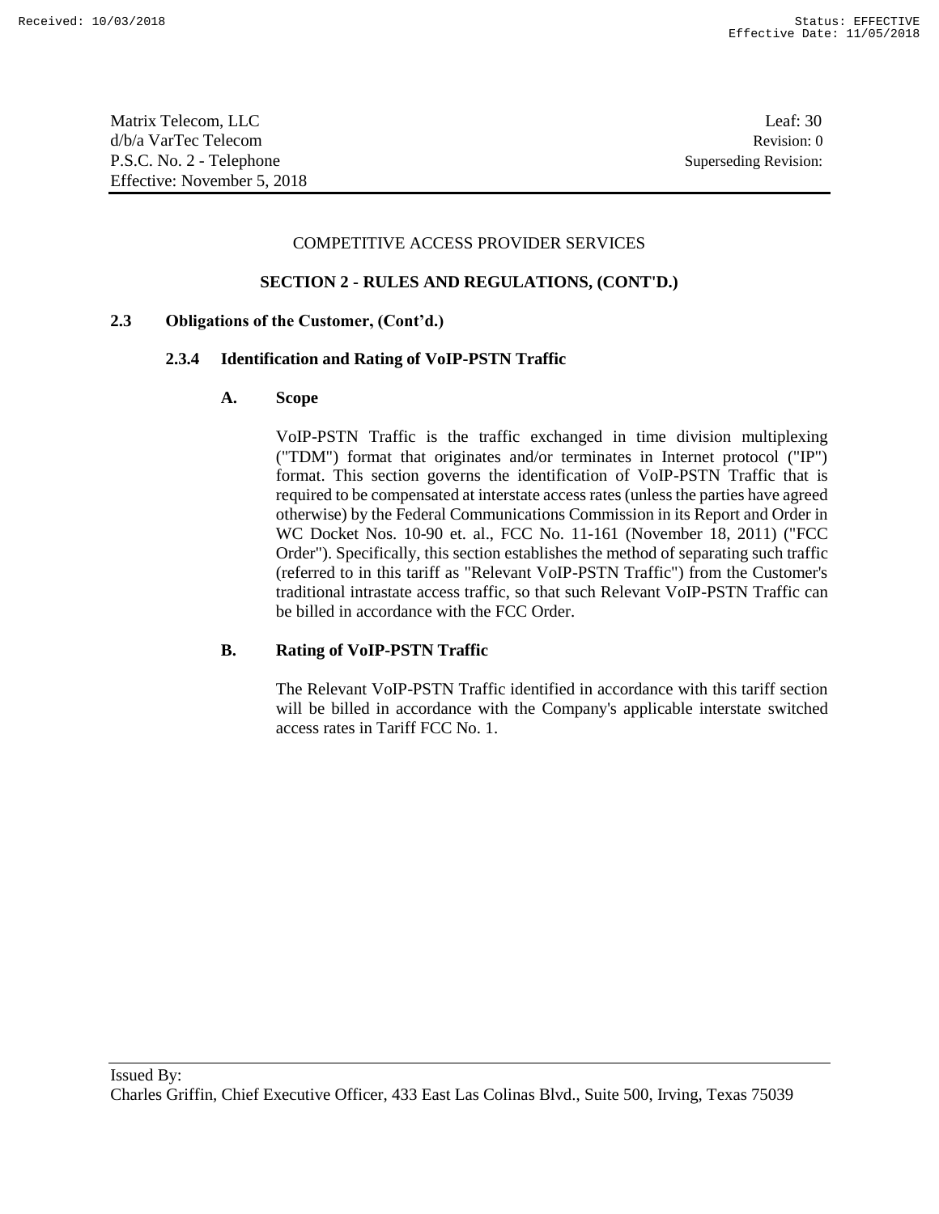COMPETITIVE ACCESS PROVIDER SERVICES

**SECTION 2 - RULES AND REGULATIONS, (CONT'D.)**

**2.3 Obligations of the Customer, (Cont'd.)**

**2.3.4 Identification and Rating of VoIP-PSTN Traffic**

**A. Scope**

VoIP-PSTN Traffic is the traffic exchanged in time division multiplexing ("TDM") format that originates and/or terminates in Internet protocol ("IP") format. This section governs the identification of VoIP-PSTN Traffic that is required to be compensated at interstate access rates (unless the parties have agreed otherwise) by the Federal Communications Commission in its Report and Order in WC Docket Nos. 10-90 et. al., FCC No. 11-161 (November 18, 2011) ("FCC Order"). Specifically, this section establishes the method of separating such traffic (referred to in this tariff as "Relevant VoIP-PSTN Traffic") from the Customer's traditional intrastate access traffic, so that such Relevant VoIP-PSTN Traffic can be billed in accordance with the FCC Order.

**B. Rating of VoIP-PSTN Traffic**

The Relevant VoIP-PSTN Traffic identified in accordance with this tariff section will be billed in accordance with the Company's applicable interstate switched access rates in Tariff FCC No. 1.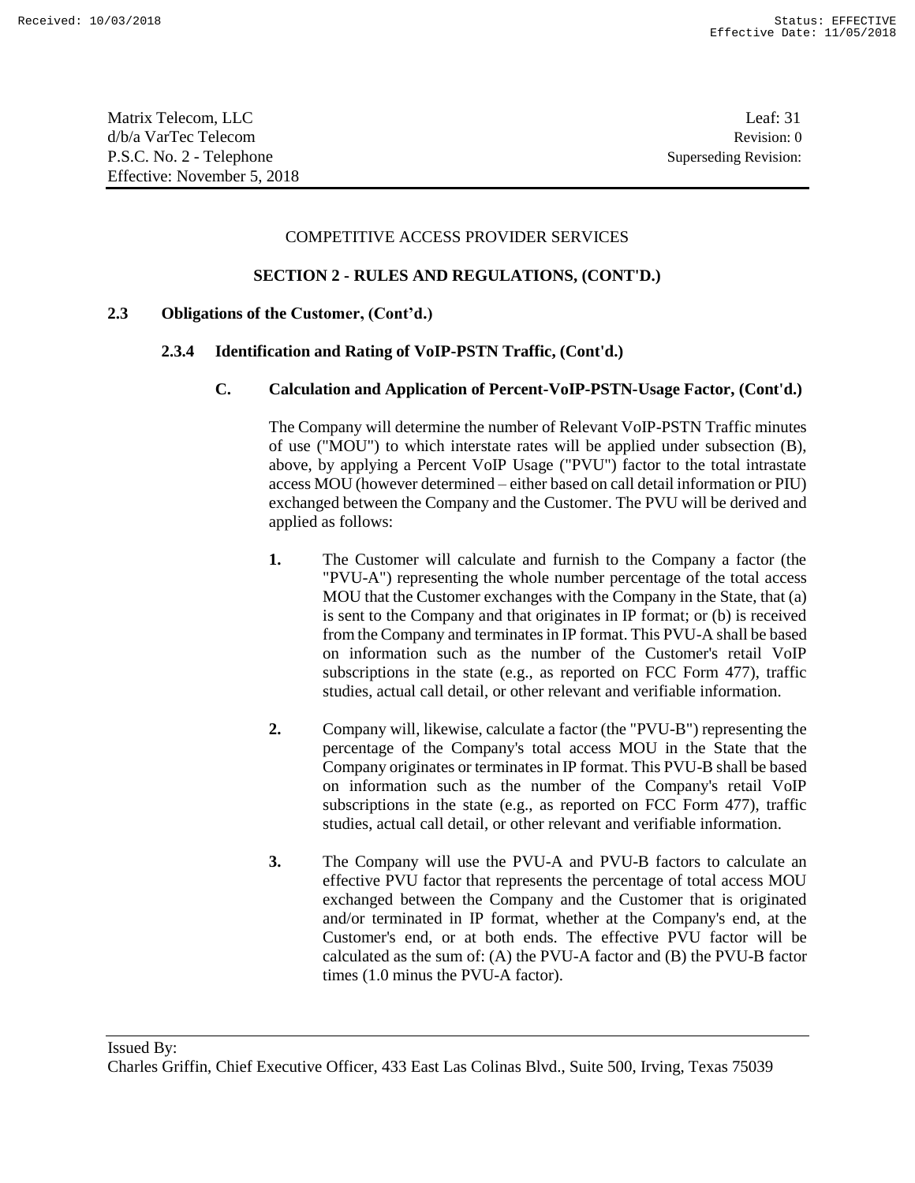Matrix Telecom, LLC
d/b/a VarTec Telecom
P.S.C. No. 2 - Telephone
Effective: November 5, 2018

Leaf: 31
Revision: 0
Superseding Revision:

COMPETITIVE ACCESS PROVIDER SERVICES

**SECTION 2 - RULES AND REGULATIONS, (CONT'D.)**

**2.3 Obligations of the Customer, (Cont'd.)**

**2.3.4 Identification and Rating of VoIP-PSTN Traffic, (Cont'd.)**

**C. Calculation and Application of Percent-VoIP-PSTN-Usage Factor, (Cont'd.)**

The Company will determine the number of Relevant VoIP-PSTN Traffic minutes of use ("MOU") to which interstate rates will be applied under subsection (B), above, by applying a Percent VoIP Usage ("PVU") factor to the total intrastate access MOU (however determined – either based on call detail information or PIU) exchanged between the Company and the Customer. The PVU will be derived and applied as follows:

**1.** The Customer will calculate and furnish to the Company a factor (the "PVU-A") representing the whole number percentage of the total access MOU that the Customer exchanges with the Company in the State, that (a) is sent to the Company and that originates in IP format; or (b) is received from the Company and terminates in IP format. This PVU-A shall be based on information such as the number of the Customer's retail VoIP subscriptions in the state (e.g., as reported on FCC Form 477), traffic studies, actual call detail, or other relevant and verifiable information.

**2.** Company will, likewise, calculate a factor (the "PVU-B") representing the percentage of the Company's total access MOU in the State that the Company originates or terminates in IP format. This PVU-B shall be based on information such as the number of the Company's retail VoIP subscriptions in the state (e.g., as reported on FCC Form 477), traffic studies, actual call detail, or other relevant and verifiable information.

**3.** The Company will use the PVU-A and PVU-B factors to calculate an effective PVU factor that represents the percentage of total access MOU exchanged between the Company and the Customer that is originated and/or terminated in IP format, whether at the Company's end, at the Customer's end, or at both ends. The effective PVU factor will be calculated as the sum of: (A) the PVU-A factor and (B) the PVU-B factor times (1.0 minus the PVU-A factor).

Issued By:
Charles Griffin, Chief Executive Officer, 433 East Las Colinas Blvd., Suite 500, Irving, Texas 75039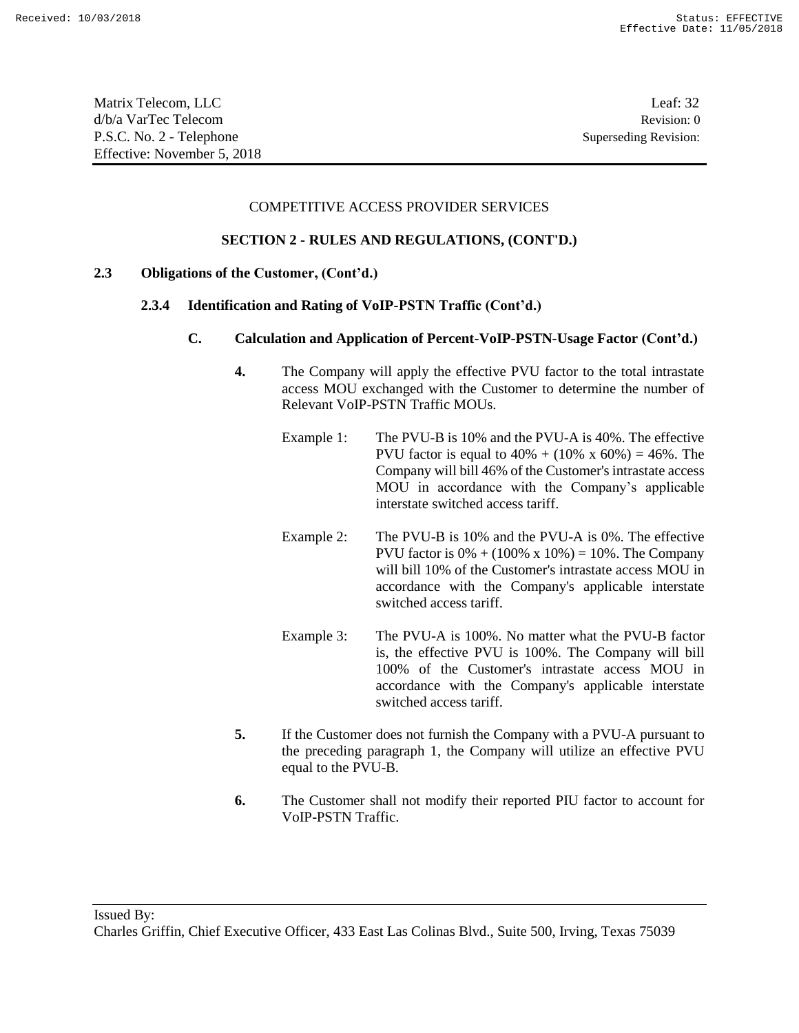COMPETITIVE ACCESS PROVIDER SERVICES

**SECTION 2 - RULES AND REGULATIONS, (CONT'D.)**

**2.3 Obligations of the Customer, (Cont'd.)**

**2.3.4 Identification and Rating of VoIP-PSTN Traffic (Cont'd.)**

**C. Calculation and Application of Percent-VoIP-PSTN-Usage Factor (Cont'd.)**

**4.** The Company will apply the effective PVU factor to the total intrastate access MOU exchanged with the Customer to determine the number of Relevant VoIP-PSTN Traffic MOUs.

Example 1: The PVU-B is 10% and the PVU-A is 40%. The effective PVU factor is equal to 40% + (10% x 60%) = 46%. The Company will bill 46% of the Customer's intrastate access MOU in accordance with the Company's applicable interstate switched access tariff.

Example 2: The PVU-B is 10% and the PVU-A is 0%. The effective PVU factor is 0% + (100% x 10%) = 10%. The Company will bill 10% of the Customer's intrastate access MOU in accordance with the Company's applicable interstate switched access tariff.

Example 3: The PVU-A is 100%. No matter what the PVU-B factor is, the effective PVU is 100%. The Company will bill 100% of the Customer's intrastate access MOU in accordance with the Company's applicable interstate switched access tariff.

**5.** If the Customer does not furnish the Company with a PVU-A pursuant to the preceding paragraph 1, the Company will utilize an effective PVU equal to the PVU-B.

**6.** The Customer shall not modify their reported PIU factor to account for VoIP-PSTN Traffic.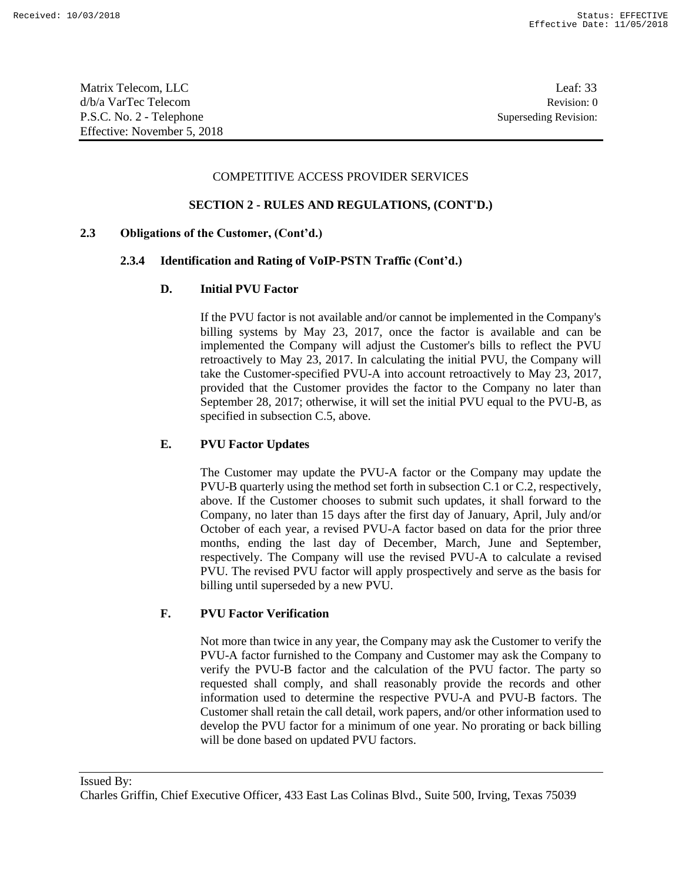COMPETITIVE ACCESS PROVIDER SERVICES

**SECTION 2 - RULES AND REGULATIONS, (CONT'D.)**

**2.3 Obligations of the Customer, (Cont'd.)**

**2.3.4 Identification and Rating of VoIP-PSTN Traffic (Cont'd.)**

**D. Initial PVU Factor**

If the PVU factor is not available and/or cannot be implemented in the Company's billing systems by May 23, 2017, once the factor is available and can be implemented the Company will adjust the Customer's bills to reflect the PVU retroactively to May 23, 2017. In calculating the initial PVU, the Company will take the Customer-specified PVU-A into account retroactively to May 23, 2017, provided that the Customer provides the factor to the Company no later than September 28, 2017; otherwise, it will set the initial PVU equal to the PVU-B, as specified in subsection C.5, above.

**E. PVU Factor Updates**

The Customer may update the PVU-A factor or the Company may update the PVU-B quarterly using the method set forth in subsection C.1 or C.2, respectively, above. If the Customer chooses to submit such updates, it shall forward to the Company, no later than 15 days after the first day of January, April, July and/or October of each year, a revised PVU-A factor based on data for the prior three months, ending the last day of December, March, June and September, respectively. The Company will use the revised PVU-A to calculate a revised PVU. The revised PVU factor will apply prospectively and serve as the basis for billing until superseded by a new PVU.

**F. PVU Factor Verification**

Not more than twice in any year, the Company may ask the Customer to verify the PVU-A factor furnished to the Company and Customer may ask the Company to verify the PVU-B factor and the calculation of the PVU factor. The party so requested shall comply, and shall reasonably provide the records and other information used to determine the respective PVU-A and PVU-B factors. The Customer shall retain the call detail, work papers, and/or other information used to develop the PVU factor for a minimum of one year. No prorating or back billing will be done based on updated PVU factors.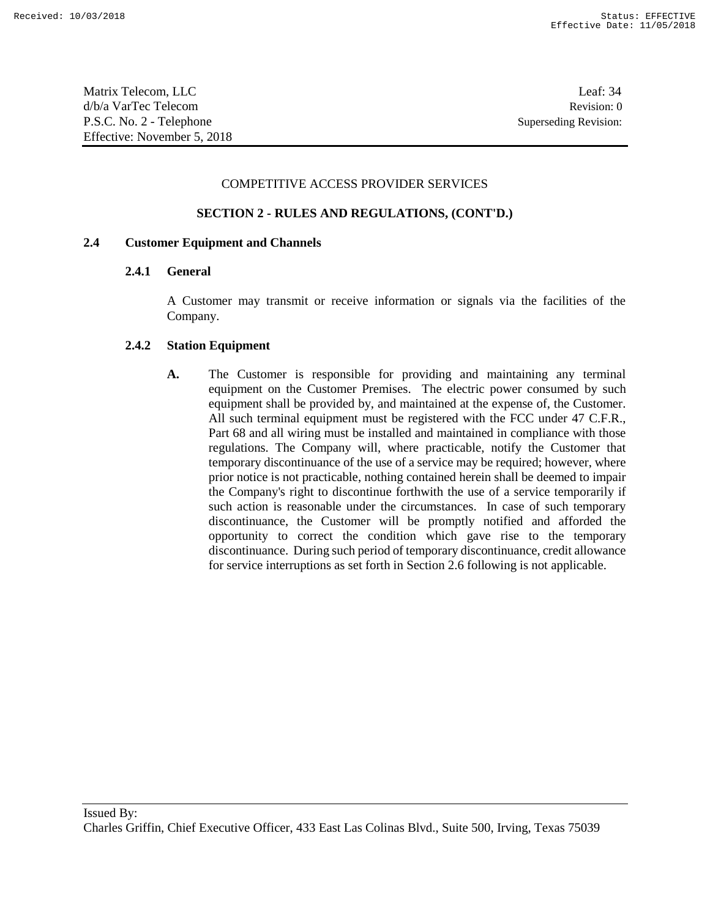COMPETITIVE ACCESS PROVIDER SERVICES

**SECTION 2 - RULES AND REGULATIONS, (CONT'D.)**

## 2.4 Customer Equipment and Channels

### 2.4.1 General

A Customer may transmit or receive information or signals via the facilities of the Company.

### 2.4.2 Station Equipment

**A.** The Customer is responsible for providing and maintaining any terminal equipment on the Customer Premises. The electric power consumed by such equipment shall be provided by, and maintained at the expense of, the Customer. All such terminal equipment must be registered with the FCC under 47 C.F.R., Part 68 and all wiring must be installed and maintained in compliance with those regulations. The Company will, where practicable, notify the Customer that temporary discontinuance of the use of a service may be required; however, where prior notice is not practicable, nothing contained herein shall be deemed to impair the Company's right to discontinue forthwith the use of a service temporarily if such action is reasonable under the circumstances. In case of such temporary discontinuance, the Customer will be promptly notified and afforded the opportunity to correct the condition which gave rise to the temporary discontinuance. During such period of temporary discontinuance, credit allowance for service interruptions as set forth in Section 2.6 following is not applicable.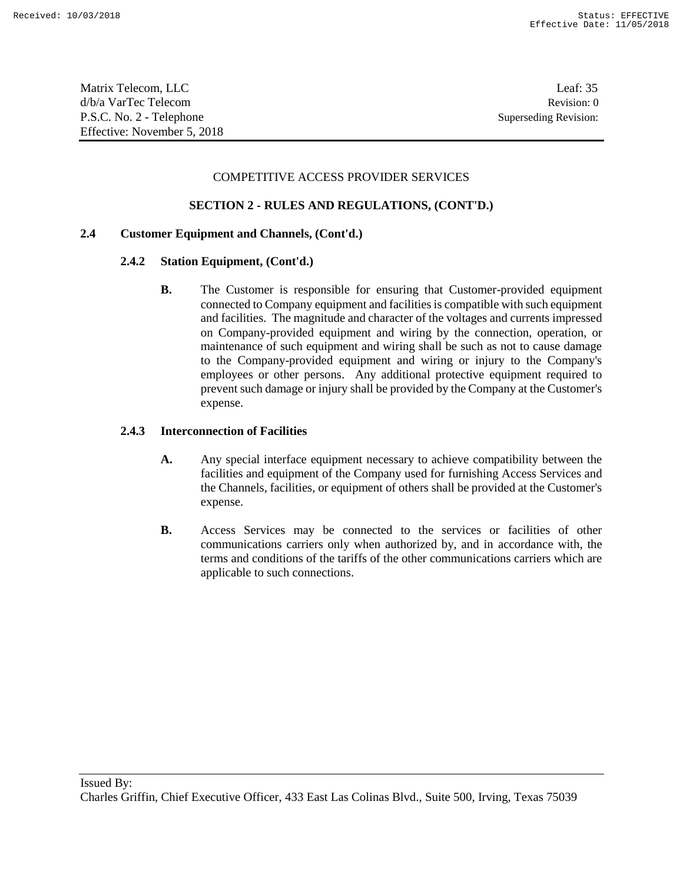Matrix Telecom, LLC
d/b/a VarTec Telecom
P.S.C. No. 2 - Telephone
Effective: November 5, 2018

Leaf: 35
Revision: 0
Superseding Revision:

COMPETITIVE ACCESS PROVIDER SERVICES

**SECTION 2 - RULES AND REGULATIONS, (CONT'D.)**

**2.4 Customer Equipment and Channels, (Cont'd.)**

**2.4.2 Station Equipment, (Cont'd.)**

**B.** The Customer is responsible for ensuring that Customer-provided equipment connected to Company equipment and facilities is compatible with such equipment and facilities. The magnitude and character of the voltages and currents impressed on Company-provided equipment and wiring by the connection, operation, or maintenance of such equipment and wiring shall be such as not to cause damage to the Company-provided equipment and wiring or injury to the Company's employees or other persons. Any additional protective equipment required to prevent such damage or injury shall be provided by the Company at the Customer's expense.

**2.4.3 Interconnection of Facilities**

**A.** Any special interface equipment necessary to achieve compatibility between the facilities and equipment of the Company used for furnishing Access Services and the Channels, facilities, or equipment of others shall be provided at the Customer's expense.

**B.** Access Services may be connected to the services or facilities of other communications carriers only when authorized by, and in accordance with, the terms and conditions of the tariffs of the other communications carriers which are applicable to such connections.

Issued By:
Charles Griffin, Chief Executive Officer, 433 East Las Colinas Blvd., Suite 500, Irving, Texas 75039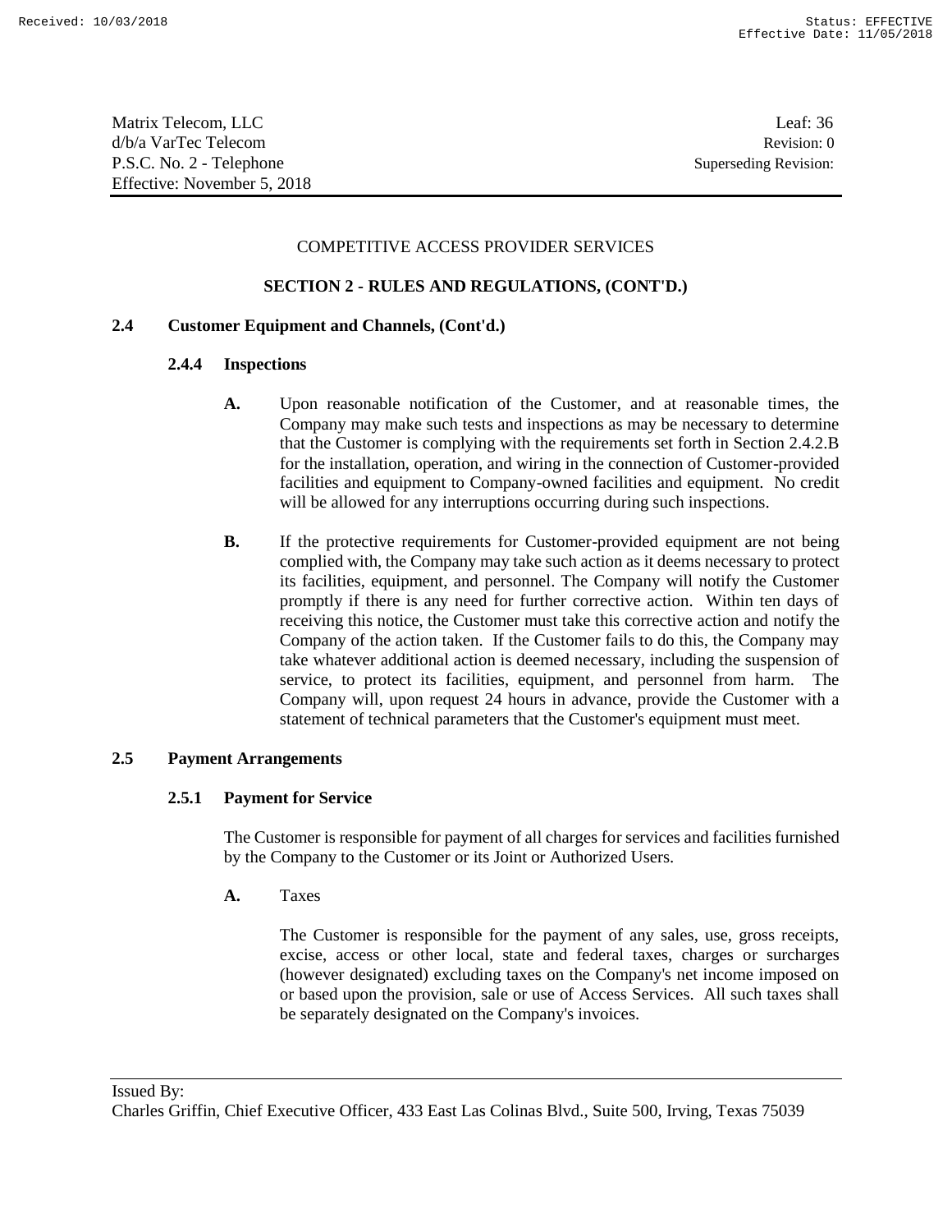COMPETITIVE ACCESS PROVIDER SERVICES

**SECTION 2 - RULES AND REGULATIONS, (CONT'D.)**

**2.4 Customer Equipment and Channels, (Cont'd.)**

**2.4.4 Inspections**

**A.** Upon reasonable notification of the Customer, and at reasonable times, the Company may make such tests and inspections as may be necessary to determine that the Customer is complying with the requirements set forth in Section 2.4.2.B for the installation, operation, and wiring in the connection of Customer-provided facilities and equipment to Company-owned facilities and equipment. No credit will be allowed for any interruptions occurring during such inspections.

**B.** If the protective requirements for Customer-provided equipment are not being complied with, the Company may take such action as it deems necessary to protect its facilities, equipment, and personnel. The Company will notify the Customer promptly if there is any need for further corrective action. Within ten days of receiving this notice, the Customer must take this corrective action and notify the Company of the action taken. If the Customer fails to do this, the Company may take whatever additional action is deemed necessary, including the suspension of service, to protect its facilities, equipment, and personnel from harm. The Company will, upon request 24 hours in advance, provide the Customer with a statement of technical parameters that the Customer's equipment must meet.

**2.5 Payment Arrangements**

**2.5.1 Payment for Service**

The Customer is responsible for payment of all charges for services and facilities furnished by the Company to the Customer or its Joint or Authorized Users.

**A.** Taxes

The Customer is responsible for the payment of any sales, use, gross receipts, excise, access or other local, state and federal taxes, charges or surcharges (however designated) excluding taxes on the Company's net income imposed on or based upon the provision, sale or use of Access Services. All such taxes shall be separately designated on the Company's invoices.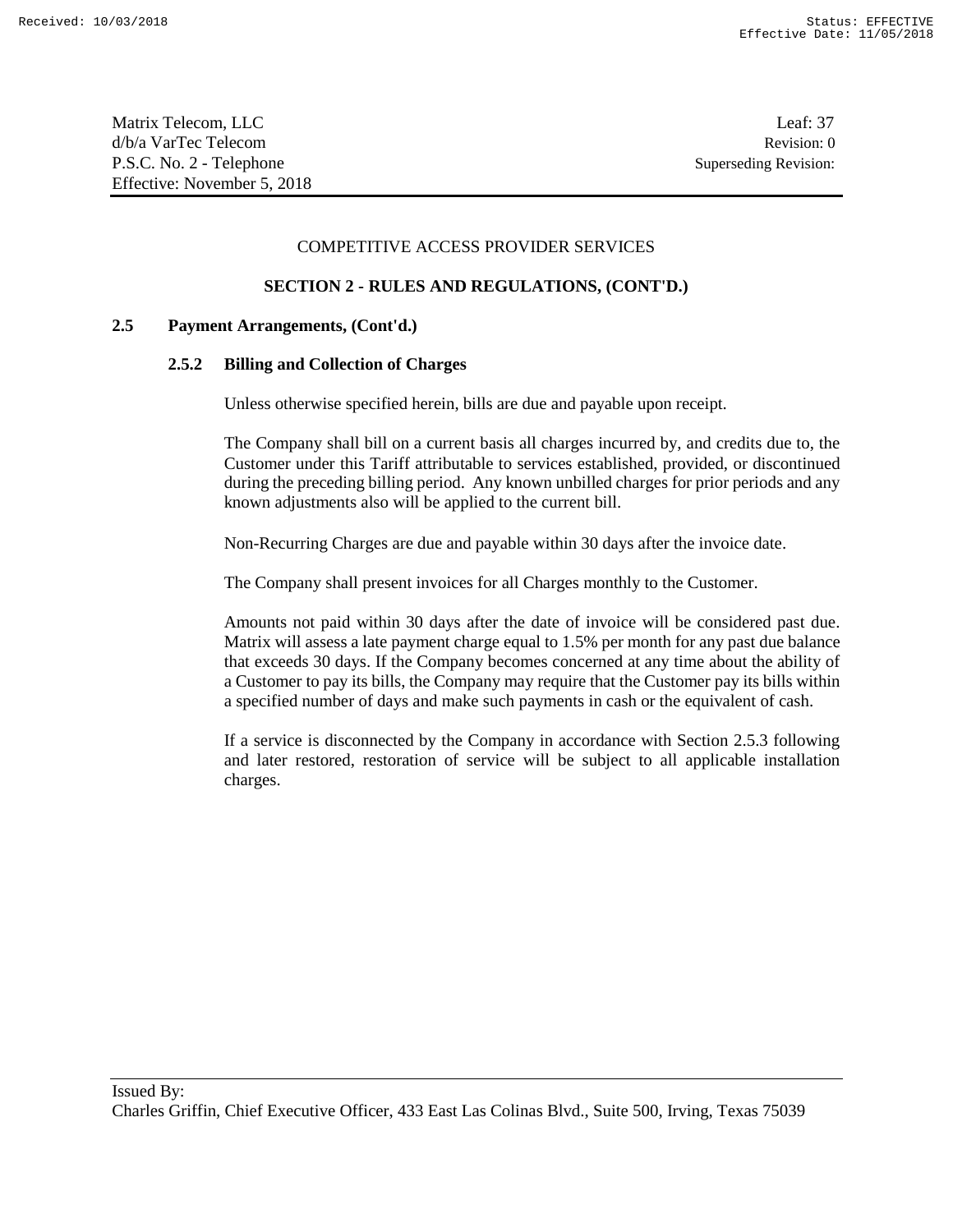COMPETITIVE ACCESS PROVIDER SERVICES

**SECTION 2 - RULES AND REGULATIONS, (CONT'D.)**

**2.5 Payment Arrangements, (Cont'd.)**

**2.5.2 Billing and Collection of Charges**

Unless otherwise specified herein, bills are due and payable upon receipt.

The Company shall bill on a current basis all charges incurred by, and credits due to, the Customer under this Tariff attributable to services established, provided, or discontinued during the preceding billing period. Any known unbilled charges for prior periods and any known adjustments also will be applied to the current bill.

Non-Recurring Charges are due and payable within 30 days after the invoice date.

The Company shall present invoices for all Charges monthly to the Customer.

Amounts not paid within 30 days after the date of invoice will be considered past due. Matrix will assess a late payment charge equal to 1.5% per month for any past due balance that exceeds 30 days. If the Company becomes concerned at any time about the ability of a Customer to pay its bills, the Company may require that the Customer pay its bills within a specified number of days and make such payments in cash or the equivalent of cash.

If a service is disconnected by the Company in accordance with Section 2.5.3 following and later restored, restoration of service will be subject to all applicable installation charges.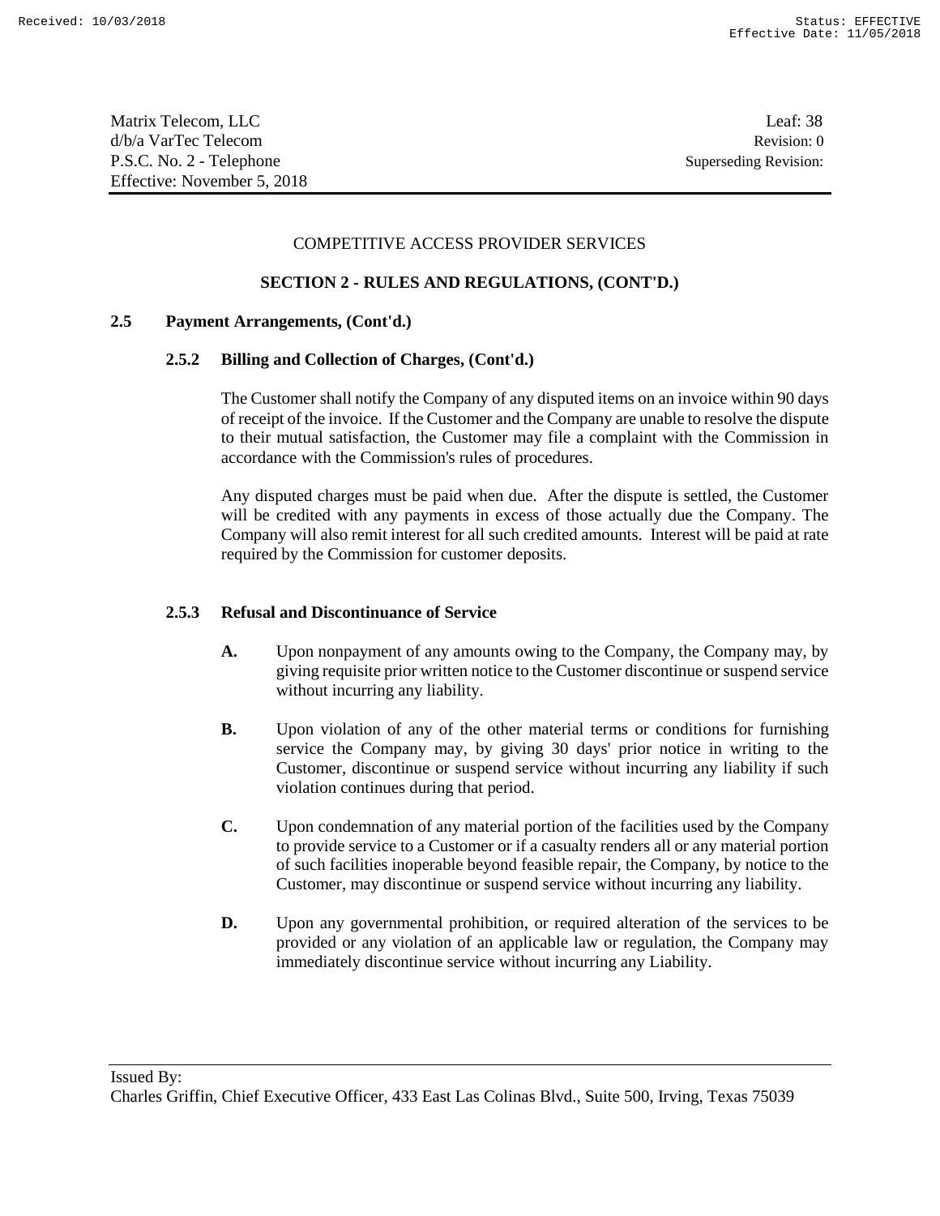COMPETITIVE ACCESS PROVIDER SERVICES

**SECTION 2 - RULES AND REGULATIONS, (CONT'D.)**

**2.5 Payment Arrangements, (Cont'd.)**

**2.5.2 Billing and Collection of Charges, (Cont'd.)**

The Customer shall notify the Company of any disputed items on an invoice within 90 days of receipt of the invoice. If the Customer and the Company are unable to resolve the dispute to their mutual satisfaction, the Customer may file a complaint with the Commission in accordance with the Commission's rules of procedures.

Any disputed charges must be paid when due. After the dispute is settled, the Customer will be credited with any payments in excess of those actually due the Company. The Company will also remit interest for all such credited amounts. Interest will be paid at rate required by the Commission for customer deposits.

**2.5.3 Refusal and Discontinuance of Service**

**A.** Upon nonpayment of any amounts owing to the Company, the Company may, by giving requisite prior written notice to the Customer discontinue or suspend service without incurring any liability.

**B.** Upon violation of any of the other material terms or conditions for furnishing service the Company may, by giving 30 days' prior notice in writing to the Customer, discontinue or suspend service without incurring any liability if such violation continues during that period.

**C.** Upon condemnation of any material portion of the facilities used by the Company to provide service to a Customer or if a casualty renders all or any material portion of such facilities inoperable beyond feasible repair, the Company, by notice to the Customer, may discontinue or suspend service without incurring any liability.

**D.** Upon any governmental prohibition, or required alteration of the services to be provided or any violation of an applicable law or regulation, the Company may immediately discontinue service without incurring any Liability.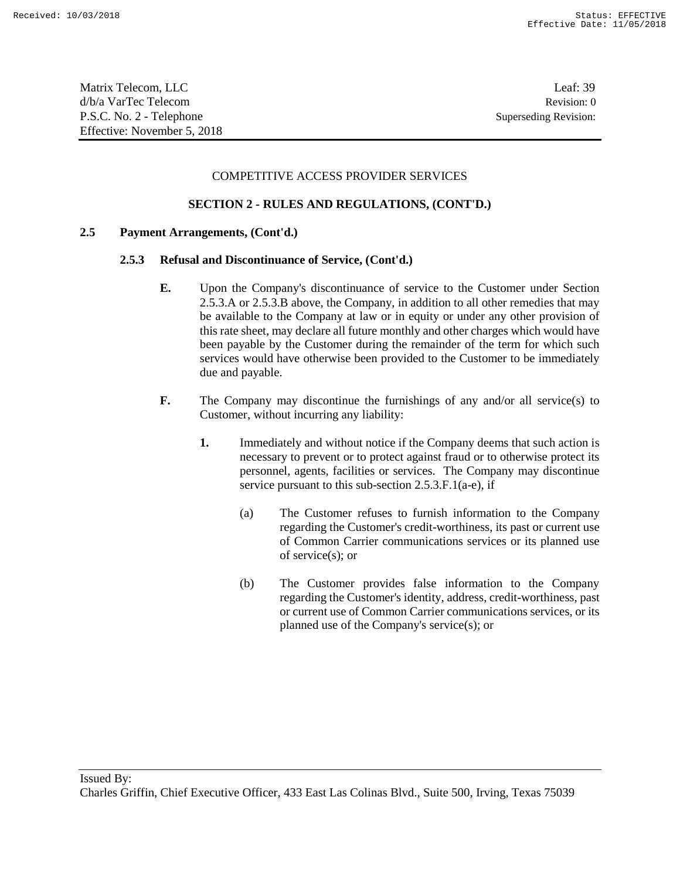COMPETITIVE ACCESS PROVIDER SERVICES

**SECTION 2 - RULES AND REGULATIONS, (CONT'D.)**

**2.5 Payment Arrangements, (Cont'd.)**

**2.5.3 Refusal and Discontinuance of Service, (Cont'd.)**

**E.** Upon the Company's discontinuance of service to the Customer under Section 2.5.3.A or 2.5.3.B above, the Company, in addition to all other remedies that may be available to the Company at law or in equity or under any other provision of this rate sheet, may declare all future monthly and other charges which would have been payable by the Customer during the remainder of the term for which such services would have otherwise been provided to the Customer to be immediately due and payable.

**F.** The Company may discontinue the furnishings of any and/or all service(s) to Customer, without incurring any liability:

**1.** Immediately and without notice if the Company deems that such action is necessary to prevent or to protect against fraud or to otherwise protect its personnel, agents, facilities or services. The Company may discontinue service pursuant to this sub-section 2.5.3.F.1(a-e), if

(a) The Customer refuses to furnish information to the Company regarding the Customer's credit-worthiness, its past or current use of Common Carrier communications services or its planned use of service(s); or

(b) The Customer provides false information to the Company regarding the Customer's identity, address, credit-worthiness, past or current use of Common Carrier communications services, or its planned use of the Company's service(s); or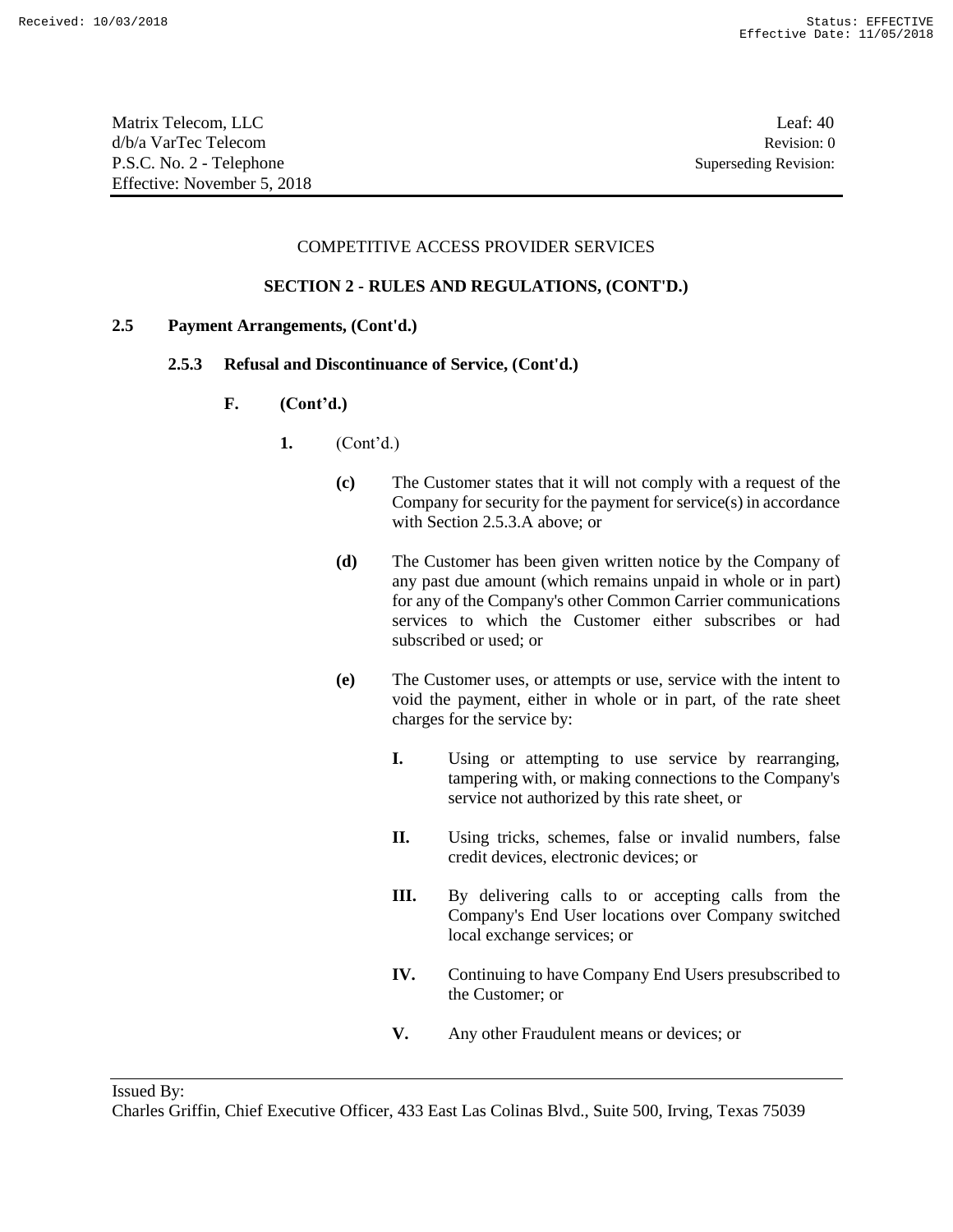COMPETITIVE ACCESS PROVIDER SERVICES

**SECTION 2 - RULES AND REGULATIONS, (CONT'D.)**

**2.5 Payment Arrangements, (Cont'd.)**

**2.5.3 Refusal and Discontinuance of Service, (Cont'd.)**

**F. (Cont'd.)**

**1.** (Cont'd.)

**(c)** The Customer states that it will not comply with a request of the Company for security for the payment for service(s) in accordance with Section 2.5.3.A above; or

**(d)** The Customer has been given written notice by the Company of any past due amount (which remains unpaid in whole or in part) for any of the Company's other Common Carrier communications services to which the Customer either subscribes or had subscribed or used; or

**(e)** The Customer uses, or attempts or use, service with the intent to void the payment, either in whole or in part, of the rate sheet charges for the service by:

**I.** Using or attempting to use service by rearranging, tampering with, or making connections to the Company's service not authorized by this rate sheet, or

**II.** Using tricks, schemes, false or invalid numbers, false credit devices, electronic devices; or

**III.** By delivering calls to or accepting calls from the Company's End User locations over Company switched local exchange services; or

**IV.** Continuing to have Company End Users presubscribed to the Customer; or

**V.** Any other Fraudulent means or devices; or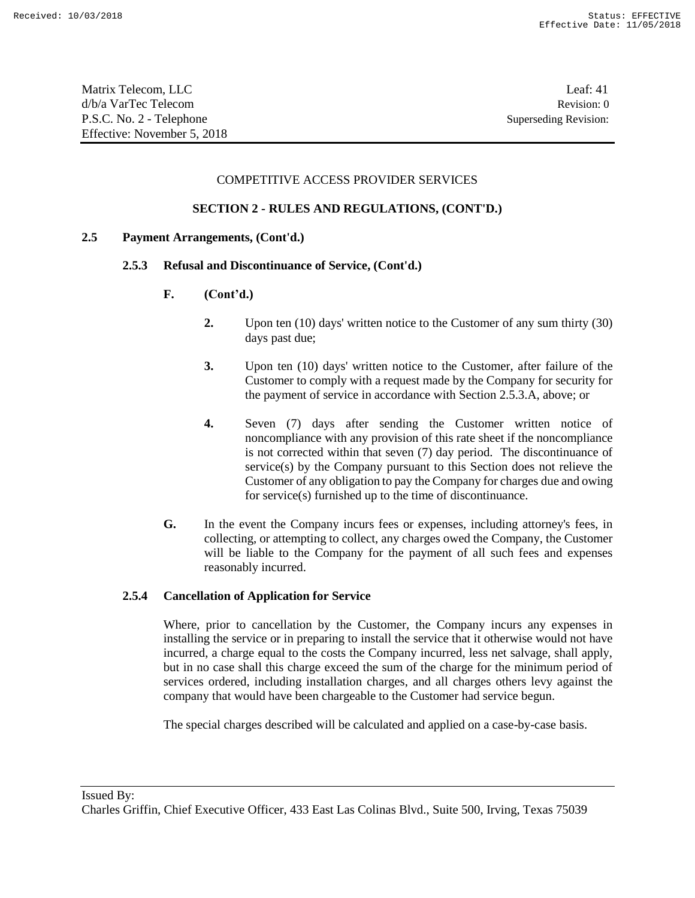COMPETITIVE ACCESS PROVIDER SERVICES

## SECTION 2 - RULES AND REGULATIONS, (CONT'D.)

### 2.5 Payment Arrangements, (Cont'd.)

#### 2.5.3 Refusal and Discontinuance of Service, (Cont'd.)

**F. (Cont'd.)**

**2.** Upon ten (10) days' written notice to the Customer of any sum thirty (30) days past due;

**3.** Upon ten (10) days' written notice to the Customer, after failure of the Customer to comply with a request made by the Company for security for the payment of service in accordance with Section 2.5.3.A, above; or

**4.** Seven (7) days after sending the Customer written notice of noncompliance with any provision of this rate sheet if the noncompliance is not corrected within that seven (7) day period. The discontinuance of service(s) by the Company pursuant to this Section does not relieve the Customer of any obligation to pay the Company for charges due and owing for service(s) furnished up to the time of discontinuance.

**G.** In the event the Company incurs fees or expenses, including attorney's fees, in collecting, or attempting to collect, any charges owed the Company, the Customer will be liable to the Company for the payment of all such fees and expenses reasonably incurred.

#### 2.5.4 Cancellation of Application for Service

Where, prior to cancellation by the Customer, the Company incurs any expenses in installing the service or in preparing to install the service that it otherwise would not have incurred, a charge equal to the costs the Company incurred, less net salvage, shall apply, but in no case shall this charge exceed the sum of the charge for the minimum period of services ordered, including installation charges, and all charges others levy against the company that would have been chargeable to the Customer had service begun.

The special charges described will be calculated and applied on a case-by-case basis.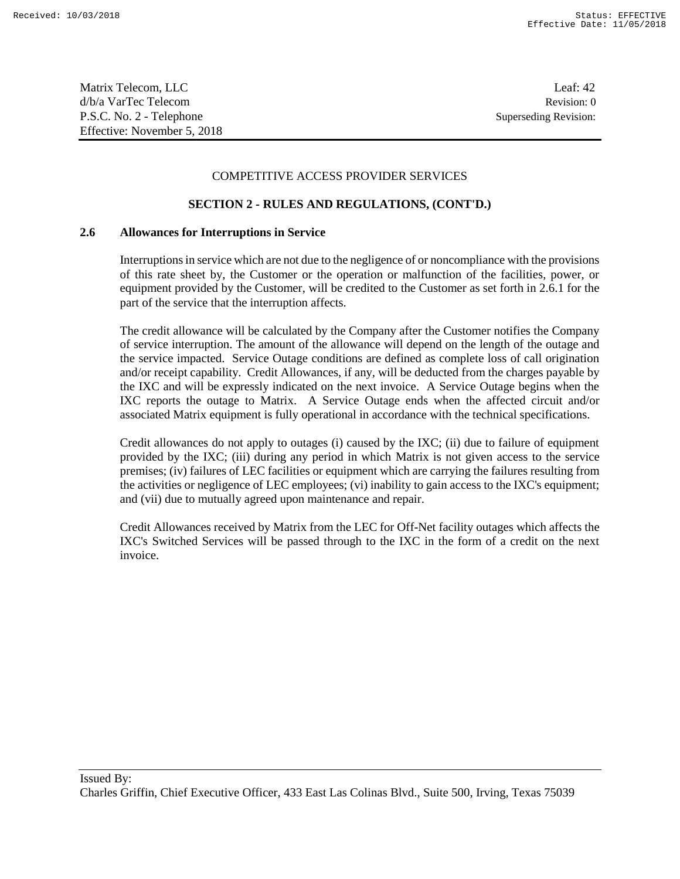COMPETITIVE ACCESS PROVIDER SERVICES

**SECTION 2 - RULES AND REGULATIONS, (CONT'D.)**

### 2.6 Allowances for Interruptions in Service

Interruptions in service which are not due to the negligence of or noncompliance with the provisions of this rate sheet by, the Customer or the operation or malfunction of the facilities, power, or equipment provided by the Customer, will be credited to the Customer as set forth in 2.6.1 for the part of the service that the interruption affects.

The credit allowance will be calculated by the Company after the Customer notifies the Company of service interruption. The amount of the allowance will depend on the length of the outage and the service impacted. Service Outage conditions are defined as complete loss of call origination and/or receipt capability. Credit Allowances, if any, will be deducted from the charges payable by the IXC and will be expressly indicated on the next invoice. A Service Outage begins when the IXC reports the outage to Matrix. A Service Outage ends when the affected circuit and/or associated Matrix equipment is fully operational in accordance with the technical specifications.

Credit allowances do not apply to outages (i) caused by the IXC; (ii) due to failure of equipment provided by the IXC; (iii) during any period in which Matrix is not given access to the service premises; (iv) failures of LEC facilities or equipment which are carrying the failures resulting from the activities or negligence of LEC employees; (vi) inability to gain access to the IXC's equipment; and (vii) due to mutually agreed upon maintenance and repair.

Credit Allowances received by Matrix from the LEC for Off-Net facility outages which affects the IXC's Switched Services will be passed through to the IXC in the form of a credit on the next invoice.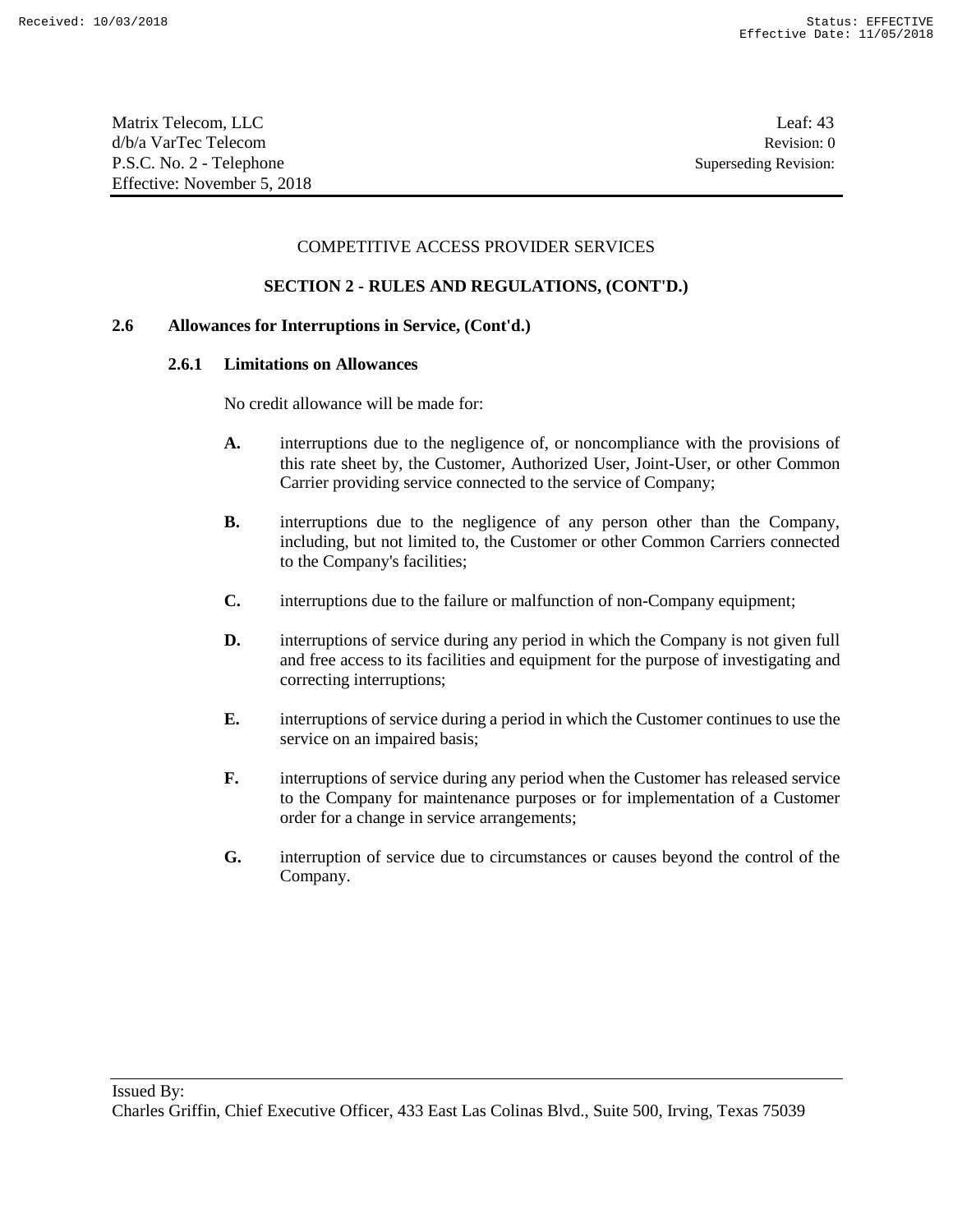COMPETITIVE ACCESS PROVIDER SERVICES

## SECTION 2 - RULES AND REGULATIONS, (CONT'D.)

### 2.6 Allowances for Interruptions in Service, (Cont'd.)

#### 2.6.1 Limitations on Allowances

No credit allowance will be made for:

**A.** interruptions due to the negligence of, or noncompliance with the provisions of this rate sheet by, the Customer, Authorized User, Joint-User, or other Common Carrier providing service connected to the service of Company;

**B.** interruptions due to the negligence of any person other than the Company, including, but not limited to, the Customer or other Common Carriers connected to the Company's facilities;

**C.** interruptions due to the failure or malfunction of non-Company equipment;

**D.** interruptions of service during any period in which the Company is not given full and free access to its facilities and equipment for the purpose of investigating and correcting interruptions;

**E.** interruptions of service during a period in which the Customer continues to use the service on an impaired basis;

**F.** interruptions of service during any period when the Customer has released service to the Company for maintenance purposes or for implementation of a Customer order for a change in service arrangements;

**G.** interruption of service due to circumstances or causes beyond the control of the Company.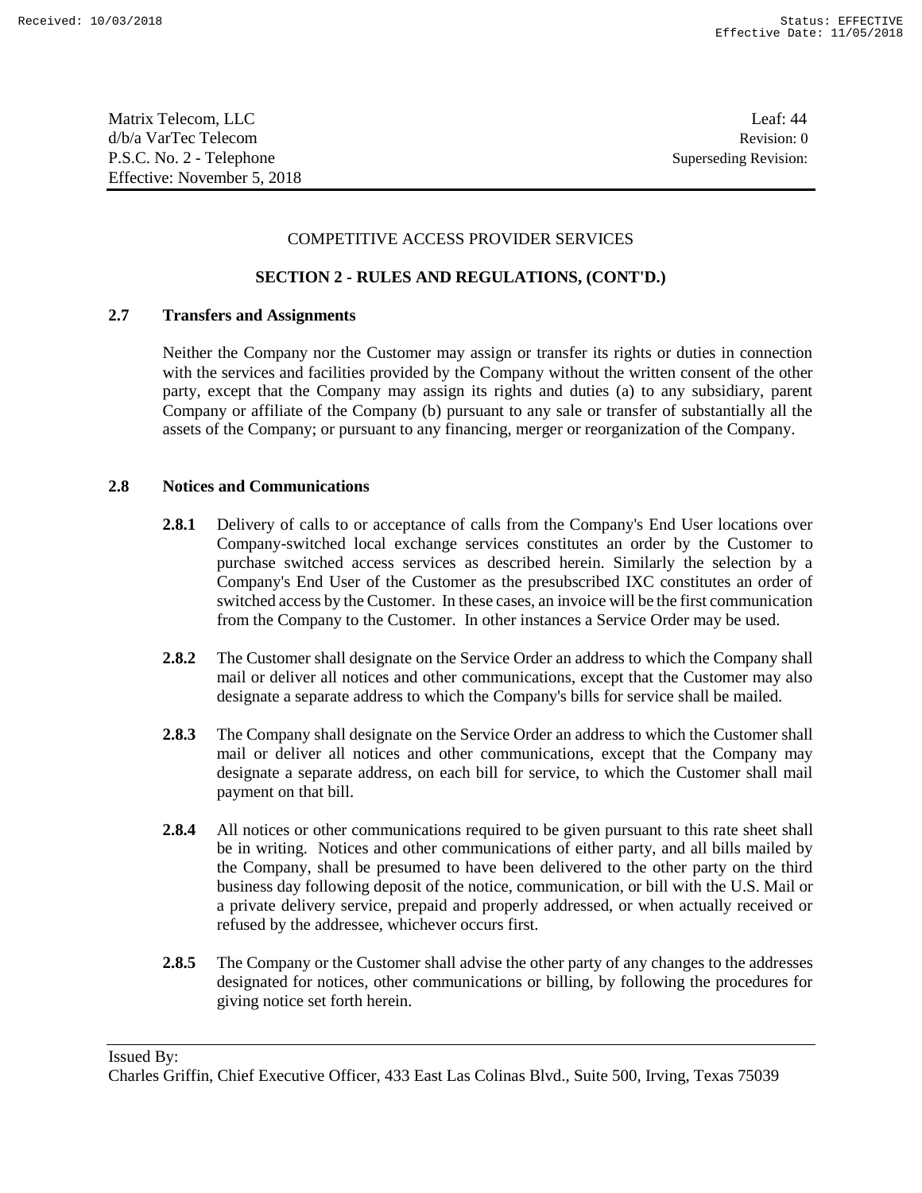COMPETITIVE ACCESS PROVIDER SERVICES

**SECTION 2 - RULES AND REGULATIONS, (CONT'D.)**

## 2.7 Transfers and Assignments

Neither the Company nor the Customer may assign or transfer its rights or duties in connection with the services and facilities provided by the Company without the written consent of the other party, except that the Company may assign its rights and duties (a) to any subsidiary, parent Company or affiliate of the Company (b) pursuant to any sale or transfer of substantially all the assets of the Company; or pursuant to any financing, merger or reorganization of the Company.

## 2.8 Notices and Communications

**2.8.1** Delivery of calls to or acceptance of calls from the Company's End User locations over Company-switched local exchange services constitutes an order by the Customer to purchase switched access services as described herein. Similarly the selection by a Company's End User of the Customer as the presubscribed IXC constitutes an order of switched access by the Customer. In these cases, an invoice will be the first communication from the Company to the Customer. In other instances a Service Order may be used.

**2.8.2** The Customer shall designate on the Service Order an address to which the Company shall mail or deliver all notices and other communications, except that the Customer may also designate a separate address to which the Company's bills for service shall be mailed.

**2.8.3** The Company shall designate on the Service Order an address to which the Customer shall mail or deliver all notices and other communications, except that the Company may designate a separate address, on each bill for service, to which the Customer shall mail payment on that bill.

**2.8.4** All notices or other communications required to be given pursuant to this rate sheet shall be in writing. Notices and other communications of either party, and all bills mailed by the Company, shall be presumed to have been delivered to the other party on the third business day following deposit of the notice, communication, or bill with the U.S. Mail or a private delivery service, prepaid and properly addressed, or when actually received or refused by the addressee, whichever occurs first.

**2.8.5** The Company or the Customer shall advise the other party of any changes to the addresses designated for notices, other communications or billing, by following the procedures for giving notice set forth herein.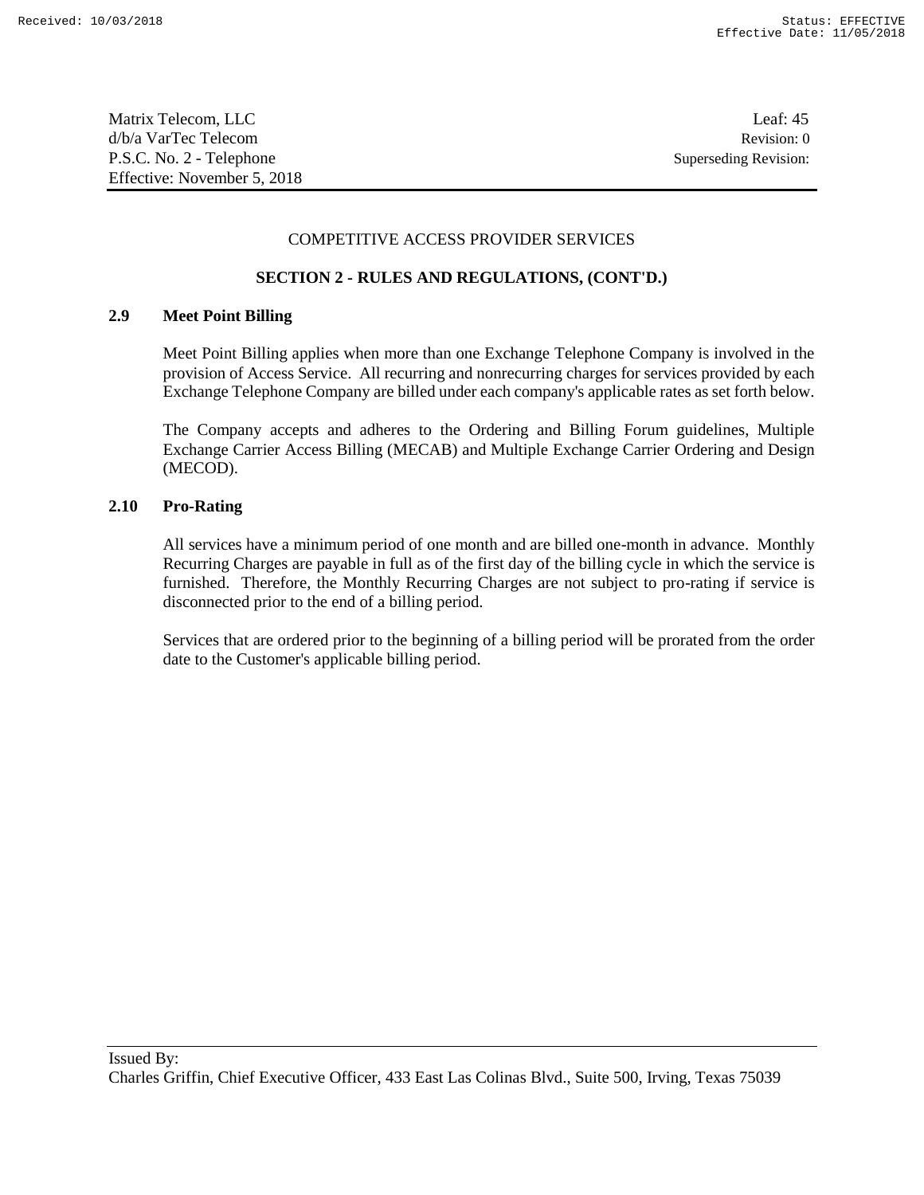COMPETITIVE ACCESS PROVIDER SERVICES

**SECTION 2 - RULES AND REGULATIONS, (CONT'D.)**

### 2.9 Meet Point Billing

Meet Point Billing applies when more than one Exchange Telephone Company is involved in the provision of Access Service. All recurring and nonrecurring charges for services provided by each Exchange Telephone Company are billed under each company's applicable rates as set forth below.

The Company accepts and adheres to the Ordering and Billing Forum guidelines, Multiple Exchange Carrier Access Billing (MECAB) and Multiple Exchange Carrier Ordering and Design (MECOD).

### 2.10 Pro-Rating

All services have a minimum period of one month and are billed one-month in advance. Monthly Recurring Charges are payable in full as of the first day of the billing cycle in which the service is furnished. Therefore, the Monthly Recurring Charges are not subject to pro-rating if service is disconnected prior to the end of a billing period.

Services that are ordered prior to the beginning of a billing period will be prorated from the order date to the Customer's applicable billing period.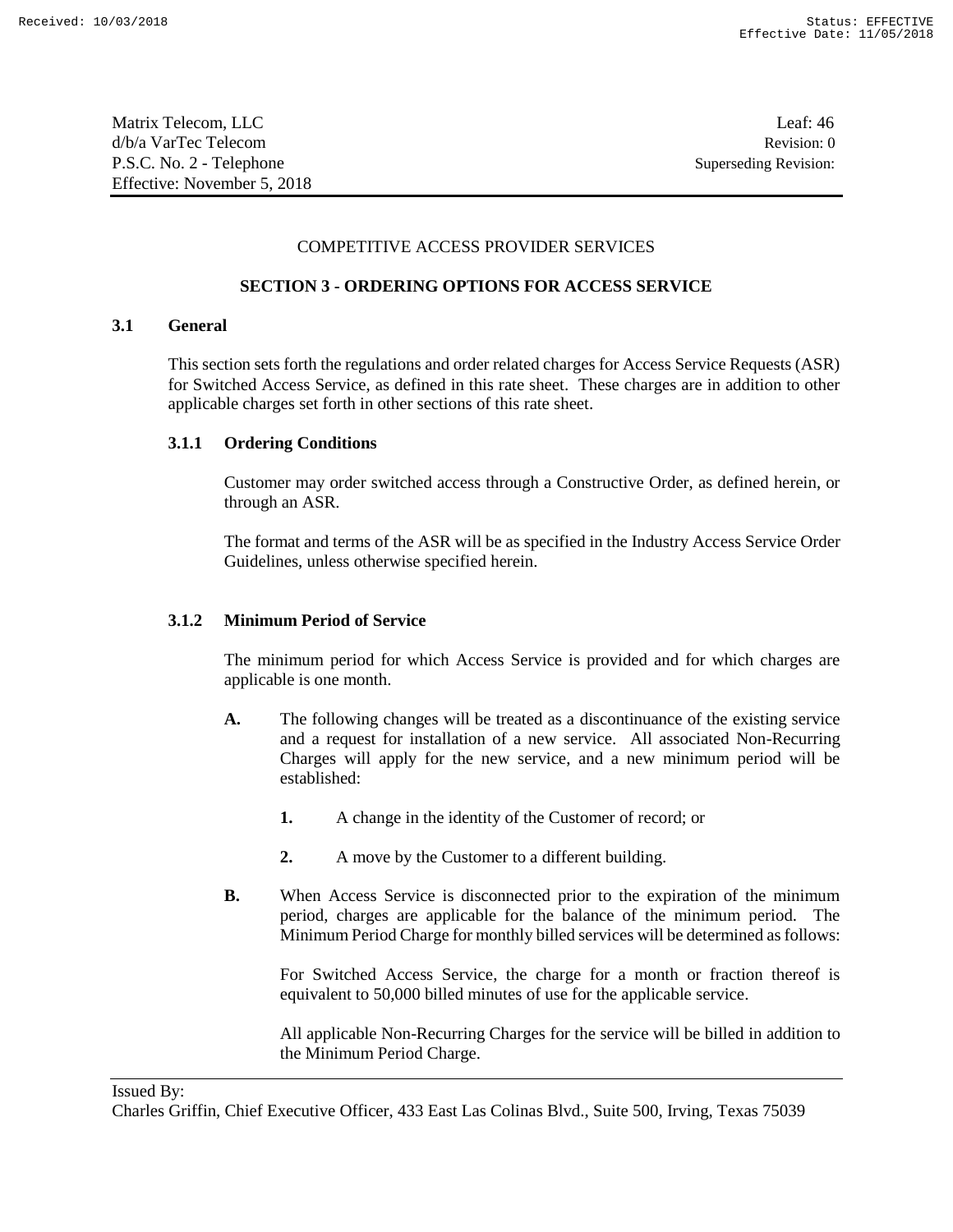COMPETITIVE ACCESS PROVIDER SERVICES

## SECTION 3 - ORDERING OPTIONS FOR ACCESS SERVICE

### 3.1 General

This section sets forth the regulations and order related charges for Access Service Requests (ASR) for Switched Access Service, as defined in this rate sheet. These charges are in addition to other applicable charges set forth in other sections of this rate sheet.

#### 3.1.1 Ordering Conditions

Customer may order switched access through a Constructive Order, as defined herein, or through an ASR.

The format and terms of the ASR will be as specified in the Industry Access Service Order Guidelines, unless otherwise specified herein.

#### 3.1.2 Minimum Period of Service

The minimum period for which Access Service is provided and for which charges are applicable is one month.

**A.** The following changes will be treated as a discontinuance of the existing service and a request for installation of a new service. All associated Non-Recurring Charges will apply for the new service, and a new minimum period will be established:

**1.** A change in the identity of the Customer of record; or

**2.** A move by the Customer to a different building.

**B.** When Access Service is disconnected prior to the expiration of the minimum period, charges are applicable for the balance of the minimum period. The Minimum Period Charge for monthly billed services will be determined as follows:

For Switched Access Service, the charge for a month or fraction thereof is equivalent to 50,000 billed minutes of use for the applicable service.

All applicable Non-Recurring Charges for the service will be billed in addition to the Minimum Period Charge.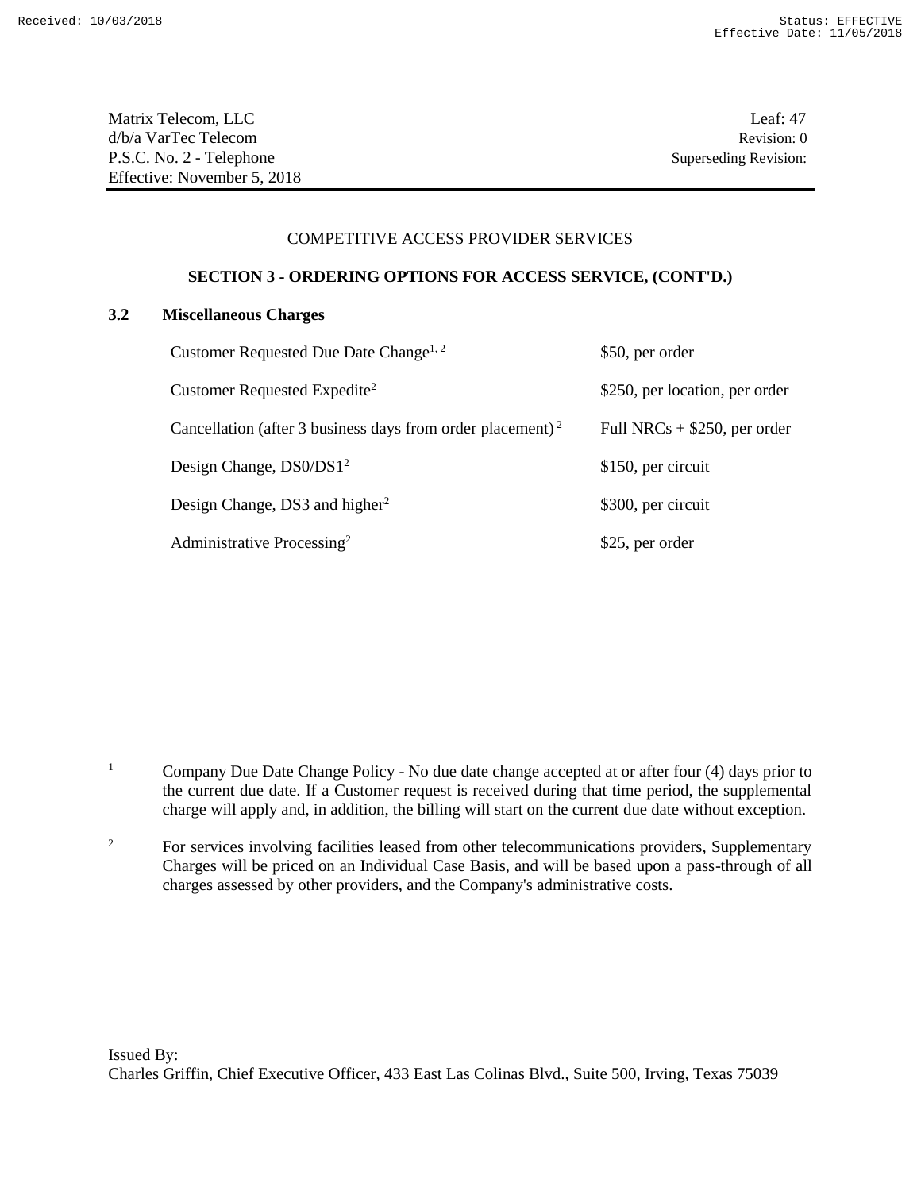Matrix Telecom, LLC
d/b/a VarTec Telecom
P.S.C. No. 2 - Telephone
Effective: November 5, 2018

Leaf: 47
Revision: 0
Superseding Revision:

COMPETITIVE ACCESS PROVIDER SERVICES

**SECTION 3 - ORDERING OPTIONS FOR ACCESS SERVICE, (CONT'D.)**

## 3.2 Miscellaneous Charges

| | |
|---|---|
| Customer Requested Due Date Change[1, 2] | $50, per order |
| Customer Requested Expedite[2] | $250, per location, per order |
| Cancellation (after 3 business days from order placement)[2] | Full NRCs + $250, per order |
| Design Change, DS0/DS1[2] | $150, per circuit |
| Design Change, DS3 and higher[2] | $300, per circuit |
| Administrative Processing[2] | $25, per order |

[1] Company Due Date Change Policy - No due date change accepted at or after four (4) days prior to the current due date. If a Customer request is received during that time period, the supplemental charge will apply and, in addition, the billing will start on the current due date without exception.

[2] For services involving facilities leased from other telecommunications providers, Supplementary Charges will be priced on an Individual Case Basis, and will be based upon a pass-through of all charges assessed by other providers, and the Company's administrative costs.

Issued By:
Charles Griffin, Chief Executive Officer, 433 East Las Colinas Blvd., Suite 500, Irving, Texas 75039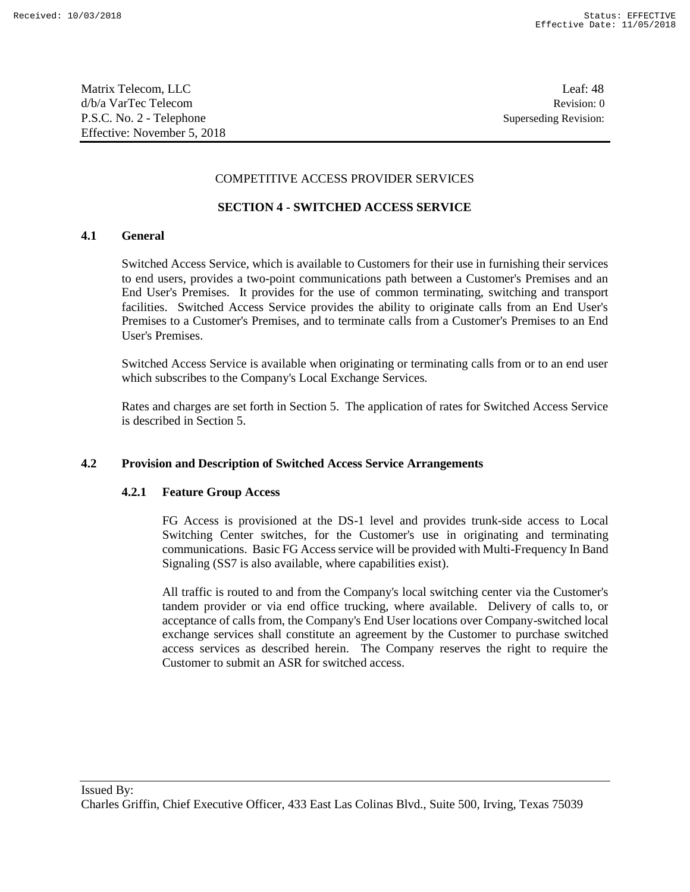COMPETITIVE ACCESS PROVIDER SERVICES

## SECTION 4 - SWITCHED ACCESS SERVICE

### 4.1 General

Switched Access Service, which is available to Customers for their use in furnishing their services to end users, provides a two-point communications path between a Customer's Premises and an End User's Premises. It provides for the use of common terminating, switching and transport facilities. Switched Access Service provides the ability to originate calls from an End User's Premises to a Customer's Premises, and to terminate calls from a Customer's Premises to an End User's Premises.

Switched Access Service is available when originating or terminating calls from or to an end user which subscribes to the Company's Local Exchange Services.

Rates and charges are set forth in Section 5. The application of rates for Switched Access Service is described in Section 5.

### 4.2 Provision and Description of Switched Access Service Arrangements

#### 4.2.1 Feature Group Access

FG Access is provisioned at the DS-1 level and provides trunk-side access to Local Switching Center switches, for the Customer's use in originating and terminating communications. Basic FG Access service will be provided with Multi-Frequency In Band Signaling (SS7 is also available, where capabilities exist).

All traffic is routed to and from the Company's local switching center via the Customer's tandem provider or via end office trucking, where available. Delivery of calls to, or acceptance of calls from, the Company's End User locations over Company-switched local exchange services shall constitute an agreement by the Customer to purchase switched access services as described herein. The Company reserves the right to require the Customer to submit an ASR for switched access.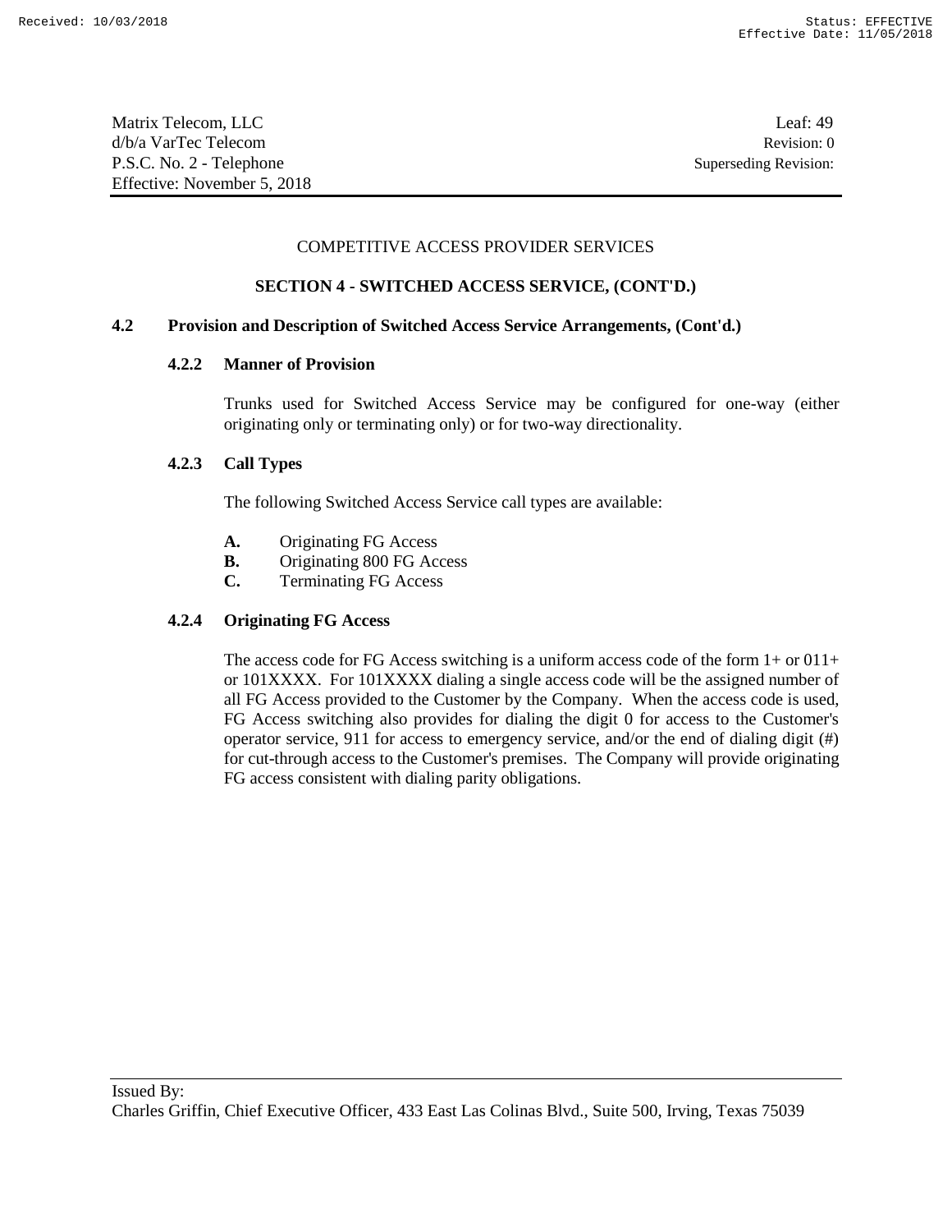## COMPETITIVE ACCESS PROVIDER SERVICES

### SECTION 4 - SWITCHED ACCESS SERVICE, (CONT'D.)

**4.2 Provision and Description of Switched Access Service Arrangements, (Cont'd.)**

**4.2.2 Manner of Provision**

Trunks used for Switched Access Service may be configured for one-way (either originating only or terminating only) or for two-way directionality.

**4.2.3 Call Types**

The following Switched Access Service call types are available:

**A.** Originating FG Access
**B.** Originating 800 FG Access
**C.** Terminating FG Access

**4.2.4 Originating FG Access**

The access code for FG Access switching is a uniform access code of the form 1+ or 011+ or 101XXXX. For 101XXXX dialing a single access code will be the assigned number of all FG Access provided to the Customer by the Company. When the access code is used, FG Access switching also provides for dialing the digit 0 for access to the Customer's operator service, 911 for access to emergency service, and/or the end of dialing digit (#) for cut-through access to the Customer's premises. The Company will provide originating FG access consistent with dialing parity obligations.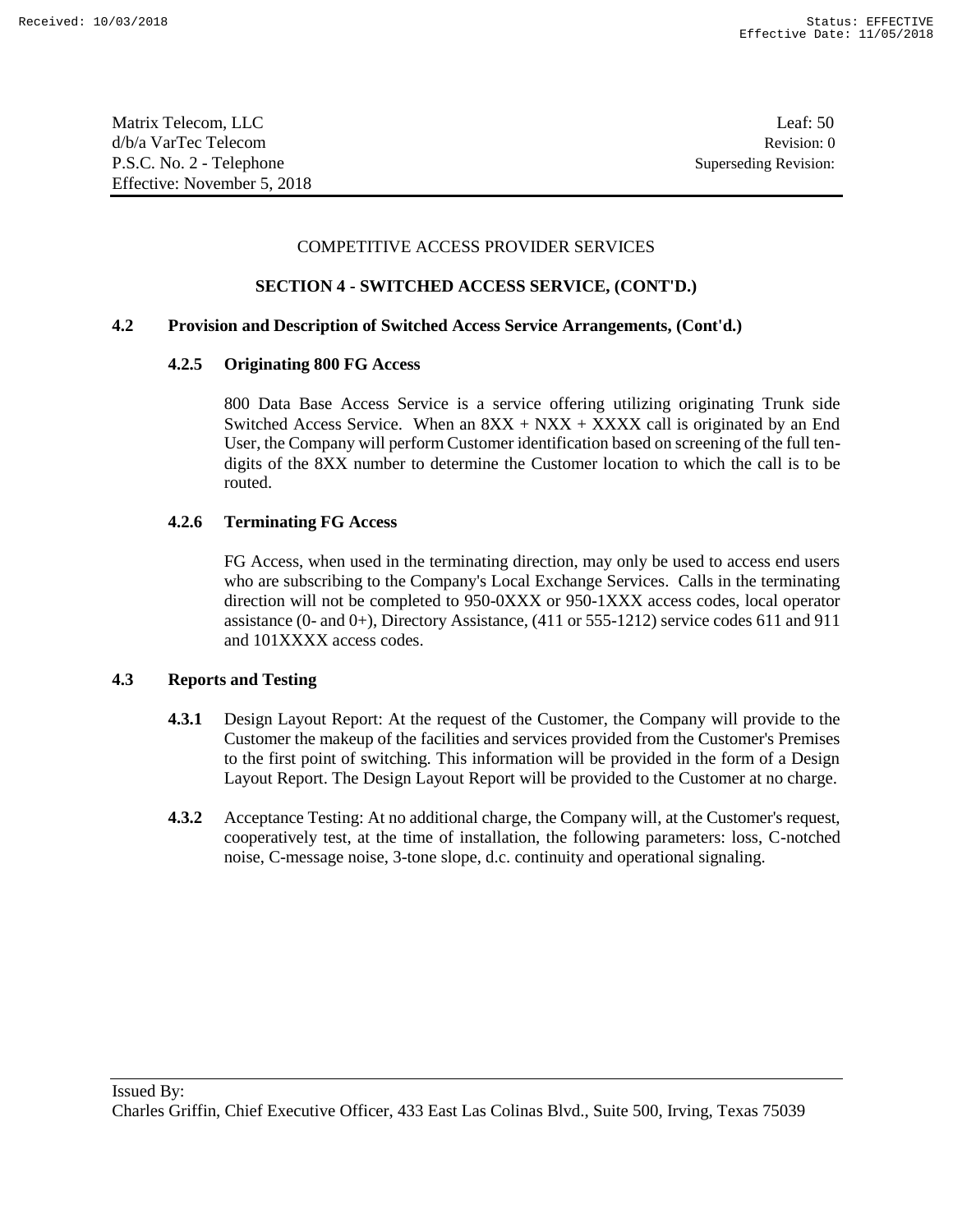COMPETITIVE ACCESS PROVIDER SERVICES

## SECTION 4 - SWITCHED ACCESS SERVICE, (CONT'D.)

### 4.2 Provision and Description of Switched Access Service Arrangements, (Cont'd.)

#### 4.2.5 Originating 800 FG Access

800 Data Base Access Service is a service offering utilizing originating Trunk side Switched Access Service. When an 8XX + NXX + XXXX call is originated by an End User, the Company will perform Customer identification based on screening of the full ten-digits of the 8XX number to determine the Customer location to which the call is to be routed.

#### 4.2.6 Terminating FG Access

FG Access, when used in the terminating direction, may only be used to access end users who are subscribing to the Company's Local Exchange Services. Calls in the terminating direction will not be completed to 950-0XXX or 950-1XXX access codes, local operator assistance (0- and 0+), Directory Assistance, (411 or 555-1212) service codes 611 and 911 and 101XXXX access codes.

### 4.3 Reports and Testing

**4.3.1** Design Layout Report: At the request of the Customer, the Company will provide to the Customer the makeup of the facilities and services provided from the Customer's Premises to the first point of switching. This information will be provided in the form of a Design Layout Report. The Design Layout Report will be provided to the Customer at no charge.

**4.3.2** Acceptance Testing: At no additional charge, the Company will, at the Customer's request, cooperatively test, at the time of installation, the following parameters: loss, C-notched noise, C-message noise, 3-tone slope, d.c. continuity and operational signaling.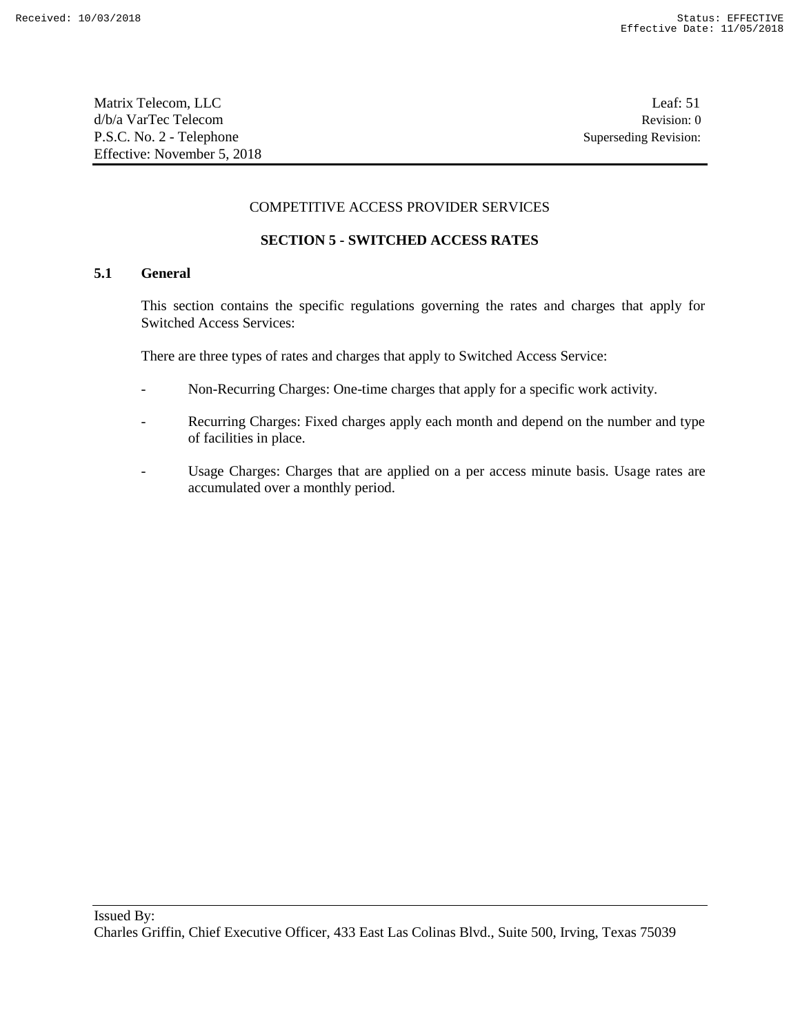COMPETITIVE ACCESS PROVIDER SERVICES

## SECTION 5 - SWITCHED ACCESS RATES

### 5.1 General

This section contains the specific regulations governing the rates and charges that apply for Switched Access Services:

There are three types of rates and charges that apply to Switched Access Service:

- Non-Recurring Charges: One-time charges that apply for a specific work activity.
- Recurring Charges: Fixed charges apply each month and depend on the number and type of facilities in place.
- Usage Charges: Charges that are applied on a per access minute basis. Usage rates are accumulated over a monthly period.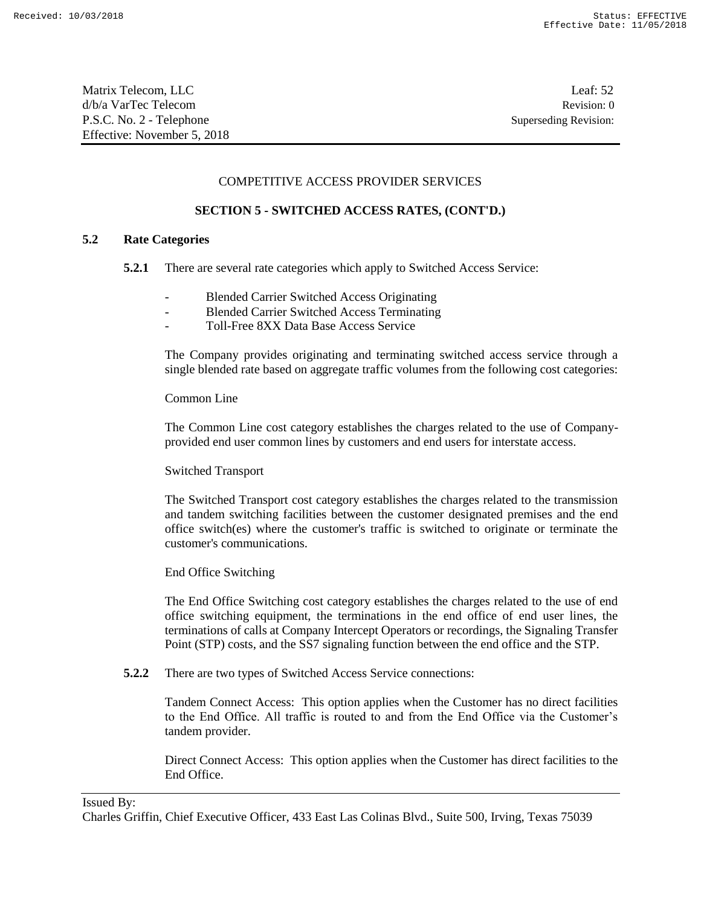COMPETITIVE ACCESS PROVIDER SERVICES

**SECTION 5 - SWITCHED ACCESS RATES, (CONT'D.)**

## 5.2 Rate Categories

**5.2.1** There are several rate categories which apply to Switched Access Service:

- Blended Carrier Switched Access Originating
- Blended Carrier Switched Access Terminating
- Toll-Free 8XX Data Base Access Service

The Company provides originating and terminating switched access service through a single blended rate based on aggregate traffic volumes from the following cost categories:

Common Line

The Common Line cost category establishes the charges related to the use of Company-provided end user common lines by customers and end users for interstate access.

Switched Transport

The Switched Transport cost category establishes the charges related to the transmission and tandem switching facilities between the customer designated premises and the end office switch(es) where the customer's traffic is switched to originate or terminate the customer's communications.

End Office Switching

The End Office Switching cost category establishes the charges related to the use of end office switching equipment, the terminations in the end office of end user lines, the terminations of calls at Company Intercept Operators or recordings, the Signaling Transfer Point (STP) costs, and the SS7 signaling function between the end office and the STP.

**5.2.2** There are two types of Switched Access Service connections:

Tandem Connect Access: This option applies when the Customer has no direct facilities to the End Office. All traffic is routed to and from the End Office via the Customer's tandem provider.

Direct Connect Access: This option applies when the Customer has direct facilities to the End Office.

Issued By:
Charles Griffin, Chief Executive Officer, 433 East Las Colinas Blvd., Suite 500, Irving, Texas 75039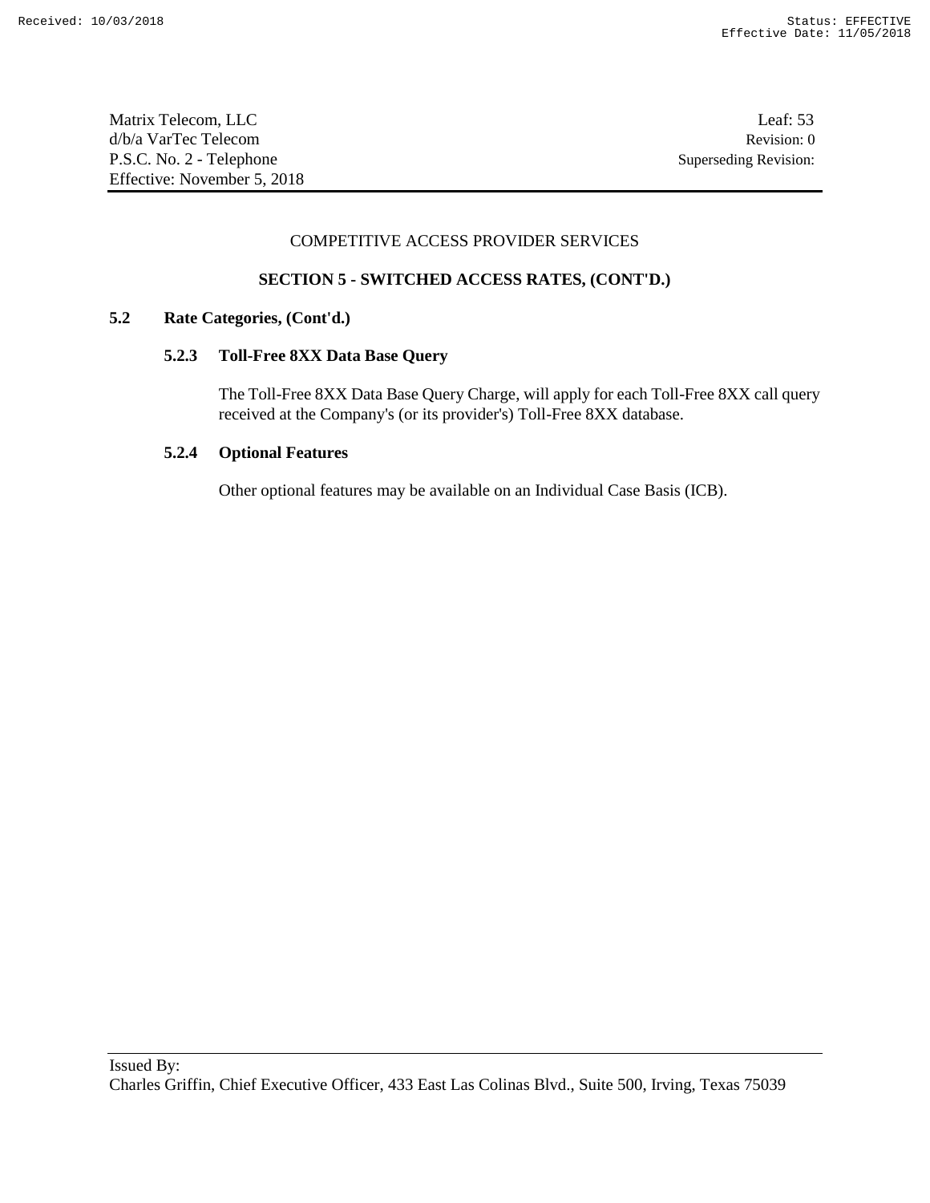COMPETITIVE ACCESS PROVIDER SERVICES

## SECTION 5 - SWITCHED ACCESS RATES, (CONT'D.)

### 5.2 Rate Categories, (Cont'd.)

#### 5.2.3 Toll-Free 8XX Data Base Query

The Toll-Free 8XX Data Base Query Charge, will apply for each Toll-Free 8XX call query received at the Company's (or its provider's) Toll-Free 8XX database.

#### 5.2.4 Optional Features

Other optional features may be available on an Individual Case Basis (ICB).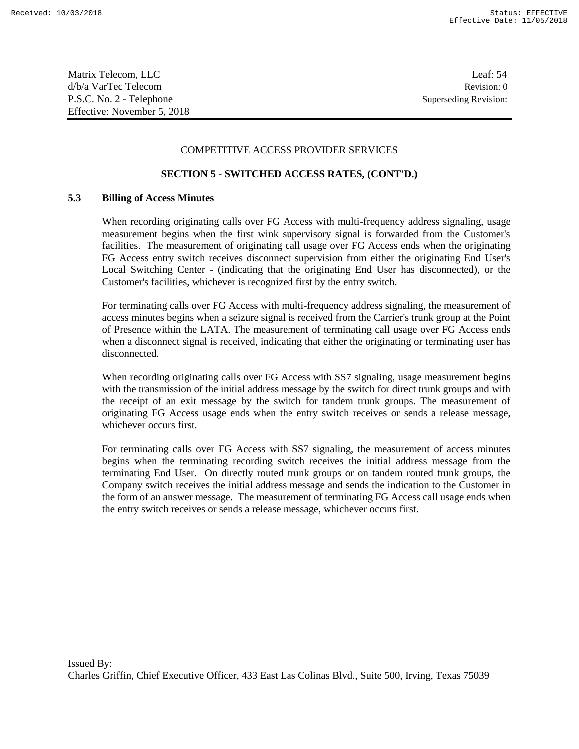Matrix Telecom, LLC
d/b/a VarTec Telecom
P.S.C. No. 2 - Telephone
Effective: November 5, 2018

Leaf: 54
Revision: 0
Superseding Revision:

COMPETITIVE ACCESS PROVIDER SERVICES

**SECTION 5 - SWITCHED ACCESS RATES, (CONT'D.)**

**5.3 Billing of Access Minutes**

When recording originating calls over FG Access with multi-frequency address signaling, usage measurement begins when the first wink supervisory signal is forwarded from the Customer's facilities. The measurement of originating call usage over FG Access ends when the originating FG Access entry switch receives disconnect supervision from either the originating End User's Local Switching Center - (indicating that the originating End User has disconnected), or the Customer's facilities, whichever is recognized first by the entry switch.

For terminating calls over FG Access with multi-frequency address signaling, the measurement of access minutes begins when a seizure signal is received from the Carrier's trunk group at the Point of Presence within the LATA. The measurement of terminating call usage over FG Access ends when a disconnect signal is received, indicating that either the originating or terminating user has disconnected.

When recording originating calls over FG Access with SS7 signaling, usage measurement begins with the transmission of the initial address message by the switch for direct trunk groups and with the receipt of an exit message by the switch for tandem trunk groups. The measurement of originating FG Access usage ends when the entry switch receives or sends a release message, whichever occurs first.

For terminating calls over FG Access with SS7 signaling, the measurement of access minutes begins when the terminating recording switch receives the initial address message from the terminating End User. On directly routed trunk groups or on tandem routed trunk groups, the Company switch receives the initial address message and sends the indication to the Customer in the form of an answer message. The measurement of terminating FG Access call usage ends when the entry switch receives or sends a release message, whichever occurs first.

Issued By:
Charles Griffin, Chief Executive Officer, 433 East Las Colinas Blvd., Suite 500, Irving, Texas 75039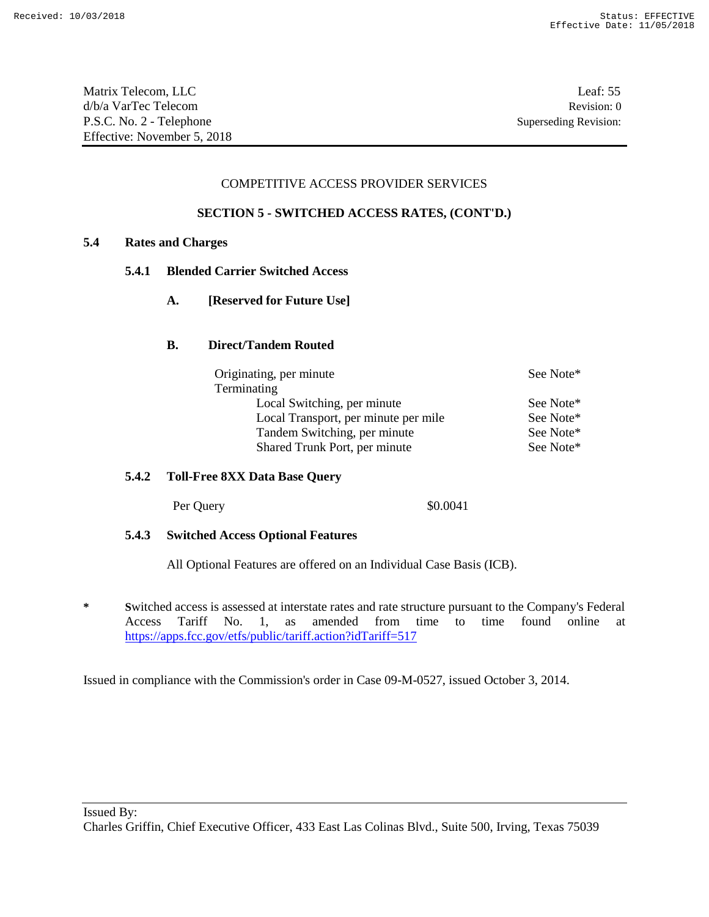Matrix Telecom, LLC
d/b/a VarTec Telecom
P.S.C. No. 2 - Telephone
Effective: November 5, 2018

Leaf: 55
Revision: 0
Superseding Revision:

COMPETITIVE ACCESS PROVIDER SERVICES

**SECTION 5 - SWITCHED ACCESS RATES, (CONT'D.)**

## 5.4 Rates and Charges

### 5.4.1 Blended Carrier Switched Access

**A. [Reserved for Future Use]**

**B. Direct/Tandem Routed**

| | |
|---|---|
| Originating, per minute | See Note* |
| Terminating | |
| Local Switching, per minute | See Note* |
| Local Transport, per minute per mile | See Note* |
| Tandem Switching, per minute | See Note* |
| Shared Trunk Port, per minute | See Note* |

### 5.4.2 Toll-Free 8XX Data Base Query

| | |
|---|---|
| Per Query | $0.0041 |

### 5.4.3 Switched Access Optional Features

All Optional Features are offered on an Individual Case Basis (ICB).

\* Switched access is assessed at interstate rates and rate structure pursuant to the Company's Federal Access Tariff No. 1, as amended from time to time found online at https://apps.fcc.gov/etfs/public/tariff.action?idTariff=517

Issued in compliance with the Commission's order in Case 09-M-0527, issued October 3, 2014.

Issued By:
Charles Griffin, Chief Executive Officer, 433 East Las Colinas Blvd., Suite 500, Irving, Texas 75039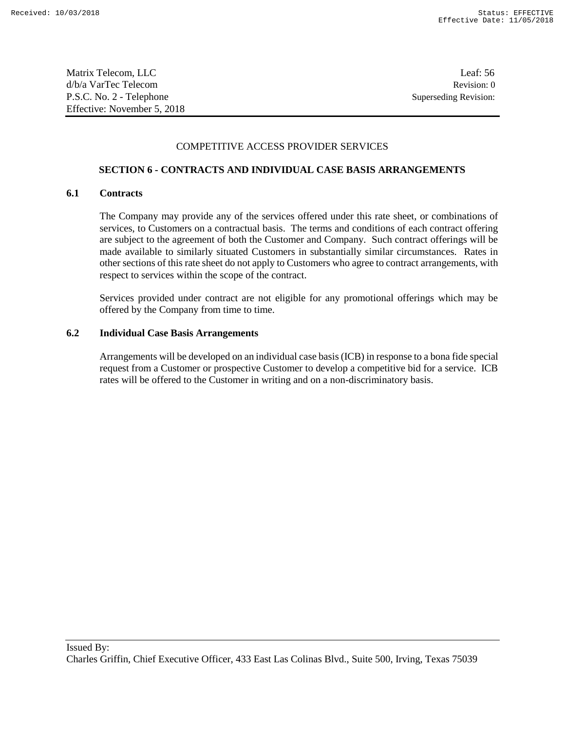Matrix Telecom, LLC
d/b/a VarTec Telecom
P.S.C. No. 2 - Telephone
Effective: November 5, 2018

Leaf: 56
Revision: 0
Superseding Revision:

COMPETITIVE ACCESS PROVIDER SERVICES

## SECTION 6 - CONTRACTS AND INDIVIDUAL CASE BASIS ARRANGEMENTS

### 6.1 Contracts

The Company may provide any of the services offered under this rate sheet, or combinations of services, to Customers on a contractual basis. The terms and conditions of each contract offering are subject to the agreement of both the Customer and Company. Such contract offerings will be made available to similarly situated Customers in substantially similar circumstances. Rates in other sections of this rate sheet do not apply to Customers who agree to contract arrangements, with respect to services within the scope of the contract.

Services provided under contract are not eligible for any promotional offerings which may be offered by the Company from time to time.

### 6.2 Individual Case Basis Arrangements

Arrangements will be developed on an individual case basis (ICB) in response to a bona fide special request from a Customer or prospective Customer to develop a competitive bid for a service. ICB rates will be offered to the Customer in writing and on a non-discriminatory basis.

Issued By:
Charles Griffin, Chief Executive Officer, 433 East Las Colinas Blvd., Suite 500, Irving, Texas 75039